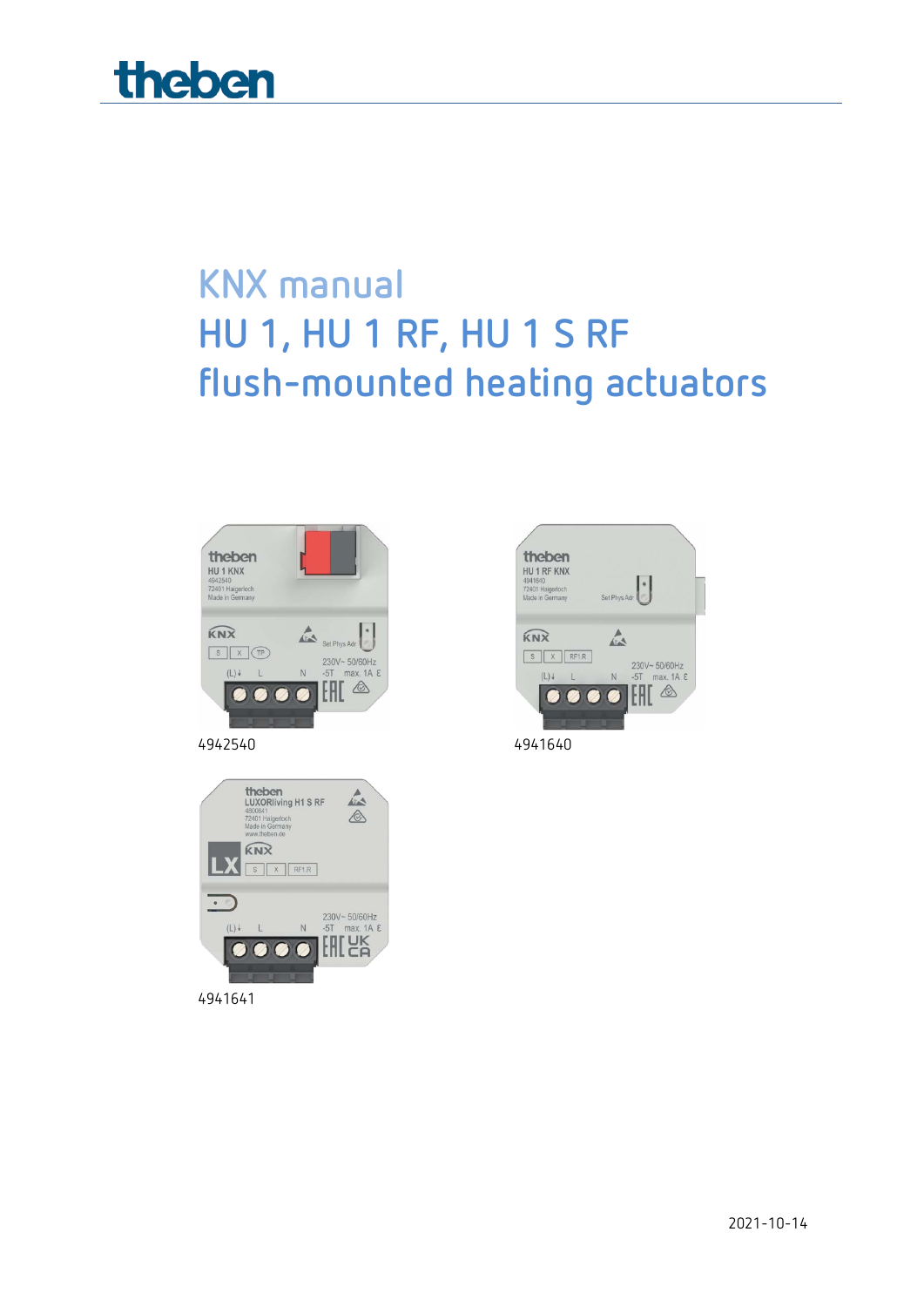# KNX manual
# HU 1, HU 1 RF, HU 1 S RF
# flush-mounted heating actuators

4942540

4941640

4941641

2021-10-14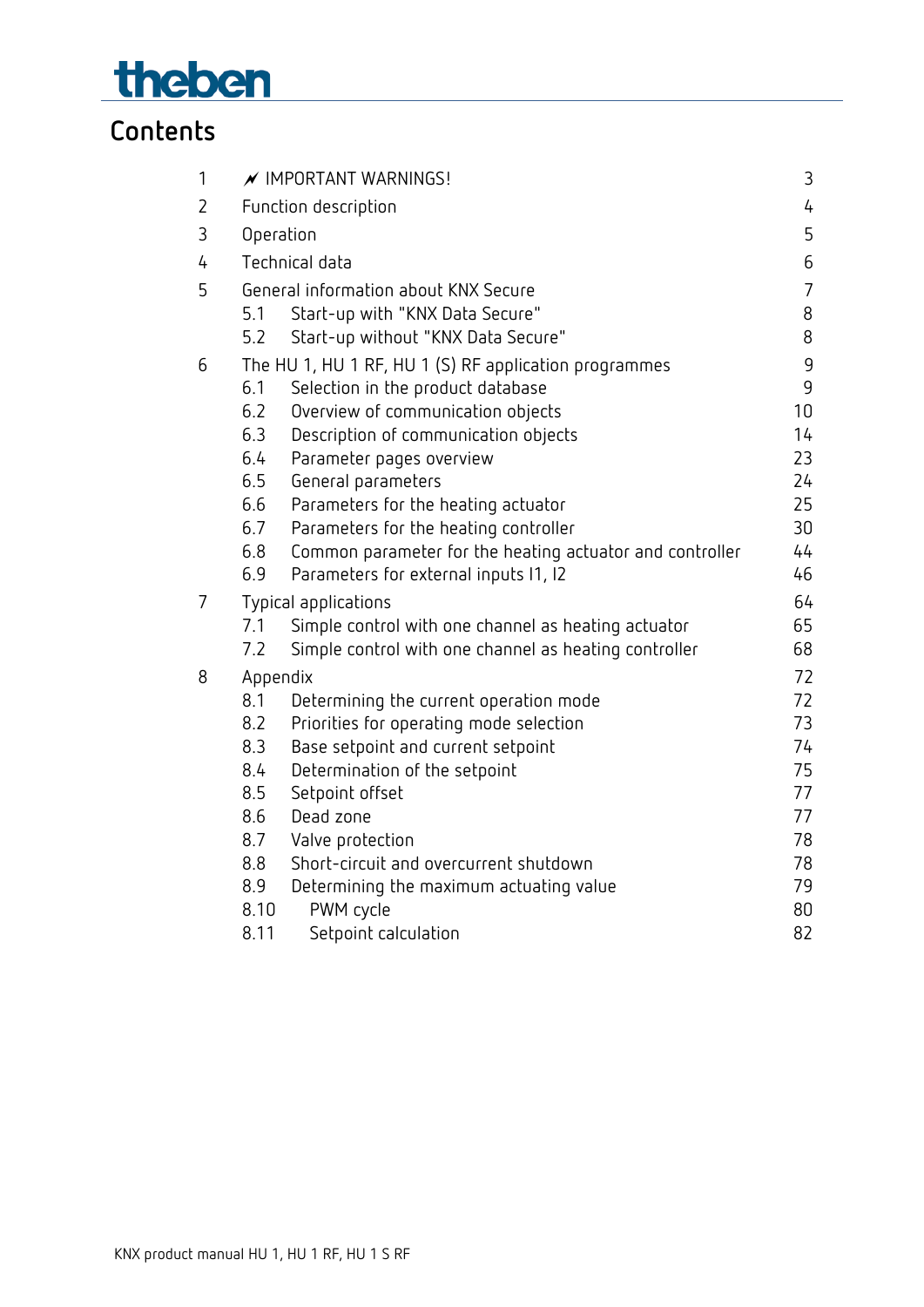# Contents

| | | |
|---|---|---|
| 1 | ⚡ IMPORTANT WARNINGS! | 3 |
| 2 | Function description | 4 |
| 3 | Operation | 5 |
| 4 | Technical data | 6 |
| 5 | General information about KNX Secure | 7 |
| 5.1 | Start-up with "KNX Data Secure" | 8 |
| 5.2 | Start-up without "KNX Data Secure" | 8 |
| 6 | The HU 1, HU 1 RF, HU 1 (S) RF application programmes | 9 |
| 6.1 | Selection in the product database | 9 |
| 6.2 | Overview of communication objects | 10 |
| 6.3 | Description of communication objects | 14 |
| 6.4 | Parameter pages overview | 23 |
| 6.5 | General parameters | 24 |
| 6.6 | Parameters for the heating actuator | 25 |
| 6.7 | Parameters for the heating controller | 30 |
| 6.8 | Common parameter for the heating actuator and controller | 44 |
| 6.9 | Parameters for external inputs I1, I2 | 46 |
| 7 | Typical applications | 64 |
| 7.1 | Simple control with one channel as heating actuator | 65 |
| 7.2 | Simple control with one channel as heating controller | 68 |
| 8 | Appendix | 72 |
| 8.1 | Determining the current operation mode | 72 |
| 8.2 | Priorities for operating mode selection | 73 |
| 8.3 | Base setpoint and current setpoint | 74 |
| 8.4 | Determination of the setpoint | 75 |
| 8.5 | Setpoint offset | 77 |
| 8.6 | Dead zone | 77 |
| 8.7 | Valve protection | 78 |
| 8.8 | Short-circuit and overcurrent shutdown | 78 |
| 8.9 | Determining the maximum actuating value | 79 |
| 8.10 | PWM cycle | 80 |
| 8.11 | Setpoint calculation | 82 |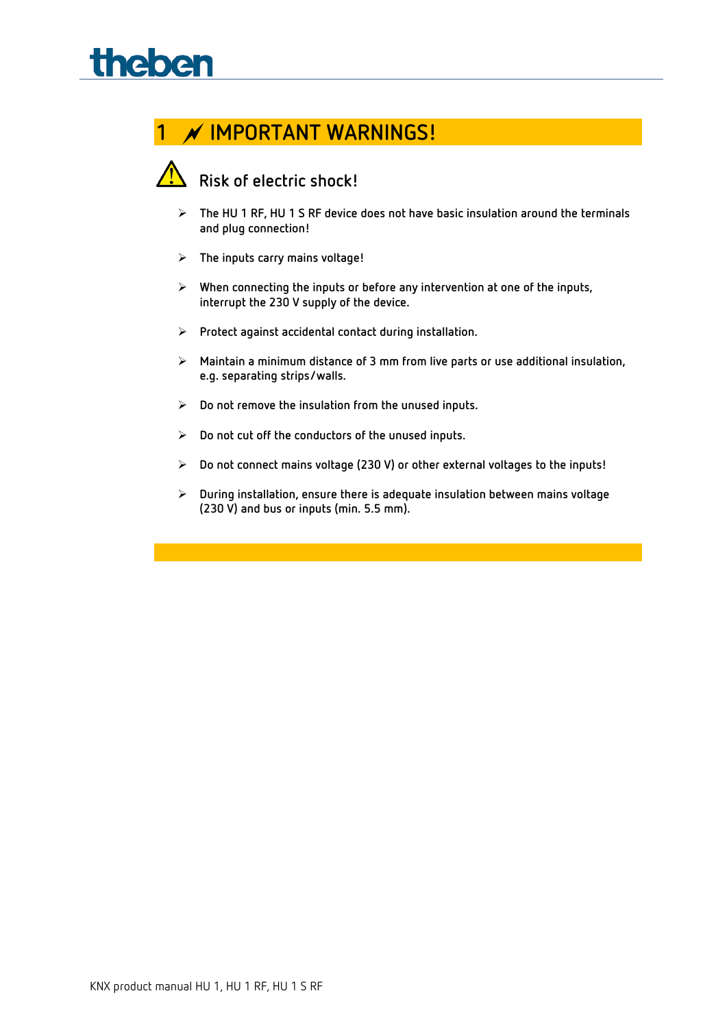# 1 IMPORTANT WARNINGS!

## Risk of electric shock!

- The HU 1 RF, HU 1 S RF device does not have basic insulation around the terminals and plug connection!
- The inputs carry mains voltage!
- When connecting the inputs or before any intervention at one of the inputs, interrupt the 230 V supply of the device.
- Protect against accidental contact during installation.
- Maintain a minimum distance of 3 mm from live parts or use additional insulation, e.g. separating strips/walls.
- Do not remove the insulation from the unused inputs.
- Do not cut off the conductors of the unused inputs.
- Do not connect mains voltage (230 V) or other external voltages to the inputs!
- During installation, ensure there is adequate insulation between mains voltage (230 V) and bus or inputs (min. 5.5 mm).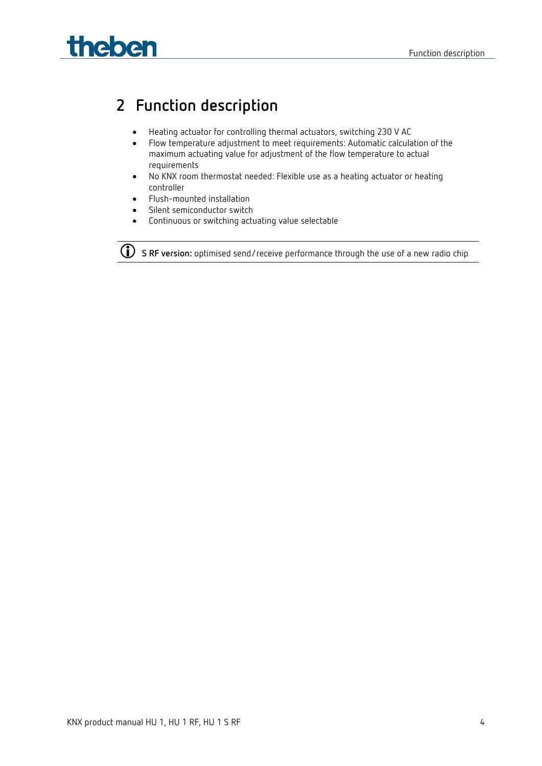# 2 Function description

- Heating actuator for controlling thermal actuators, switching 230 V AC
- Flow temperature adjustment to meet requirements: Automatic calculation of the maximum actuating value for adjustment of the flow temperature to actual requirements
- No KNX room thermostat needed: Flexible use as a heating actuator or heating controller
- Flush-mounted installation
- Silent semiconductor switch
- Continuous or switching actuating value selectable

**S RF version:** optimised send/receive performance through the use of a new radio chip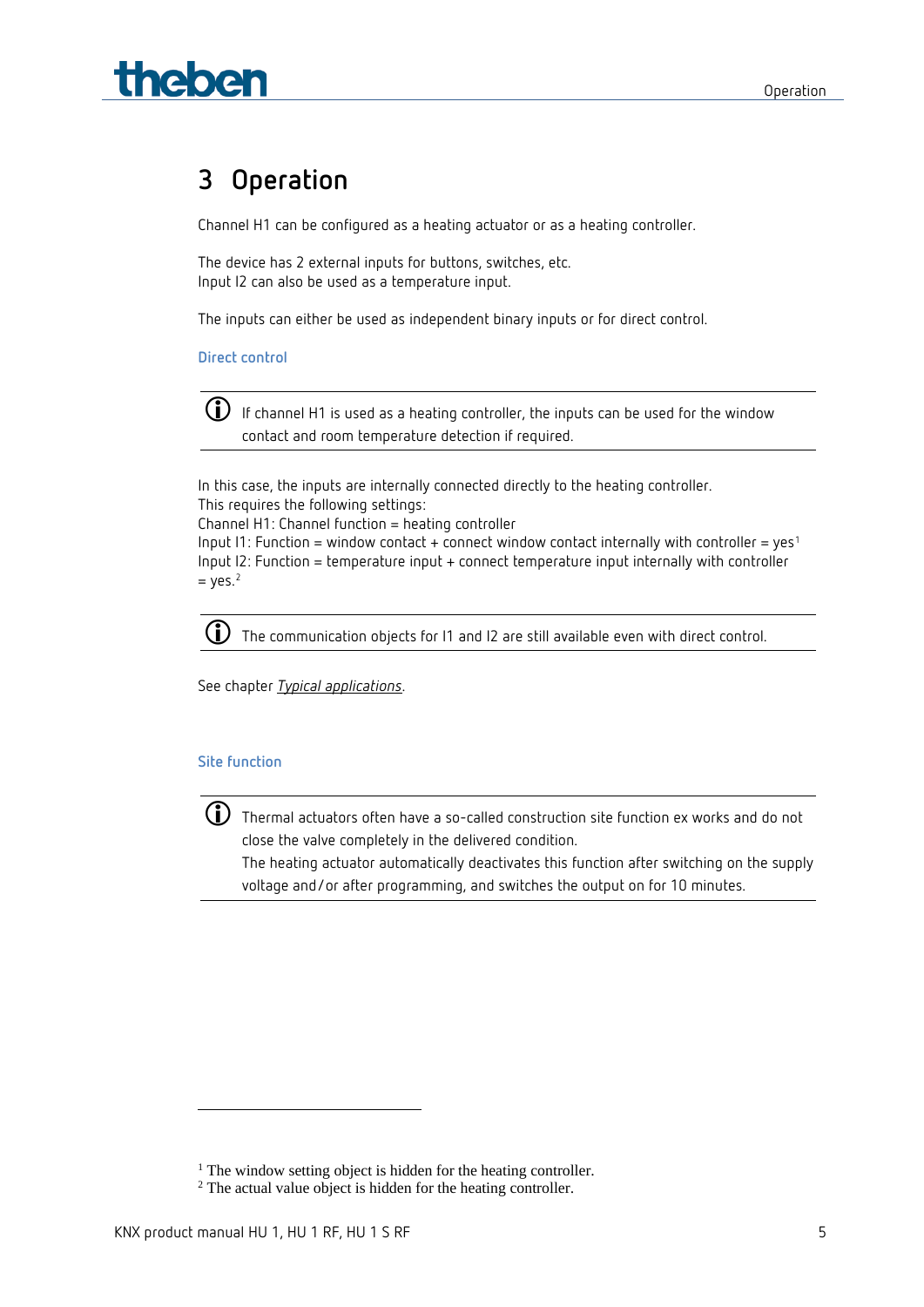# 3 Operation

Channel H1 can be configured as a heating actuator or as a heating controller.

The device has 2 external inputs for buttons, switches, etc.
Input I2 can also be used as a temperature input.

The inputs can either be used as independent binary inputs or for direct control.

### Direct control

> ⓘ If channel H1 is used as a heating controller, the inputs can be used for the window contact and room temperature detection if required.

In this case, the inputs are internally connected directly to the heating controller.
This requires the following settings:
Channel H1: Channel function = heating controller
Input I1: Function = window contact + connect window contact internally with controller = yes[1]
Input I2: Function = temperature input + connect temperature input internally with controller = yes.[2]

> ⓘ The communication objects for I1 and I2 are still available even with direct control.

See chapter *Typical applications*.

### Site function

> ⓘ Thermal actuators often have a so-called construction site function ex works and do not close the valve completely in the delivered condition.
> The heating actuator automatically deactivates this function after switching on the supply voltage and/or after programming, and switches the output on for 10 minutes.

---

[1] The window setting object is hidden for the heating controller.
[2] The actual value object is hidden for the heating controller.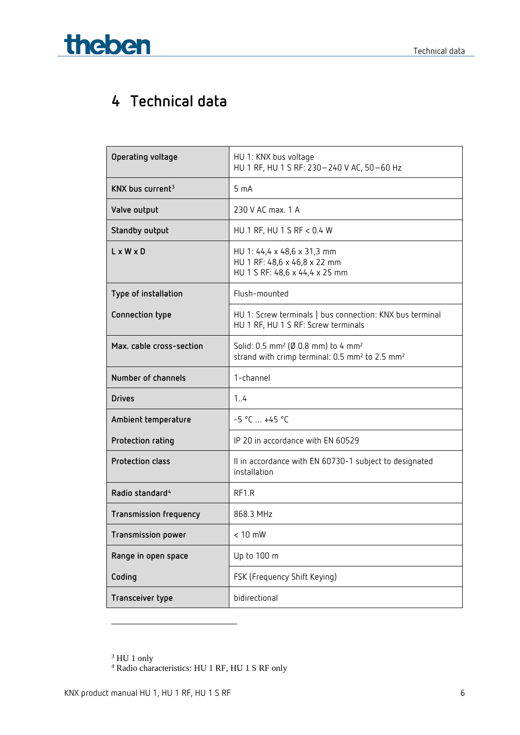# 4 Technical data

| | |
|---|---|
| Operating voltage | HU 1: KNX bus voltage<br>HU 1 RF, HU 1 S RF: 230 – 240 V AC, 50 – 60 Hz |
| KNX bus current[3] | 5 mA |
| Valve output | 230 V AC max. 1 A |
| Standby output | HU 1 RF, HU 1 S RF < 0.4 W |
| L x W x D | HU 1: 44,4 x 48,6 x 31,3 mm<br>HU 1 RF: 48,6 x 46,8 x 22 mm<br>HU 1 S RF: 48,6 x 44,4 x 25 mm |
| Type of installation | Flush-mounted |
| Connection type | HU 1: Screw terminals \| bus connection: KNX bus terminal<br>HU 1 RF, HU 1 S RF: Screw terminals |
| Max. cable cross-section | Solid: 0.5 mm² (Ø 0.8 mm) to 4 mm²<br>strand with crimp terminal: 0.5 mm² to 2.5 mm² |
| Number of channels | 1-channel |
| Drives | 1..4 |
| Ambient temperature | -5 °C ... +45 °C |
| Protection rating | IP 20 in accordance with EN 60529 |
| Protection class | II in accordance with EN 60730-1 subject to designated installation |
| Radio standard[4] | RF1.R |
| Transmission frequency | 868.3 MHz |
| Transmission power | < 10 mW |
| Range in open space | Up to 100 m |
| Coding | FSK (Frequency Shift Keying) |
| Transceiver type | bidirectional |

[3] HU 1 only
[4] Radio characteristics: HU 1 RF, HU 1 S RF only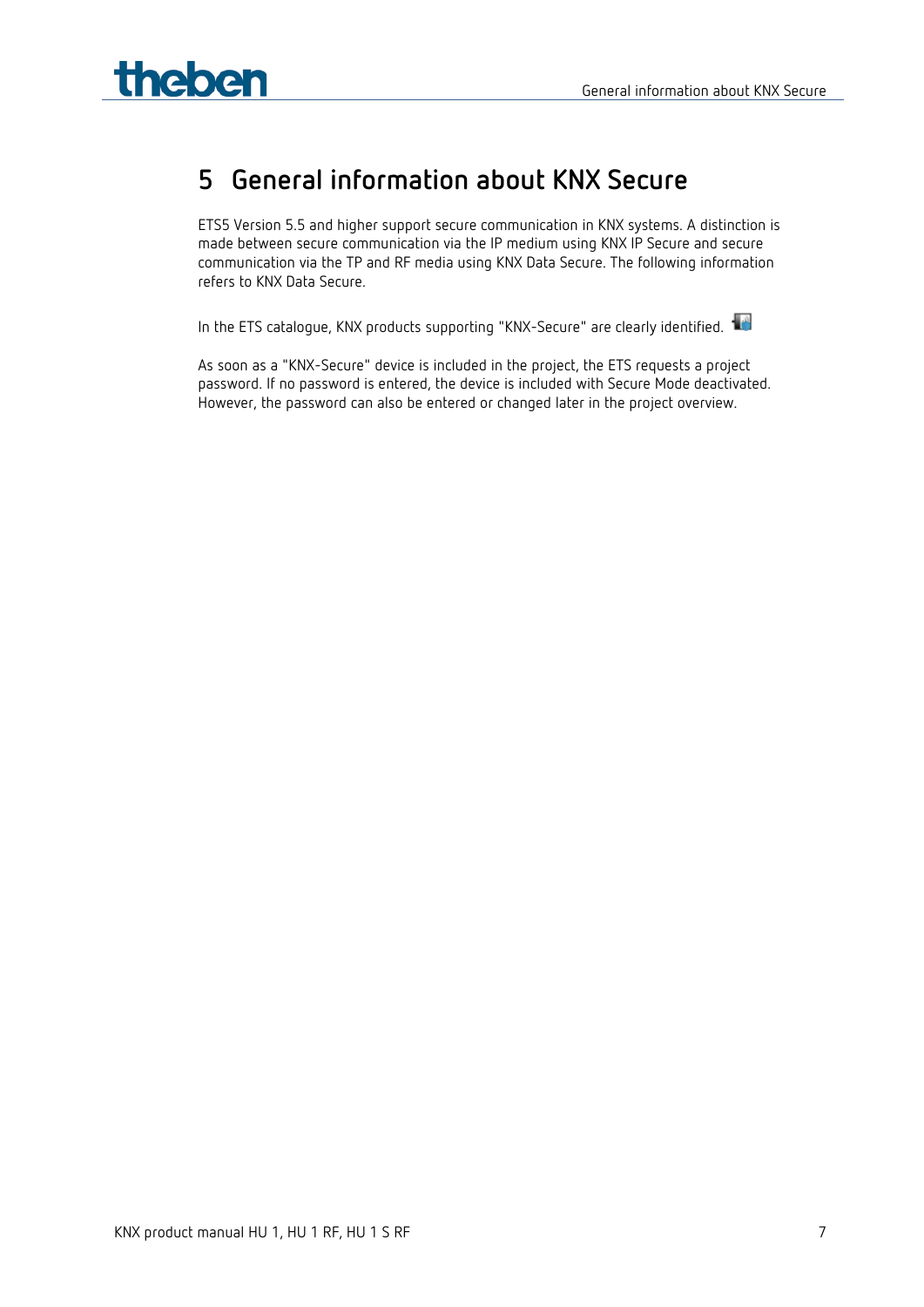# 5 General information about KNX Secure

ETS5 Version 5.5 and higher support secure communication in KNX systems. A distinction is made between secure communication via the IP medium using KNX IP Secure and secure communication via the TP and RF media using KNX Data Secure. The following information refers to KNX Data Secure.

In the ETS catalogue, KNX products supporting "KNX-Secure" are clearly identified.

As soon as a "KNX-Secure" device is included in the project, the ETS requests a project password. If no password is entered, the device is included with Secure Mode deactivated. However, the password can also be entered or changed later in the project overview.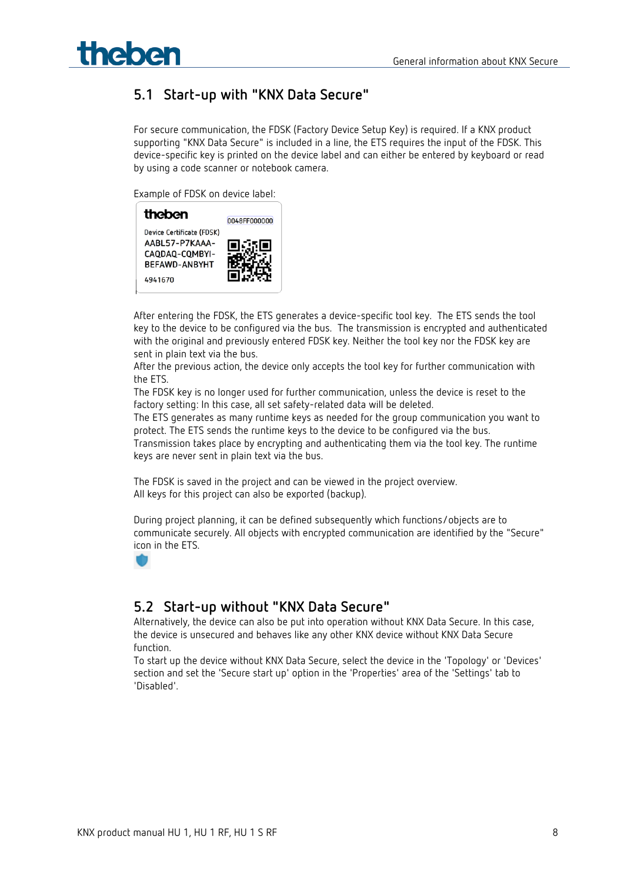## 5.1 Start-up with "KNX Data Secure"

For secure communication, the FDSK (Factory Device Setup Key) is required. If a KNX product supporting "KNX Data Secure" is included in a line, the ETS requires the input of the FDSK. This device-specific key is printed on the device label and can either be entered by keyboard or read by using a code scanner or notebook camera.

Example of FDSK on device label:

theben

Device Certificate (FDSK)
AABL57-P7KAAA-
CAQDAQ-CQMBYI-
BEFAWD-ANBYHT

4941670

0048FF000000

After entering the FDSK, the ETS generates a device-specific tool key. The ETS sends the tool key to the device to be configured via the bus. The transmission is encrypted and authenticated with the original and previously entered FDSK key. Neither the tool key nor the FDSK key are sent in plain text via the bus.
After the previous action, the device only accepts the tool key for further communication with the ETS.
The FDSK key is no longer used for further communication, unless the device is reset to the factory setting: In this case, all set safety-related data will be deleted.
The ETS generates as many runtime keys as needed for the group communication you want to protect. The ETS sends the runtime keys to the device to be configured via the bus. Transmission takes place by encrypting and authenticating them via the tool key. The runtime keys are never sent in plain text via the bus.

The FDSK is saved in the project and can be viewed in the project overview.
All keys for this project can also be exported (backup).

During project planning, it can be defined subsequently which functions/objects are to communicate securely. All objects with encrypted communication are identified by the "Secure" icon in the ETS.

## 5.2 Start-up without "KNX Data Secure"

Alternatively, the device can also be put into operation without KNX Data Secure. In this case, the device is unsecured and behaves like any other KNX device without KNX Data Secure function.
To start up the device without KNX Data Secure, select the device in the 'Topology' or 'Devices' section and set the 'Secure start up' option in the 'Properties' area of the 'Settings' tab to 'Disabled'.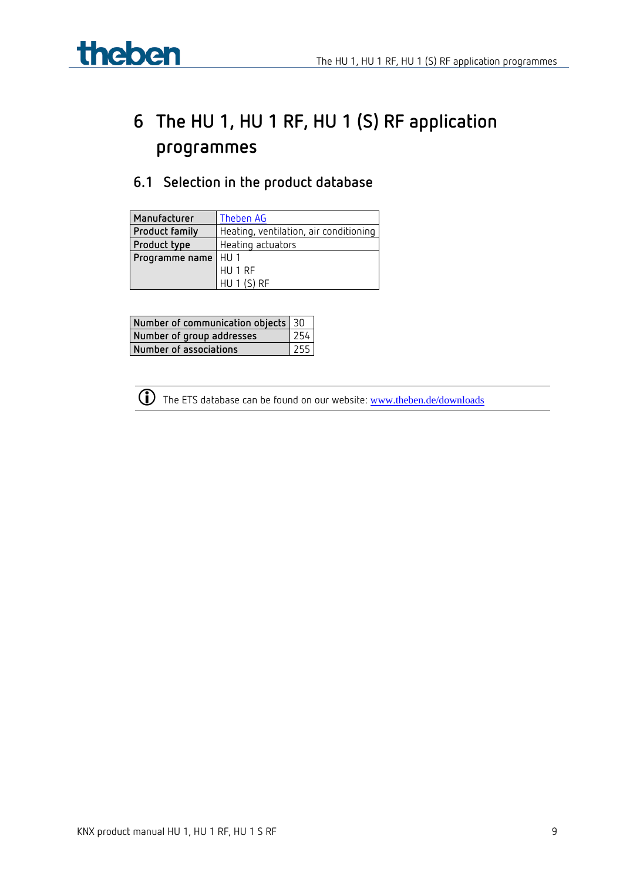# 6 The HU 1, HU 1 RF, HU 1 (S) RF application programmes

## 6.1 Selection in the product database

| | |
|---|---|
| **Manufacturer** | Theben AG |
| **Product family** | Heating, ventilation, air conditioning |
| **Product type** | Heating actuators |
| **Programme name** | HU 1<br>HU 1 RF<br>HU 1 (S) RF |

| | |
|---|---|
| **Number of communication objects** | 30 |
| **Number of group addresses** | 254 |
| **Number of associations** | 255 |

The ETS database can be found on our website: www.theben.de/downloads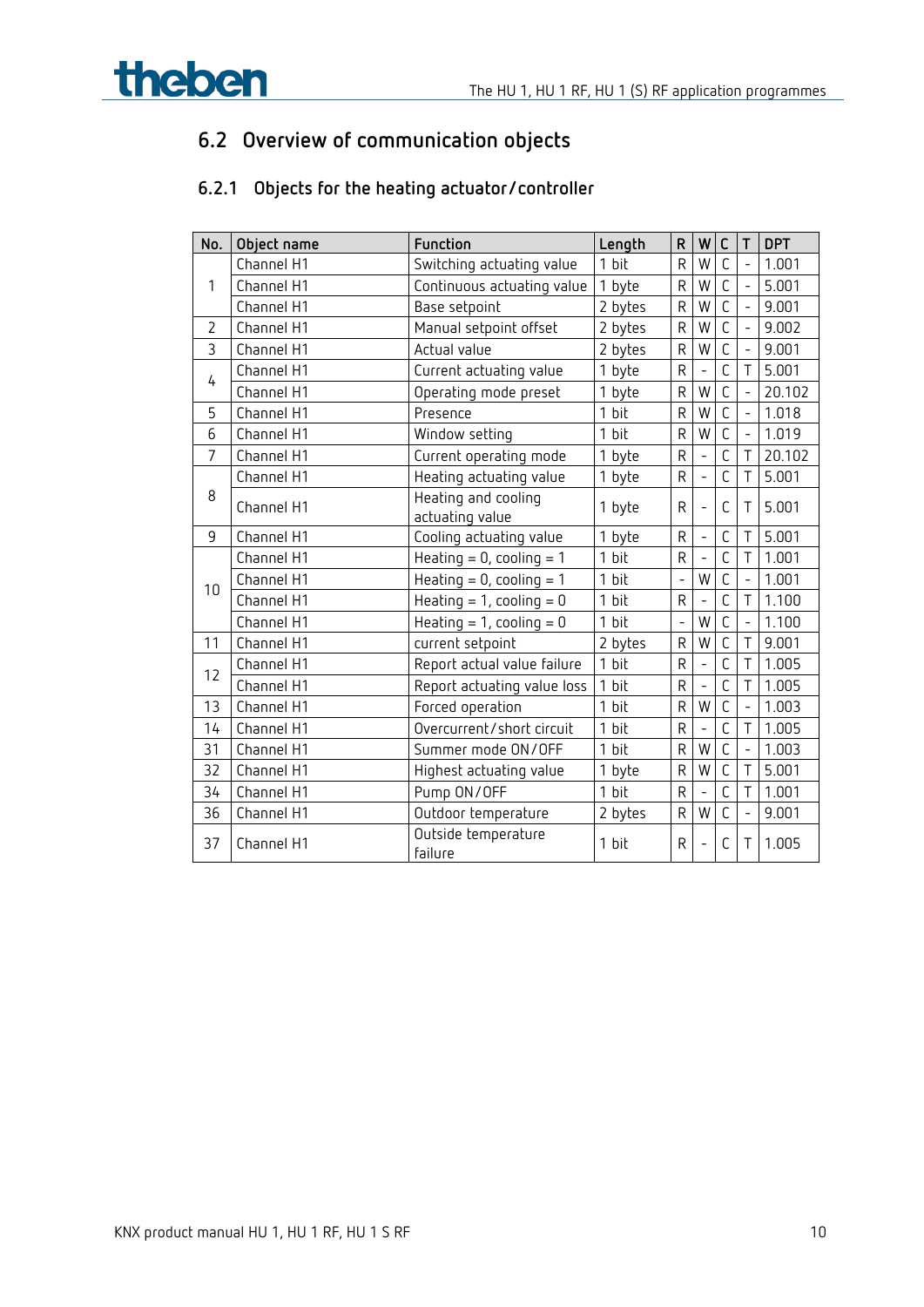## 6.2 Overview of communication objects

### 6.2.1 Objects for the heating actuator/controller

| No. | Object name | Function | Length | R | W | C | T | DPT |
|---|---|---|---|---|---|---|---|---|
| 1 | Channel H1 | Switching actuating value | 1 bit | R | W | C | - | 1.001 |
| | Channel H1 | Continuous actuating value | 1 byte | R | W | C | - | 5.001 |
| | Channel H1 | Base setpoint | 2 bytes | R | W | C | - | 9.001 |
| 2 | Channel H1 | Manual setpoint offset | 2 bytes | R | W | C | - | 9.002 |
| 3 | Channel H1 | Actual value | 2 bytes | R | W | C | - | 9.001 |
| 4 | Channel H1 | Current actuating value | 1 byte | R | - | C | T | 5.001 |
| | Channel H1 | Operating mode preset | 1 byte | R | W | C | - | 20.102 |
| 5 | Channel H1 | Presence | 1 bit | R | W | C | - | 1.018 |
| 6 | Channel H1 | Window setting | 1 bit | R | W | C | - | 1.019 |
| 7 | Channel H1 | Current operating mode | 1 byte | R | - | C | T | 20.102 |
| 8 | Channel H1 | Heating actuating value | 1 byte | R | - | C | T | 5.001 |
| | Channel H1 | Heating and cooling actuating value | 1 byte | R | - | C | T | 5.001 |
| 9 | Channel H1 | Cooling actuating value | 1 byte | R | - | C | T | 5.001 |
| 10 | Channel H1 | Heating = 0, cooling = 1 | 1 bit | R | - | C | T | 1.001 |
| | Channel H1 | Heating = 0, cooling = 1 | 1 bit | - | W | C | - | 1.001 |
| | Channel H1 | Heating = 1, cooling = 0 | 1 bit | R | - | C | T | 1.100 |
| | Channel H1 | Heating = 1, cooling = 0 | 1 bit | - | W | C | - | 1.100 |
| 11 | Channel H1 | current setpoint | 2 bytes | R | W | C | T | 9.001 |
| 12 | Channel H1 | Report actual value failure | 1 bit | R | - | C | T | 1.005 |
| | Channel H1 | Report actuating value loss | 1 bit | R | - | C | T | 1.005 |
| 13 | Channel H1 | Forced operation | 1 bit | R | W | C | - | 1.003 |
| 14 | Channel H1 | Overcurrent/short circuit | 1 bit | R | - | C | T | 1.005 |
| 31 | Channel H1 | Summer mode ON/OFF | 1 bit | R | W | C | - | 1.003 |
| 32 | Channel H1 | Highest actuating value | 1 byte | R | W | C | T | 5.001 |
| 34 | Channel H1 | Pump ON/OFF | 1 bit | R | - | C | T | 1.001 |
| 36 | Channel H1 | Outdoor temperature | 2 bytes | R | W | C | - | 9.001 |
| 37 | Channel H1 | Outside temperature failure | 1 bit | R | - | C | T | 1.005 |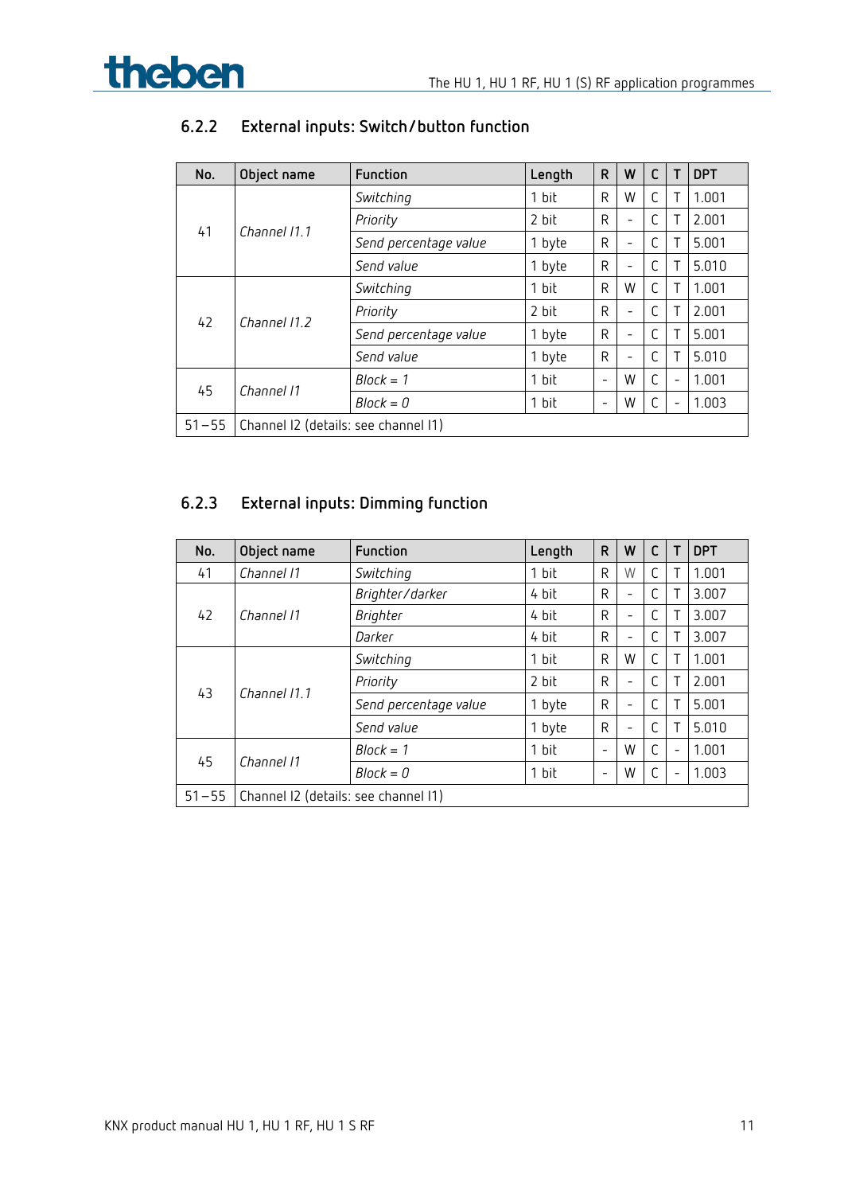### 6.2.2 External inputs: Switch/button function

| No. | Object name | Function | Length | R | W | C | T | DPT |
|---|---|---|---|---|---|---|---|---|
| 41 | *Channel I1.1* | *Switching* | 1 bit | R | W | C | T | 1.001 |
| | | *Priority* | 2 bit | R | - | C | T | 2.001 |
| | | *Send percentage value* | 1 byte | R | - | C | T | 5.001 |
| | | *Send value* | 1 byte | R | - | C | T | 5.010 |
| 42 | *Channel I1.2* | *Switching* | 1 bit | R | W | C | T | 1.001 |
| | | *Priority* | 2 bit | R | - | C | T | 2.001 |
| | | *Send percentage value* | 1 byte | R | - | C | T | 5.001 |
| | | *Send value* | 1 byte | R | - | C | T | 5.010 |
| 45 | *Channel I1* | *Block = 1* | 1 bit | - | W | C | - | 1.001 |
| | | *Block = 0* | 1 bit | - | W | C | - | 1.003 |
| 51–55 | Channel I2 (details: see channel I1) | | | | | | | |

### 6.2.3 External inputs: Dimming function

| No. | Object name | Function | Length | R | W | C | T | DPT |
|---|---|---|---|---|---|---|---|---|
| 41 | *Channel I1* | *Switching* | 1 bit | R | W | C | T | 1.001 |
| 42 | *Channel I1* | *Brighter/darker* | 4 bit | R | - | C | T | 3.007 |
| | | *Brighter* | 4 bit | R | - | C | T | 3.007 |
| | | *Darker* | 4 bit | R | - | C | T | 3.007 |
| 43 | *Channel I1.1* | *Switching* | 1 bit | R | W | C | T | 1.001 |
| | | *Priority* | 2 bit | R | - | C | T | 2.001 |
| | | *Send percentage value* | 1 byte | R | - | C | T | 5.001 |
| | | *Send value* | 1 byte | R | - | C | T | 5.010 |
| 45 | *Channel I1* | *Block = 1* | 1 bit | - | W | C | - | 1.001 |
| | | *Block = 0* | 1 bit | - | W | C | - | 1.003 |
| 51–55 | Channel I2 (details: see channel I1) | | | | | | | |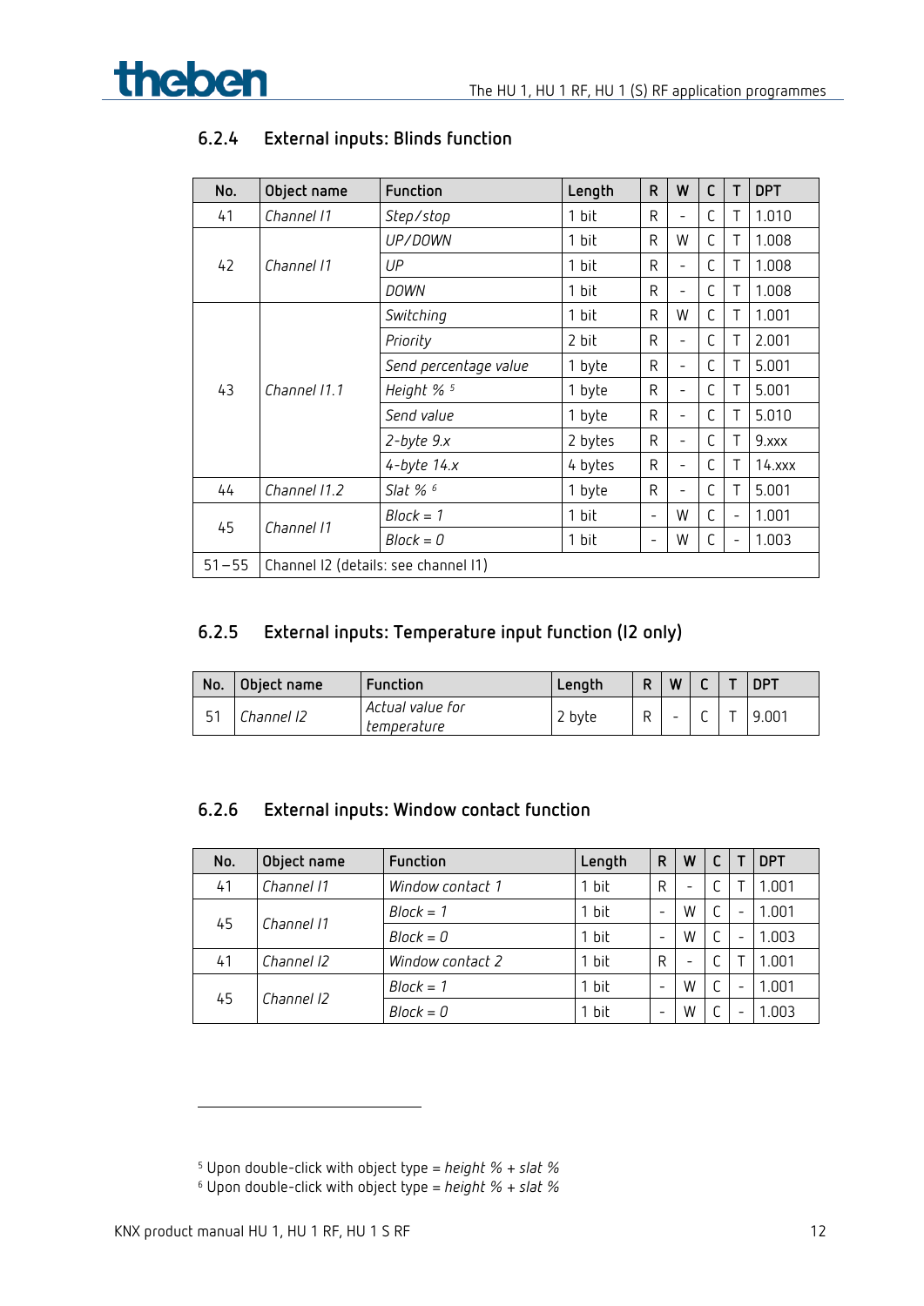### 6.2.4 External inputs: Blinds function

| No. | Object name | Function | Length | R | W | C | T | DPT |
|---|---|---|---|---|---|---|---|---|
| 41 | *Channel I1* | *Step/stop* | 1 bit | R | - | C | T | 1.010 |
| 42 | *Channel I1* | *UP/DOWN* | 1 bit | R | W | C | T | 1.008 |
| | | *UP* | 1 bit | R | - | C | T | 1.008 |
| | | *DOWN* | 1 bit | R | - | C | T | 1.008 |
| 43 | *Channel I1.1* | *Switching* | 1 bit | R | W | C | T | 1.001 |
| | | *Priority* | 2 bit | R | - | C | T | 2.001 |
| | | *Send percentage value* | 1 byte | R | - | C | T | 5.001 |
| | | *Height %* [5] | 1 byte | R | - | C | T | 5.001 |
| | | *Send value* | 1 byte | R | - | C | T | 5.010 |
| | | *2-byte 9.x* | 2 bytes | R | - | C | T | 9.xxx |
| | | *4-byte 14.x* | 4 bytes | R | - | C | T | 14.xxx |
| 44 | *Channel I1.2* | *Slat %* [6] | 1 byte | R | - | C | T | 5.001 |
| 45 | *Channel I1* | *Block = 1* | 1 bit | - | W | C | - | 1.001 |
| | | *Block = 0* | 1 bit | - | W | C | - | 1.003 |
| 51–55 | Channel I2 (details: see channel I1) | | | | | | | |

### 6.2.5 External inputs: Temperature input function (I2 only)

| No. | Object name | Function | Length | R | W | C | T | DPT |
|---|---|---|---|---|---|---|---|---|
| 51 | *Channel I2* | *Actual value for temperature* | 2 byte | R | - | C | T | 9.001 |

### 6.2.6 External inputs: Window contact function

| No. | Object name | Function | Length | R | W | C | T | DPT |
|---|---|---|---|---|---|---|---|---|
| 41 | *Channel I1* | *Window contact 1* | 1 bit | R | - | C | T | 1.001 |
| 45 | *Channel I1* | *Block = 1* | 1 bit | - | W | C | - | 1.001 |
| | | *Block = 0* | 1 bit | - | W | C | - | 1.003 |
| 41 | *Channel I2* | *Window contact 2* | 1 bit | R | - | C | T | 1.001 |
| 45 | *Channel I2* | *Block = 1* | 1 bit | - | W | C | - | 1.001 |
| | | *Block = 0* | 1 bit | - | W | C | - | 1.003 |

---

[5] Upon double-click with object type = *height % + slat %*

[6] Upon double-click with object type = *height % + slat %*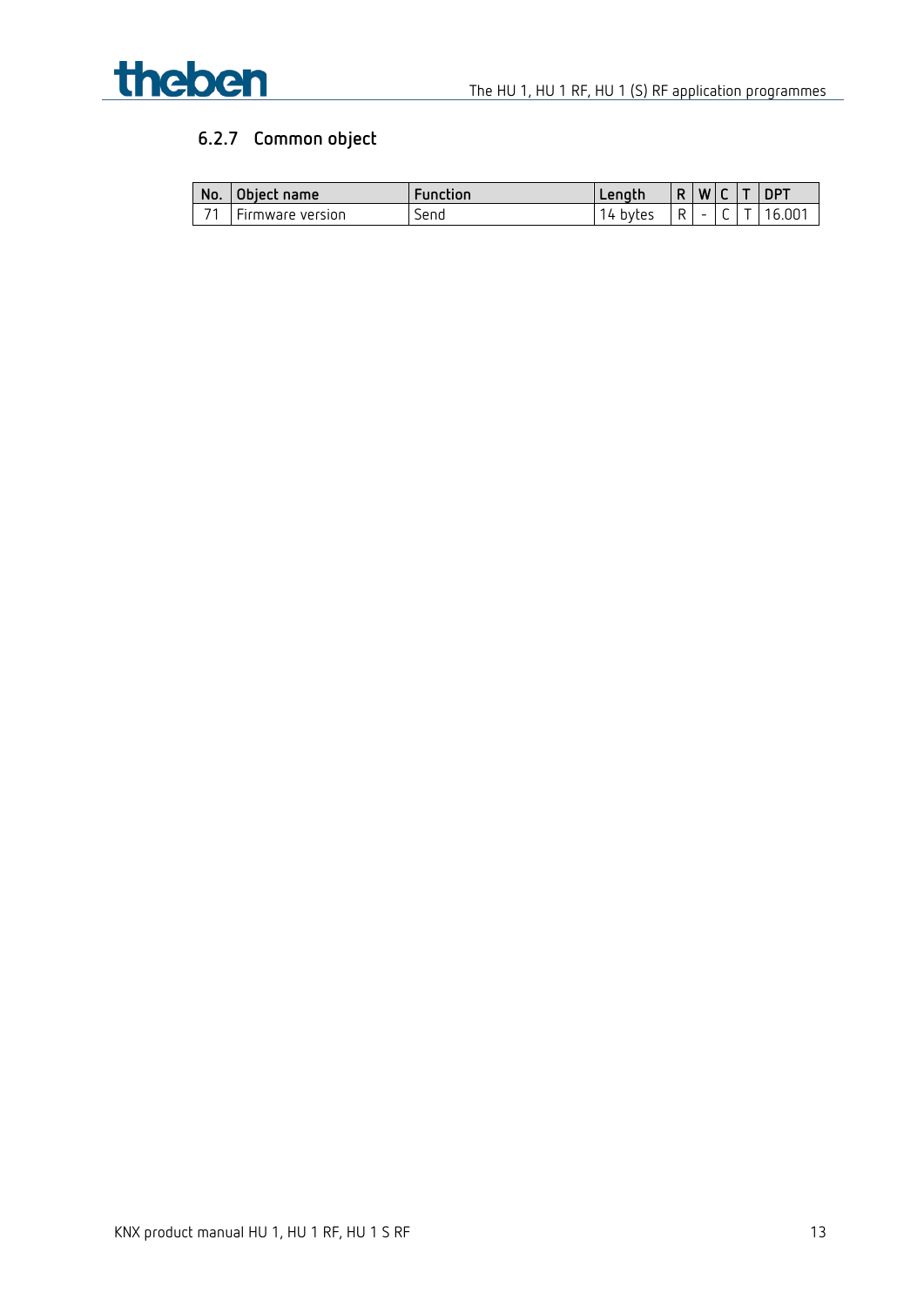### 6.2.7 Common object

| No. | Object name | Function | Length | R | W | C | T | DPT |
|---|---|---|---|---|---|---|---|---|
| 71 | Firmware version | Send | 14 bytes | R | - | C | T | 16.001 |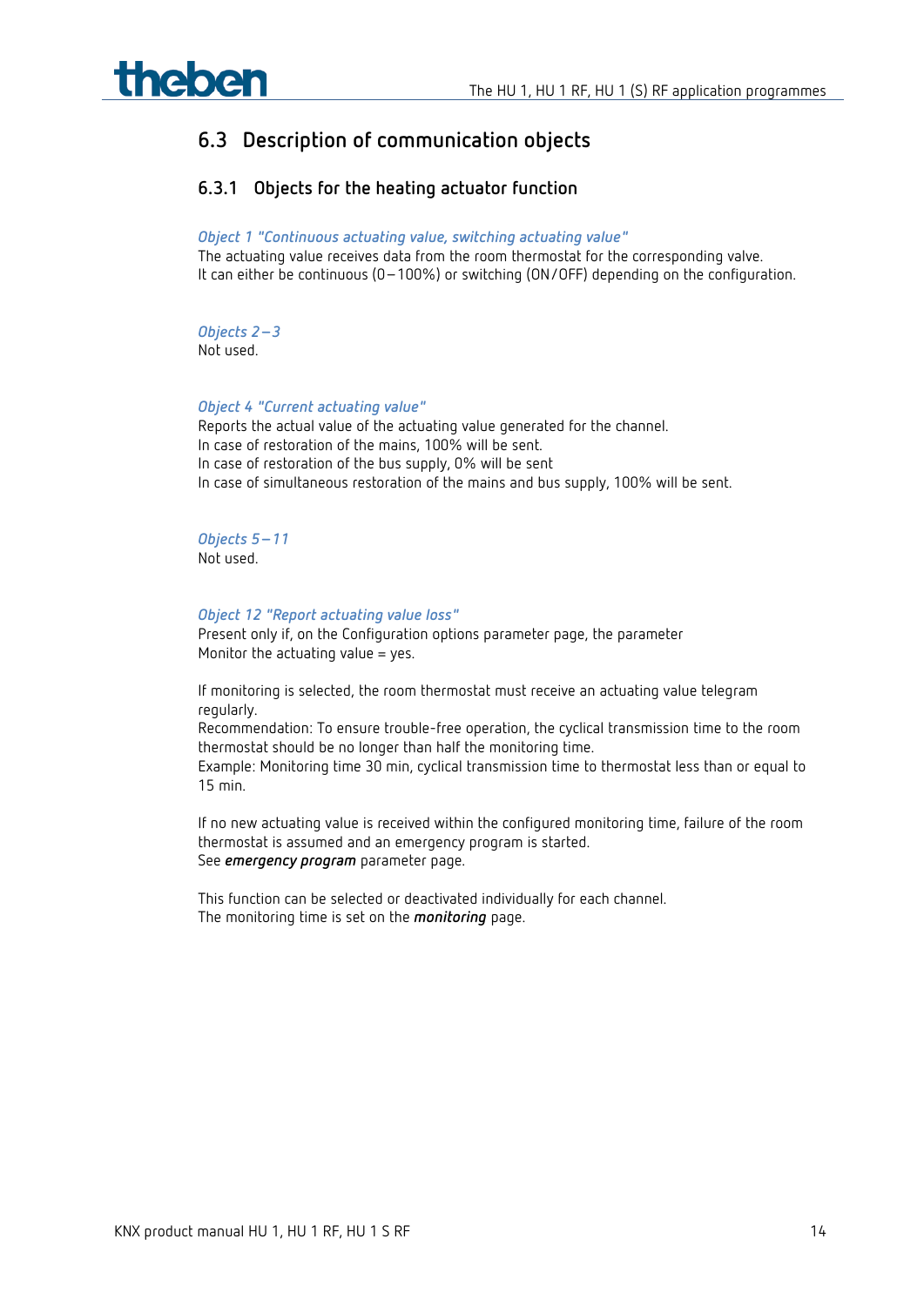## 6.3 Description of communication objects

### 6.3.1 Objects for the heating actuator function

*Object 1 "Continuous actuating value, switching actuating value"*
The actuating value receives data from the room thermostat for the corresponding valve.
It can either be continuous (0 – 100%) or switching (ON/OFF) depending on the configuration.

*Objects 2 – 3*
Not used.

*Object 4 "Current actuating value"*
Reports the actual value of the actuating value generated for the channel.
In case of restoration of the mains, 100% will be sent.
In case of restoration of the bus supply, 0% will be sent
In case of simultaneous restoration of the mains and bus supply, 100% will be sent.

*Objects 5 – 11*
Not used.

*Object 12 "Report actuating value loss"*
Present only if, on the Configuration options parameter page, the parameter
Monitor the actuating value = yes.

If monitoring is selected, the room thermostat must receive an actuating value telegram regularly.
Recommendation: To ensure trouble-free operation, the cyclical transmission time to the room thermostat should be no longer than half the monitoring time.
Example: Monitoring time 30 min, cyclical transmission time to thermostat less than or equal to 15 min.

If no new actuating value is received within the configured monitoring time, failure of the room thermostat is assumed and an emergency program is started.
See ***emergency program*** parameter page.

This function can be selected or deactivated individually for each channel.
The monitoring time is set on the ***monitoring*** page.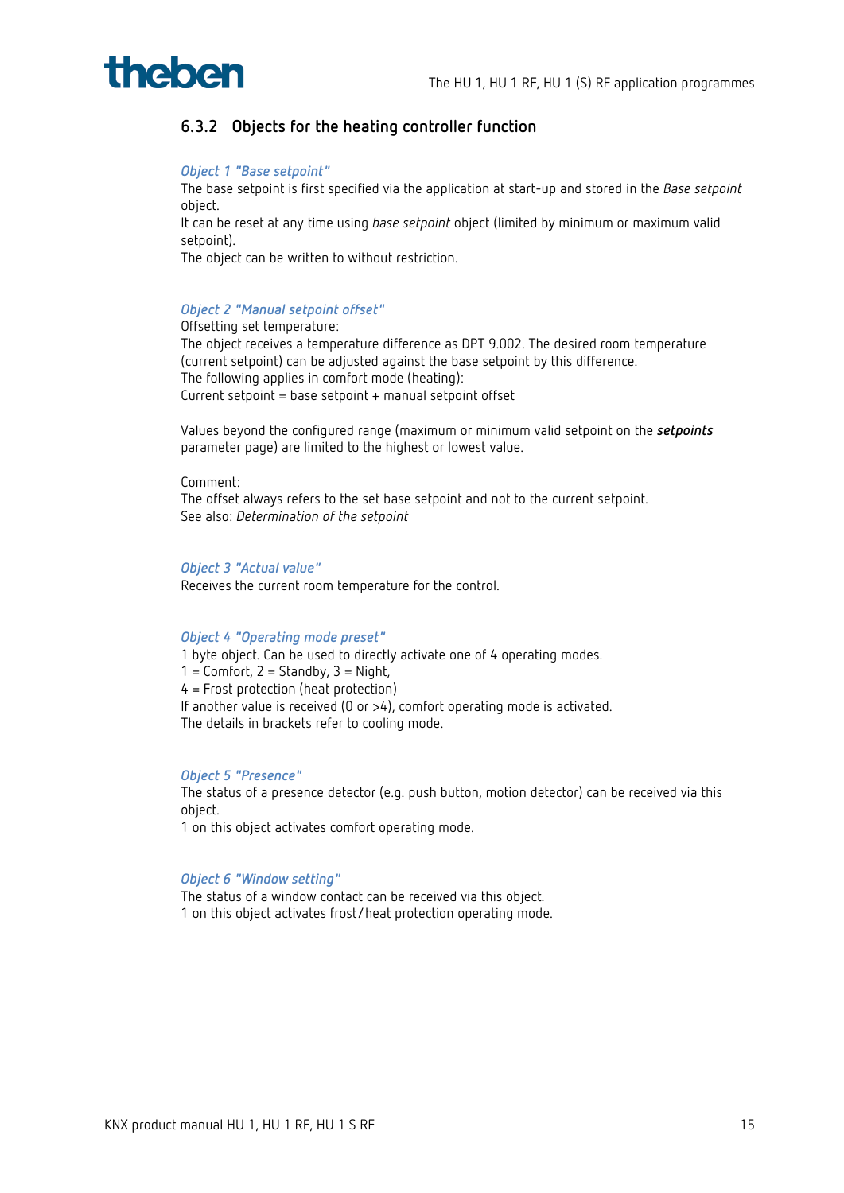### 6.3.2 Objects for the heating controller function

*Object 1 "Base setpoint"*

The base setpoint is first specified via the application at start-up and stored in the *Base setpoint* object.
It can be reset at any time using *base setpoint* object (limited by minimum or maximum valid setpoint).
The object can be written to without restriction.

*Object 2 "Manual setpoint offset"*

Offsetting set temperature:
The object receives a temperature difference as DPT 9.002. The desired room temperature (current setpoint) can be adjusted against the base setpoint by this difference.
The following applies in comfort mode (heating):
Current setpoint = base setpoint + manual setpoint offset

Values beyond the configured range (maximum or minimum valid setpoint on the ***setpoints*** parameter page) are limited to the highest or lowest value.

Comment:
The offset always refers to the set base setpoint and not to the current setpoint.
See also: Determination of the setpoint

*Object 3 "Actual value"*

Receives the current room temperature for the control.

*Object 4 "Operating mode preset"*

1 byte object. Can be used to directly activate one of 4 operating modes.
1 = Comfort, 2 = Standby, 3 = Night,
4 = Frost protection (heat protection)
If another value is received (0 or >4), comfort operating mode is activated.
The details in brackets refer to cooling mode.

*Object 5 "Presence"*

The status of a presence detector (e.g. push button, motion detector) can be received via this object.
1 on this object activates comfort operating mode.

*Object 6 "Window setting"*

The status of a window contact can be received via this object.
1 on this object activates frost/heat protection operating mode.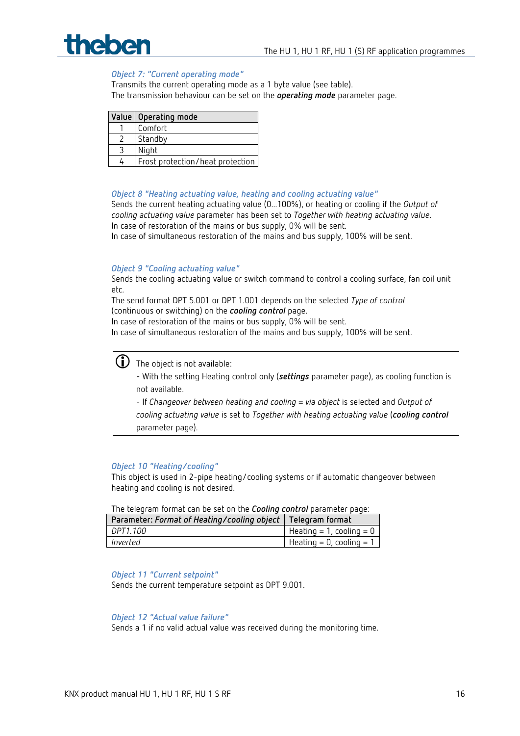### *Object 7: "Current operating mode"*

Transmits the current operating mode as a 1 byte value (see table).
The transmission behaviour can be set on the ***operating mode*** parameter page.

| Value | Operating mode |
|---|---|
| 1 | Comfort |
| 2 | Standby |
| 3 | Night |
| 4 | Frost protection/heat protection |

### *Object 8 "Heating actuating value, heating and cooling actuating value"*

Sends the current heating actuating value (0…100%), or heating or cooling if the *Output of cooling actuating value* parameter has been set to *Together with heating actuating value*.
In case of restoration of the mains or bus supply, 0% will be sent.
In case of simultaneous restoration of the mains and bus supply, 100% will be sent.

### *Object 9 "Cooling actuating value"*

Sends the cooling actuating value or switch command to control a cooling surface, fan coil unit etc.
The send format DPT 5.001 or DPT 1.001 depends on the selected *Type of control* (continuous or switching) on the ***cooling control*** page.
In case of restoration of the mains or bus supply, 0% will be sent.
In case of simultaneous restoration of the mains and bus supply, 100% will be sent.

---

ⓘ The object is not available:

- With the setting Heating control only (***settings*** parameter page), as cooling function is not available.
- If *Changeover between heating and cooling = via object* is selected and *Output of cooling actuating value* is set to *Together with heating actuating value* (***cooling control*** parameter page).

---

### *Object 10 "Heating/cooling"*

This object is used in 2-pipe heating/cooling systems or if automatic changeover between heating and cooling is not desired.

The telegram format can be set on the ***Cooling control*** parameter page:

| Parameter: *Format of Heating/cooling object* | Telegram format |
|---|---|
| *DPT1.100* | Heating = 1, cooling = 0 |
| *Inverted* | Heating = 0, cooling = 1 |

### *Object 11 "Current setpoint"*

Sends the current temperature setpoint as DPT 9.001.

### *Object 12 "Actual value failure"*

Sends a 1 if no valid actual value was received during the monitoring time.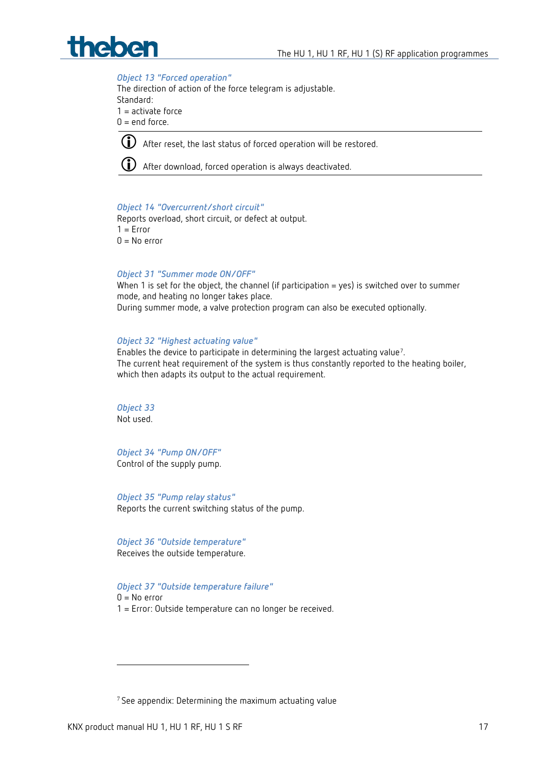*Object 13 "Forced operation"*
The direction of action of the force telegram is adjustable.
Standard:
1 = activate force
0 = end force.

---

ⓘ After reset, the last status of forced operation will be restored.

ⓘ After download, forced operation is always deactivated.

---

*Object 14 "Overcurrent/short circuit"*
Reports overload, short circuit, or defect at output.
1 = Error
0 = No error

*Object 31 "Summer mode ON/OFF"*
When 1 is set for the object, the channel (if participation = yes) is switched over to summer mode, and heating no longer takes place.
During summer mode, a valve protection program can also be executed optionally.

*Object 32 "Highest actuating value"*
Enables the device to participate in determining the largest actuating value[7].
The current heat requirement of the system is thus constantly reported to the heating boiler, which then adapts its output to the actual requirement.

*Object 33*
Not used.

*Object 34 "Pump ON/OFF"*
Control of the supply pump.

*Object 35 "Pump relay status"*
Reports the current switching status of the pump.

*Object 36 "Outside temperature"*
Receives the outside temperature.

*Object 37 "Outside temperature failure"*
0 = No error
1 = Error: Outside temperature can no longer be received.

---

[7] See appendix: Determining the maximum actuating value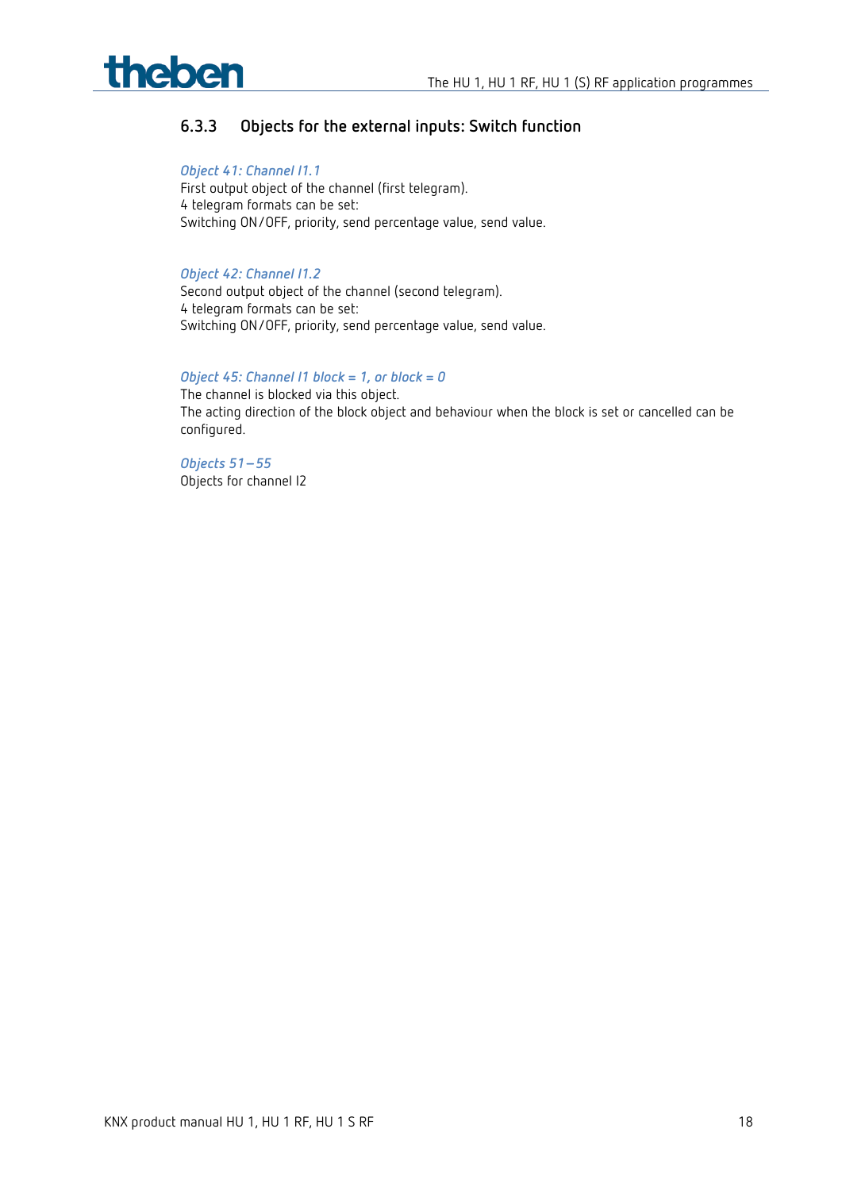### 6.3.3 Objects for the external inputs: Switch function

*Object 41: Channel I1.1*

First output object of the channel (first telegram).
4 telegram formats can be set:
Switching ON/OFF, priority, send percentage value, send value.

*Object 42: Channel I1.2*

Second output object of the channel (second telegram).
4 telegram formats can be set:
Switching ON/OFF, priority, send percentage value, send value.

*Object 45: Channel I1 block = 1, or block = 0*

The channel is blocked via this object.
The acting direction of the block object and behaviour when the block is set or cancelled can be configured.

*Objects 51–55*

Objects for channel I2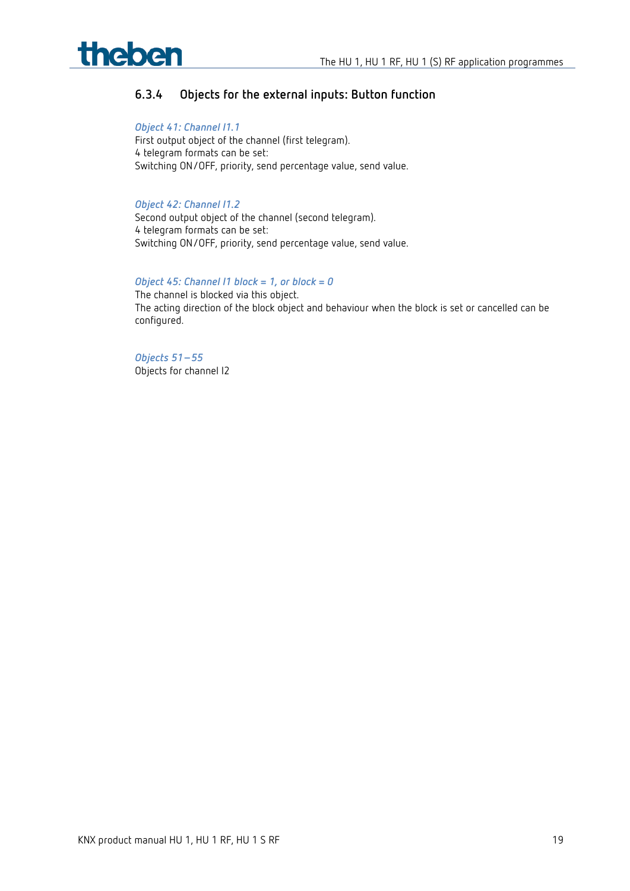### 6.3.4 Objects for the external inputs: Button function

*Object 41: Channel I1.1*
First output object of the channel (first telegram).
4 telegram formats can be set:
Switching ON/OFF, priority, send percentage value, send value.

*Object 42: Channel I1.2*
Second output object of the channel (second telegram).
4 telegram formats can be set:
Switching ON/OFF, priority, send percentage value, send value.

*Object 45: Channel I1 block = 1, or block = 0*
The channel is blocked via this object.
The acting direction of the block object and behaviour when the block is set or cancelled can be configured.

*Objects 51–55*
Objects for channel I2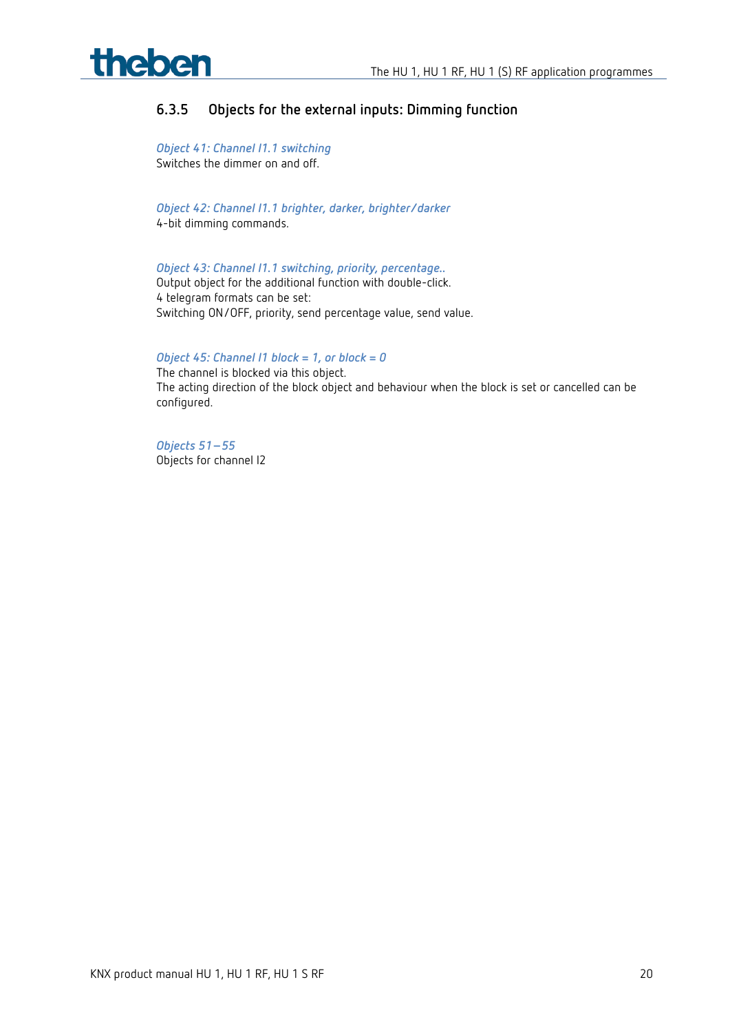### 6.3.5 Objects for the external inputs: Dimming function

*Object 41: Channel I1.1 switching*
Switches the dimmer on and off.

*Object 42: Channel I1.1 brighter, darker, brighter/darker*
4-bit dimming commands.

*Object 43: Channel I1.1 switching, priority, percentage..*
Output object for the additional function with double-click.
4 telegram formats can be set:
Switching ON/OFF, priority, send percentage value, send value.

*Object 45: Channel I1 block = 1, or block = 0*
The channel is blocked via this object.
The acting direction of the block object and behaviour when the block is set or cancelled can be configured.

*Objects 51–55*
Objects for channel I2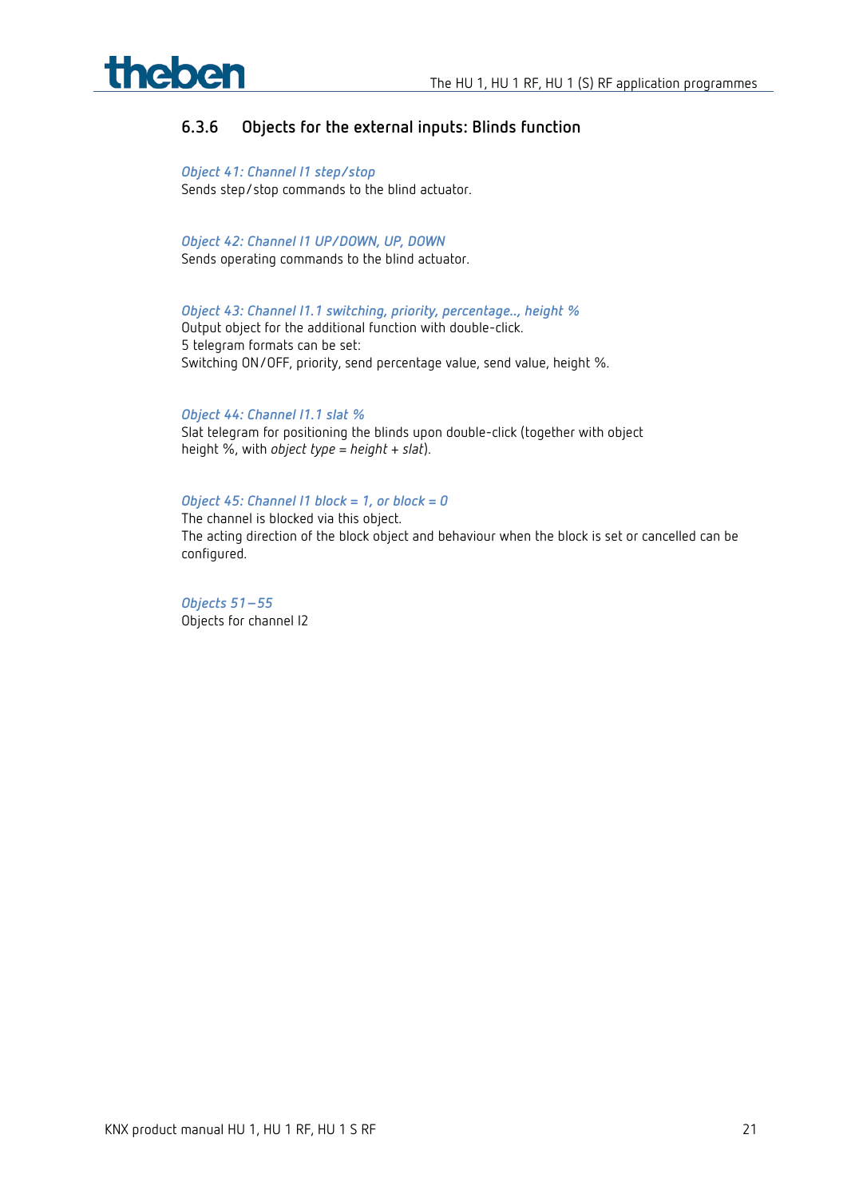### 6.3.6 Objects for the external inputs: Blinds function

*Object 41: Channel I1 step/stop*
Sends step/stop commands to the blind actuator.

*Object 42: Channel I1 UP/DOWN, UP, DOWN*
Sends operating commands to the blind actuator.

*Object 43: Channel I1.1 switching, priority, percentage.., height %*
Output object for the additional function with double-click.
5 telegram formats can be set:
Switching ON/OFF, priority, send percentage value, send value, height %.

*Object 44: Channel I1.1 slat %*
Slat telegram for positioning the blinds upon double-click (together with object height %, with *object type* = *height + slat*).

*Object 45: Channel I1 block = 1, or block = 0*
The channel is blocked via this object.
The acting direction of the block object and behaviour when the block is set or cancelled can be configured.

*Objects 51–55*
Objects for channel I2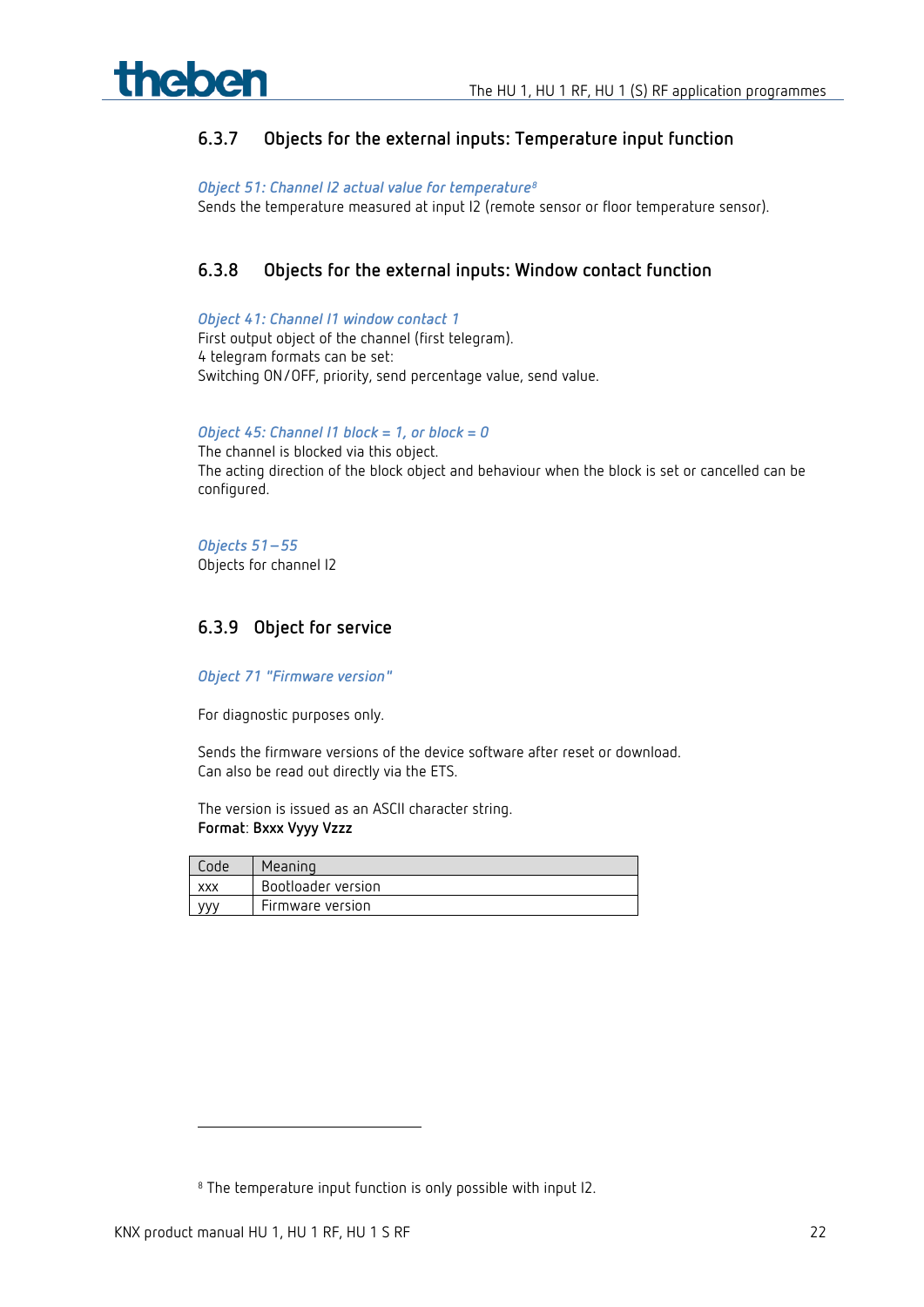### 6.3.7 Objects for the external inputs: Temperature input function

*Object 51: Channel I2 actual value for temperature*[8]

Sends the temperature measured at input I2 (remote sensor or floor temperature sensor).

### 6.3.8 Objects for the external inputs: Window contact function

*Object 41: Channel I1 window contact 1*

First output object of the channel (first telegram).
4 telegram formats can be set:
Switching ON/OFF, priority, send percentage value, send value.

*Object 45: Channel I1 block = 1, or block = 0*

The channel is blocked via this object.
The acting direction of the block object and behaviour when the block is set or cancelled can be configured.

*Objects 51–55*

Objects for channel I2

### 6.3.9 Object for service

*Object 71 "Firmware version"*

For diagnostic purposes only.

Sends the firmware versions of the device software after reset or download.
Can also be read out directly via the ETS.

The version is issued as an ASCII character string.
**Format**: **Bxxx Vyyy Vzzz**

| Code | Meaning |
|---|---|
| xxx | Bootloader version |
| yyy | Firmware version |

[8] The temperature input function is only possible with input I2.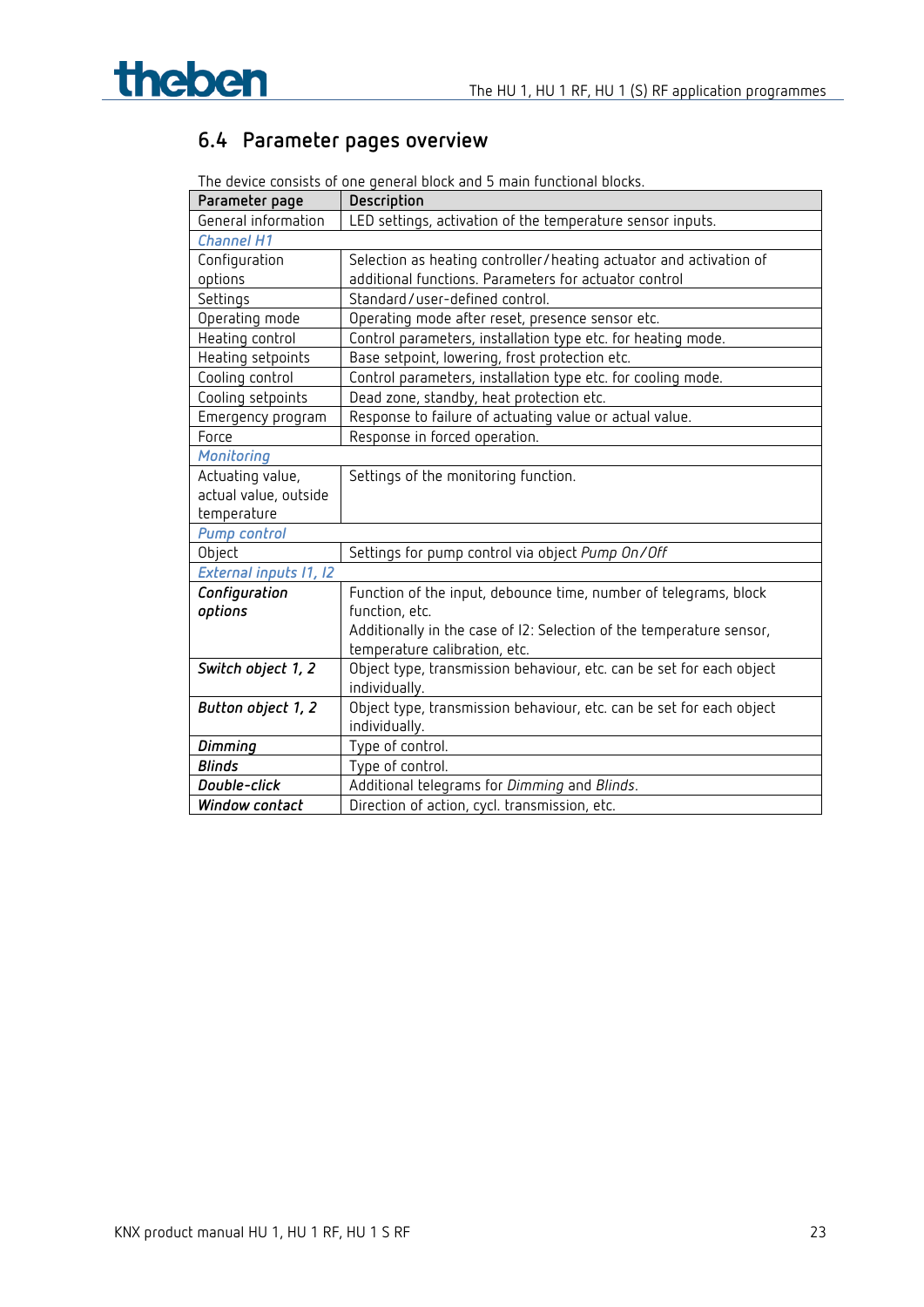## 6.4 Parameter pages overview

The device consists of one general block and 5 main functional blocks.

| Parameter page | Description |
|---|---|
| General information | LED settings, activation of the temperature sensor inputs. |
| *Channel H1* | |
| Configuration options | Selection as heating controller/heating actuator and activation of additional functions. Parameters for actuator control |
| Settings | Standard/user-defined control. |
| Operating mode | Operating mode after reset, presence sensor etc. |
| Heating control | Control parameters, installation type etc. for heating mode. |
| Heating setpoints | Base setpoint, lowering, frost protection etc. |
| Cooling control | Control parameters, installation type etc. for cooling mode. |
| Cooling setpoints | Dead zone, standby, heat protection etc. |
| Emergency program | Response to failure of actuating value or actual value. |
| Force | Response in forced operation. |
| *Monitoring* | |
| Actuating value, actual value, outside temperature | Settings of the monitoring function. |
| *Pump control* | |
| Object | Settings for pump control via object *Pump On/Off* |
| *External inputs I1, I2* | |
| ***Configuration options*** | Function of the input, debounce time, number of telegrams, block function, etc. Additionally in the case of I2: Selection of the temperature sensor, temperature calibration, etc. |
| ***Switch object 1, 2*** | Object type, transmission behaviour, etc. can be set for each object individually. |
| ***Button object 1, 2*** | Object type, transmission behaviour, etc. can be set for each object individually. |
| ***Dimming*** | Type of control. |
| ***Blinds*** | Type of control. |
| ***Double-click*** | Additional telegrams for *Dimming* and *Blinds*. |
| ***Window contact*** | Direction of action, cycl. transmission, etc. |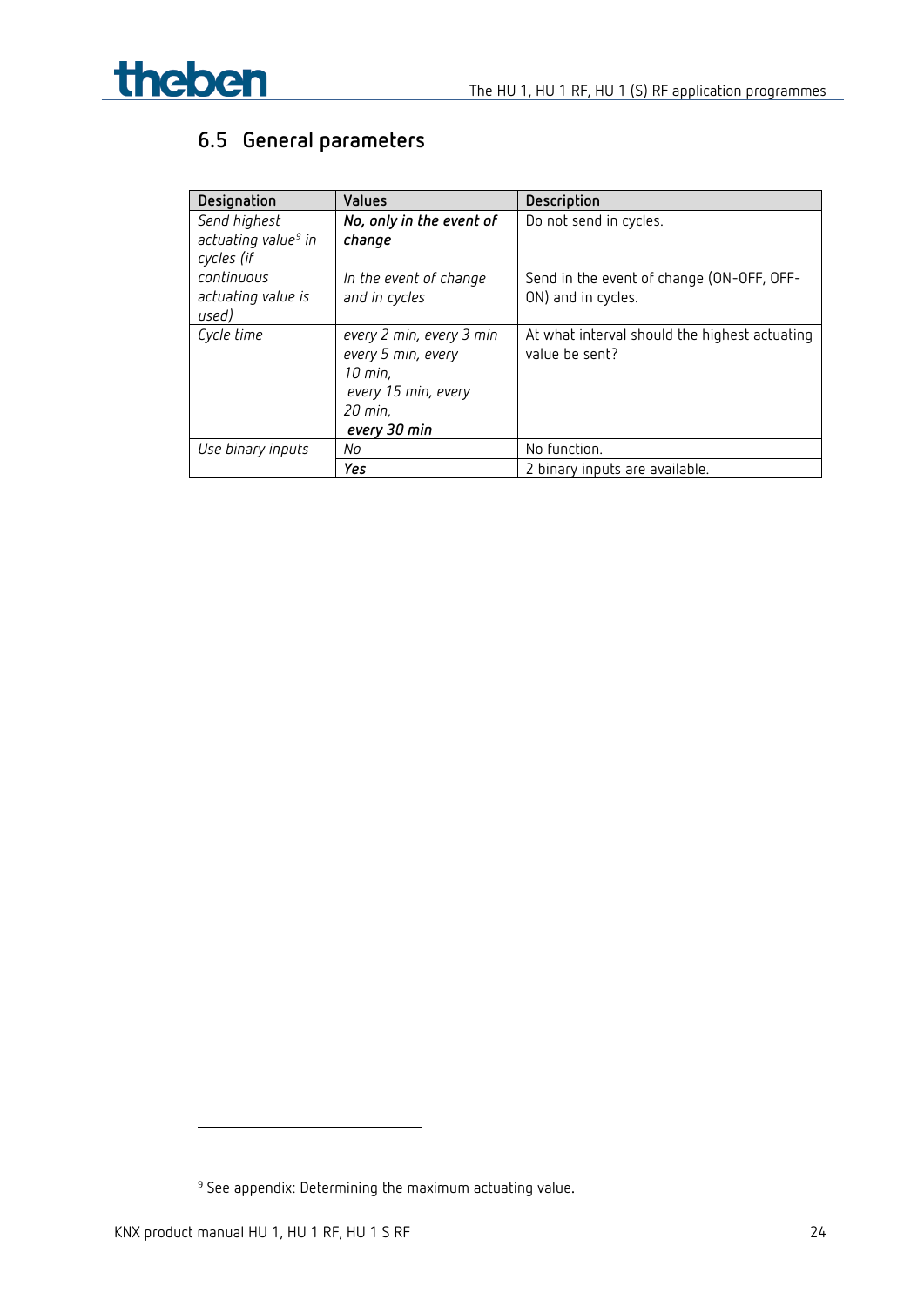## 6.5 General parameters

| Designation | Values | Description |
|---|---|---|
| *Send highest actuating value[9] in cycles (if continuous actuating value is used)* | ***No, only in the event of change*** | Do not send in cycles. |
| | *In the event of change and in cycles* | Send in the event of change (ON-OFF, OFF-ON) and in cycles. |
| *Cycle time* | *every 2 min, every 3 min every 5 min, every 10 min, every 15 min, every 20 min,* ***every 30 min*** | At what interval should the highest actuating value be sent? |
| *Use binary inputs* | *No* | No function. |
| | ***Yes*** | 2 binary inputs are available. |

[9] See appendix: Determining the maximum actuating value.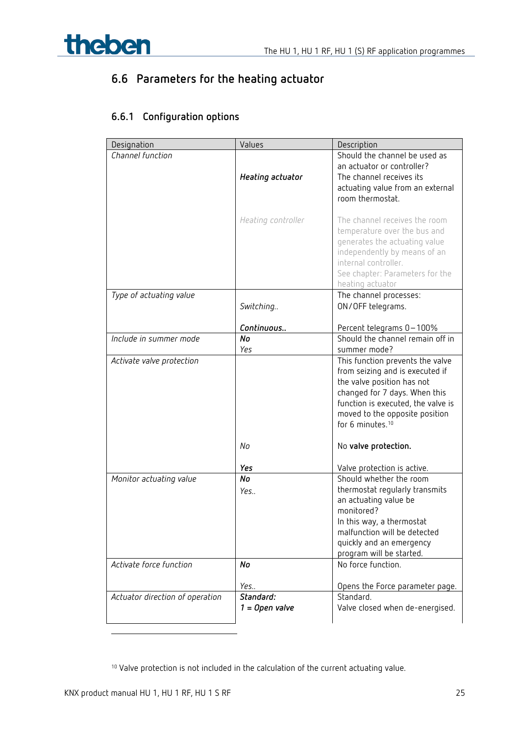## 6.6 Parameters for the heating actuator

### 6.6.1 Configuration options

| Designation | Values | Description |
|---|---|---|
| *Channel function* | | Should the channel be used as an actuator or controller? |
| | ***Heating actuator*** | The channel receives its actuating value from an external room thermostat. |
| | *Heating controller* | The channel receives the room temperature over the bus and generates the actuating value independently by means of an internal controller. See chapter: Parameters for the heating actuator |
| *Type of actuating value* | | The channel processes: |
| | *Switching..* | ON/OFF telegrams. |
| | ***Continuous..*** | Percent telegrams 0 – 100% |
| *Include in summer mode* | ***No*** <br> *Yes* | Should the channel remain off in summer mode? |
| *Activate valve protection* | | This function prevents the valve from seizing and is executed if the valve position has not changed for 7 days. When this function is executed, the valve is moved to the opposite position for 6 minutes.[10] |
| | *No* | No **valve protection.** |
| | ***Yes*** | Valve protection is active. |
| *Monitor actuating value* | ***No*** <br> *Yes..* | Should whether the room thermostat regularly transmits an actuating value be monitored? In this way, a thermostat malfunction will be detected quickly and an emergency program will be started. |
| *Activate force function* | ***No*** | No force function. |
| | *Yes..* | Opens the Force parameter page. |
| *Actuator direction of operation* | ***Standard:*** <br> ***1 = Open valve*** | Standard. <br> Valve closed when de-energised. |

[10] Valve protection is not included in the calculation of the current actuating value.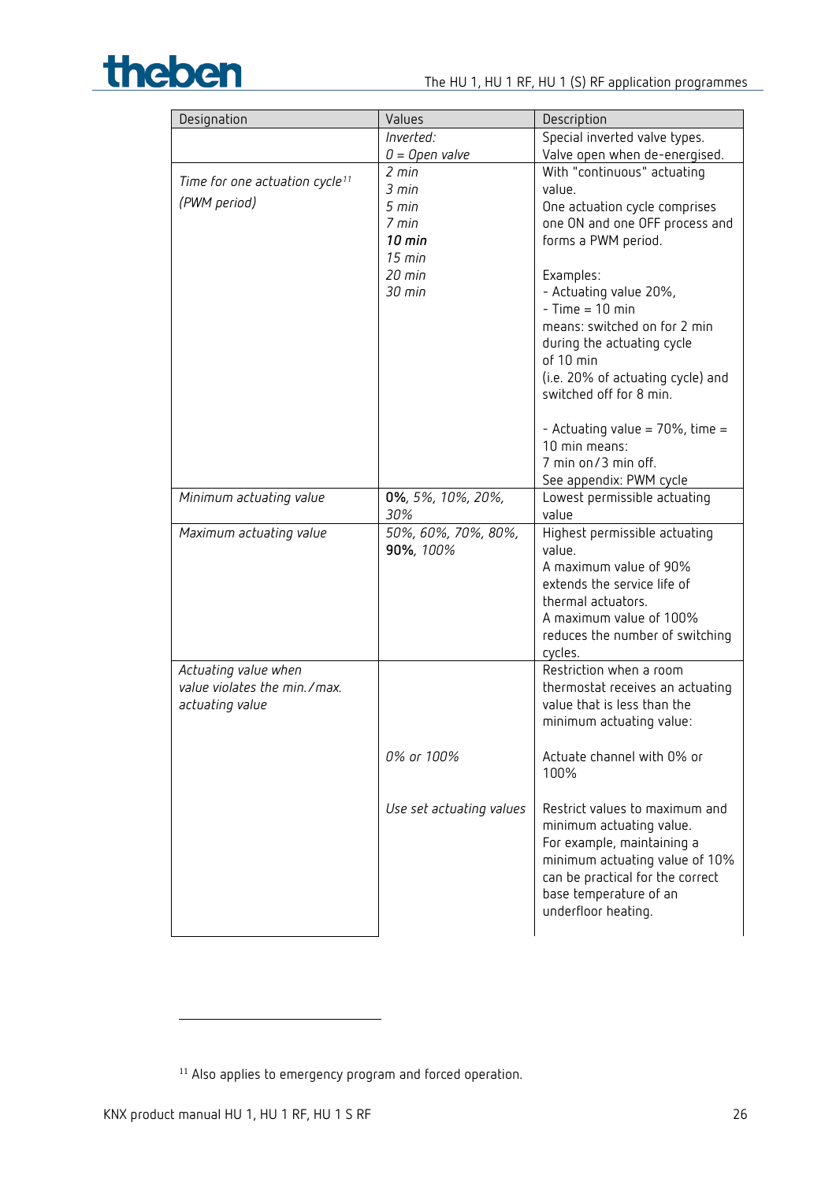| Designation | Values | Description |
|---|---|---|
| | *Inverted:* *0 = Open valve* | Special inverted valve types. Valve open when de-energised. |
| *Time for one actuation cycle*[11] *(PWM period)* | *2 min* *3 min* *5 min* *7 min* ***10 min*** *15 min* *20 min* *30 min* | With "continuous" actuating value. One actuation cycle comprises one ON and one OFF process and forms a PWM period. Examples: - Actuating value 20%, - Time = 10 min means: switched on for 2 min during the actuating cycle of 10 min (i.e. 20% of actuating cycle) and switched off for 8 min. - Actuating value = 70%, time = 10 min means: 7 min on/3 min off. See appendix: PWM cycle |
| *Minimum actuating value* | **0%**, *5%, 10%, 20%, 30%* | Lowest permissible actuating value |
| *Maximum actuating value* | *50%, 60%, 70%, 80%,* **90%**, *100%* | Highest permissible actuating value. A maximum value of 90% extends the service life of thermal actuators. A maximum value of 100% reduces the number of switching cycles. |
| *Actuating value when value violates the min./max. actuating value* | | Restriction when a room thermostat receives an actuating value that is less than the minimum actuating value: |
| | *0% or 100%* | Actuate channel with 0% or 100% |
| | *Use set actuating values* | Restrict values to maximum and minimum actuating value. For example, maintaining a minimum actuating value of 10% can be practical for the correct base temperature of an underfloor heating. |

[11] Also applies to emergency program and forced operation.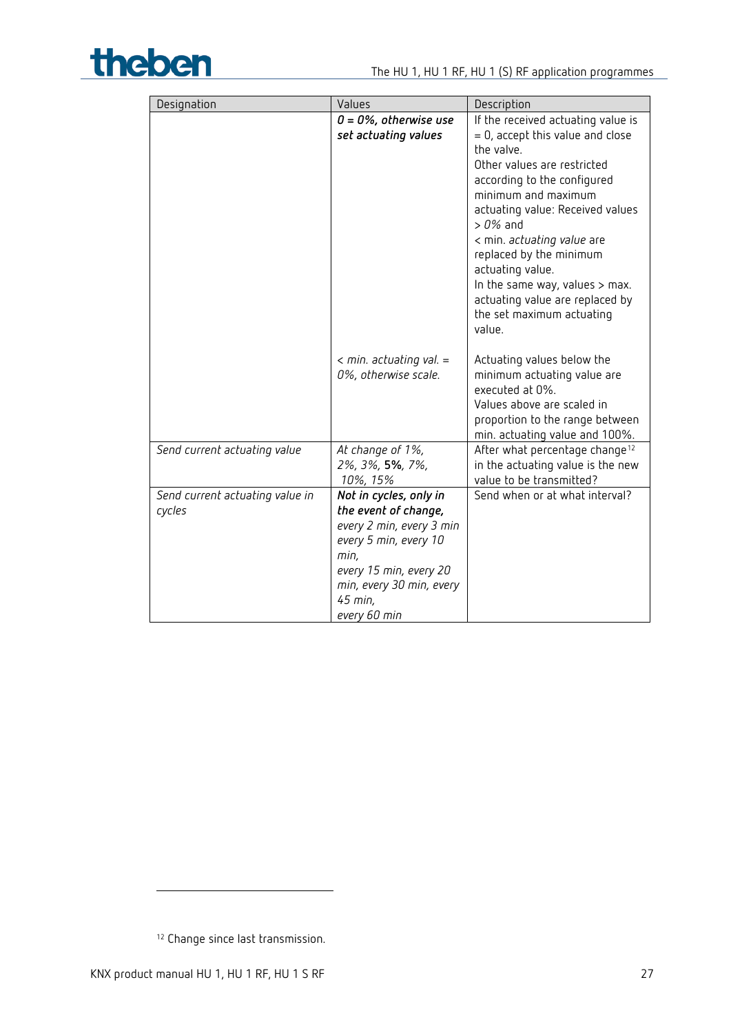| Designation | Values | Description |
|---|---|---|
| | ***0 = 0%, otherwise use set actuating values*** | If the received actuating value is = 0, accept this value and close the valve. Other values are restricted according to the configured minimum and maximum actuating value: Received values > *0%* and < min. *actuating value* are replaced by the minimum actuating value. In the same way, values > max. actuating value are replaced by the set maximum actuating value. |
| | *< min. actuating val. = 0%, otherwise scale.* | Actuating values below the minimum actuating value are executed at 0%. Values above are scaled in proportion to the range between min. actuating value and 100%. |
| *Send current actuating value* | *At change of 1%, 2%, 3%,* ***5%****, 7%, 10%, 15%* | After what percentage change[12] in the actuating value is the new value to be transmitted? |
| *Send current actuating value in cycles* | ***Not in cycles, only in the event of change,*** *every 2 min, every 3 min every 5 min, every 10 min, every 15 min, every 20 min, every 30 min, every 45 min, every 60 min* | Send when or at what interval? |

[12] Change since last transmission.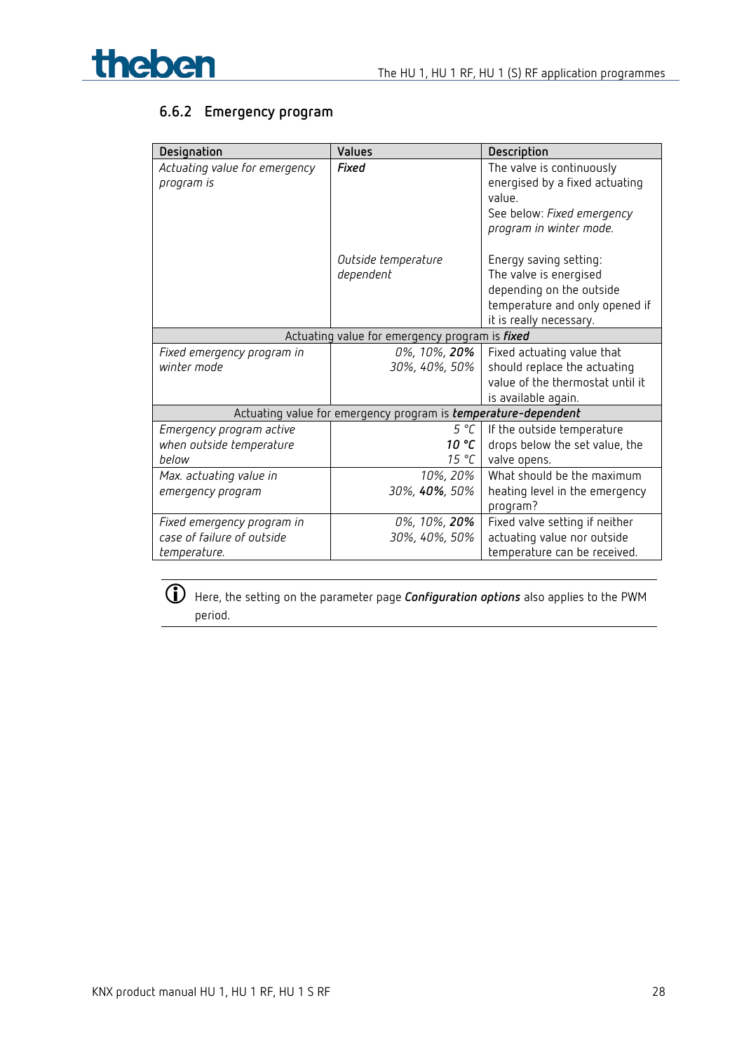### 6.6.2 Emergency program

| Designation | Values | Description |
|---|---|---|
| *Actuating value for emergency program is* | ***Fixed*** | The valve is continuously energised by a fixed actuating value. See below: *Fixed emergency program in winter mode.* |
| | *Outside temperature dependent* | Energy saving setting: The valve is energised depending on the outside temperature and only opened if it is really necessary. |
| Actuating value for emergency program is ***fixed*** | | |
| *Fixed emergency program in winter mode* | *0%, 10%, **20%** 30%, 40%, 50%* | Fixed actuating value that should replace the actuating value of the thermostat until it is available again. |
| Actuating value for emergency program is ***temperature-dependent*** | | |
| *Emergency program active when outside temperature below* | *5 °C* ***10 °C*** *15 °C* | If the outside temperature drops below the set value, the valve opens. |
| *Max. actuating value in emergency program* | *10%, 20% 30%, **40%**, 50%* | What should be the maximum heating level in the emergency program? |
| *Fixed emergency program in case of failure of outside temperature.* | *0%, 10%, **20%** 30%, 40%, 50%* | Fixed valve setting if neither actuating value nor outside temperature can be received. |

ⓘ Here, the setting on the parameter page ***Configuration options*** also applies to the PWM period.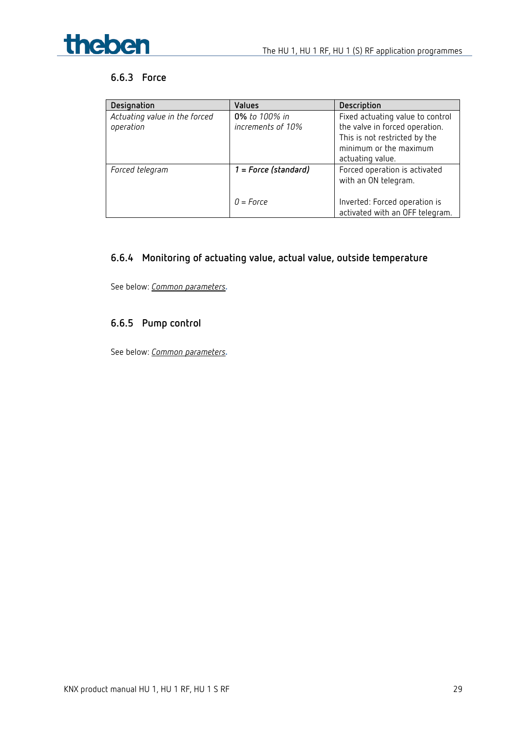### 6.6.3 Force

| Designation | Values | Description |
| --- | --- | --- |
| *Actuating value in the forced operation* | **0%** *to 100% in increments of 10%* | Fixed actuating value to control the valve in forced operation. This is not restricted by the minimum or the maximum actuating value. |
| *Forced telegram* | ***1 = Force (standard)*** <br><br> *0 = Force* | Forced operation is activated with an ON telegram. <br><br> Inverted: Forced operation is activated with an OFF telegram. |

### 6.6.4 Monitoring of actuating value, actual value, outside temperature

See below: *Common parameters*.

### 6.6.5 Pump control

See below: *Common parameters*.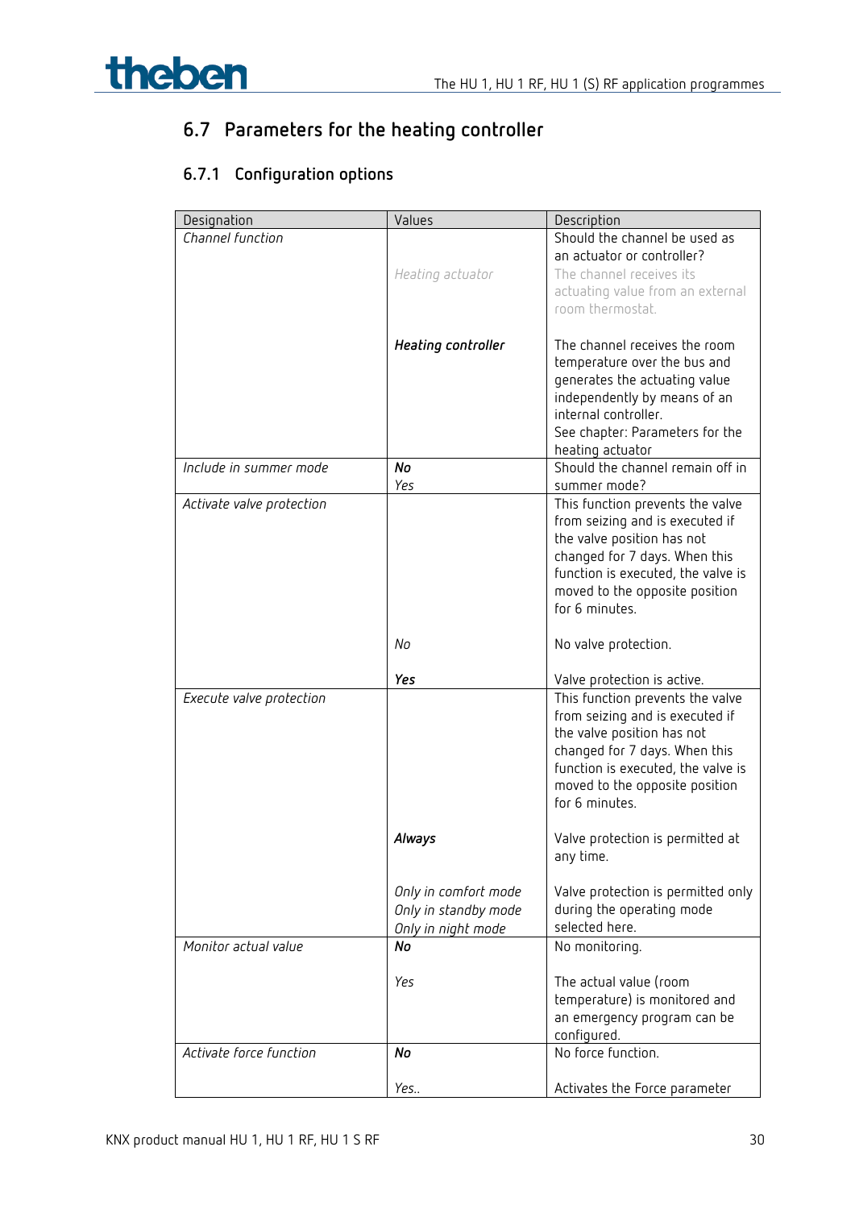## 6.7 Parameters for the heating controller

### 6.7.1 Configuration options

| Designation | Values | Description |
| --- | --- | --- |
| *Channel function* | | Should the channel be used as an actuator or controller? |
| | *Heating actuator* | The channel receives its actuating value from an external room thermostat. |
| | ***Heating controller*** | The channel receives the room temperature over the bus and generates the actuating value independently by means of an internal controller.<br>See chapter: Parameters for the heating actuator |
| *Include in summer mode* | ***No***<br>*Yes* | Should the channel remain off in summer mode? |
| *Activate valve protection* | | This function prevents the valve from seizing and is executed if the valve position has not changed for 7 days. When this function is executed, the valve is moved to the opposite position for 6 minutes. |
| | *No* | No valve protection. |
| | ***Yes*** | Valve protection is active. |
| *Execute valve protection* | | This function prevents the valve from seizing and is executed if the valve position has not changed for 7 days. When this function is executed, the valve is moved to the opposite position for 6 minutes. |
| | ***Always*** | Valve protection is permitted at any time. |
| | *Only in comfort mode*<br>*Only in standby mode*<br>*Only in night mode* | Valve protection is permitted only during the operating mode selected here. |
| *Monitor actual value* | ***No*** | No monitoring. |
| | *Yes* | The actual value (room temperature) is monitored and an emergency program can be configured. |
| *Activate force function* | ***No*** | No force function. |
| | *Yes..* | Activates the Force parameter |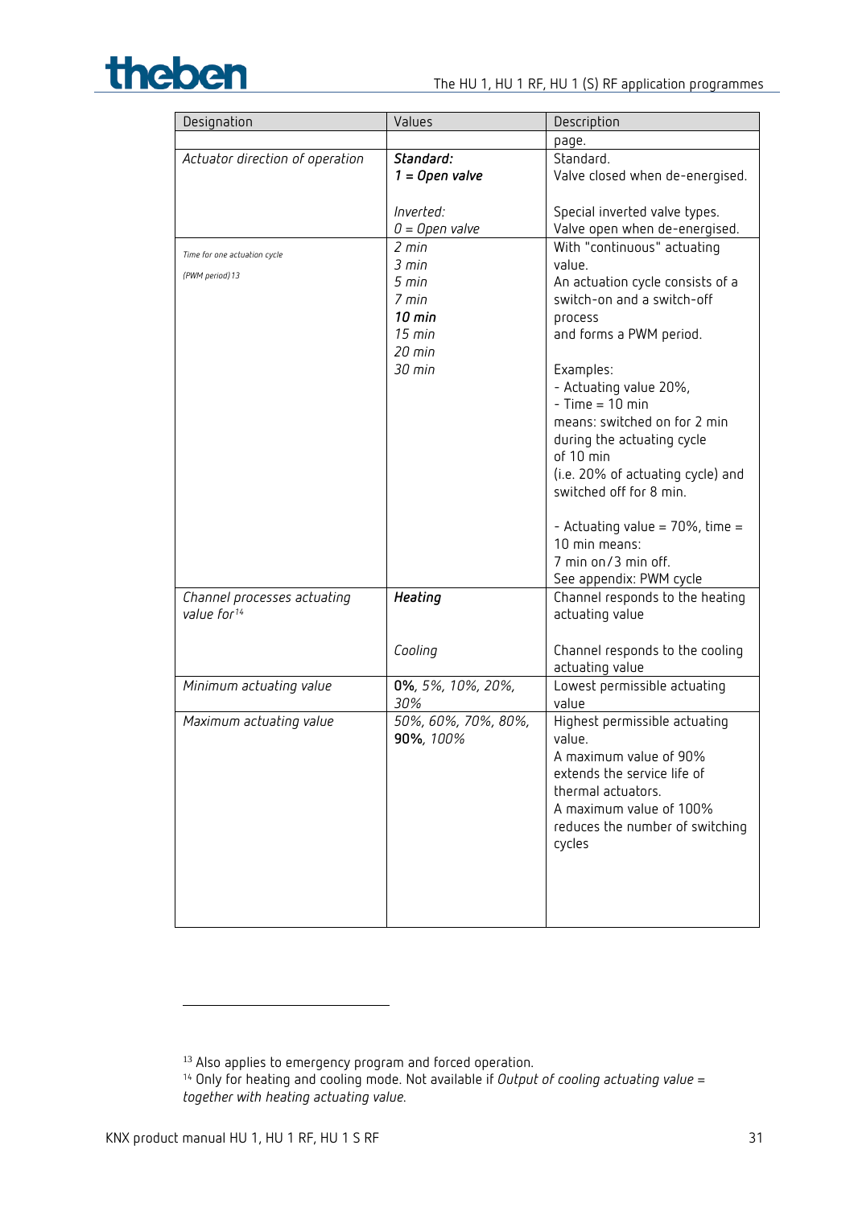| Designation | Values | Description |
|---|---|---|
| | | page. |
| *Actuator direction of operation* | ***Standard:*** ***1 = Open valve*** <br><br> *Inverted:* *0 = Open valve* | Standard. Valve closed when de-energised. <br><br> Special inverted valve types. Valve open when de-energised. |
| *Time for one actuation cycle* *(PWM period)* [13] | *2 min* <br> *3 min* <br> *5 min* <br> *7 min* <br> ***10 min*** <br> *15 min* <br> *20 min* <br> *30 min* | With "continuous" actuating value. An actuation cycle consists of a switch-on and a switch-off process and forms a PWM period. <br><br> Examples: <br> - Actuating value 20%, <br> - Time = 10 min <br> means: switched on for 2 min during the actuating cycle of 10 min (i.e. 20% of actuating cycle) and switched off for 8 min. <br><br> - Actuating value = 70%, time = 10 min means: <br> 7 min on/3 min off. <br> See appendix: PWM cycle |
| *Channel processes actuating value for* [14] | ***Heating*** <br><br> *Cooling* | Channel responds to the heating actuating value <br><br> Channel responds to the cooling actuating value |
| *Minimum actuating value* | **0%**, *5%, 10%, 20%, 30%* | Lowest permissible actuating value |
| *Maximum actuating value* | *50%, 60%, 70%, 80%,* **90%**, *100%* | Highest permissible actuating value. <br> A maximum value of 90% extends the service life of thermal actuators. <br> A maximum value of 100% reduces the number of switching cycles |

[13] Also applies to emergency program and forced operation.
[14] Only for heating and cooling mode. Not available if *Output of cooling actuating value = together with heating actuating value.*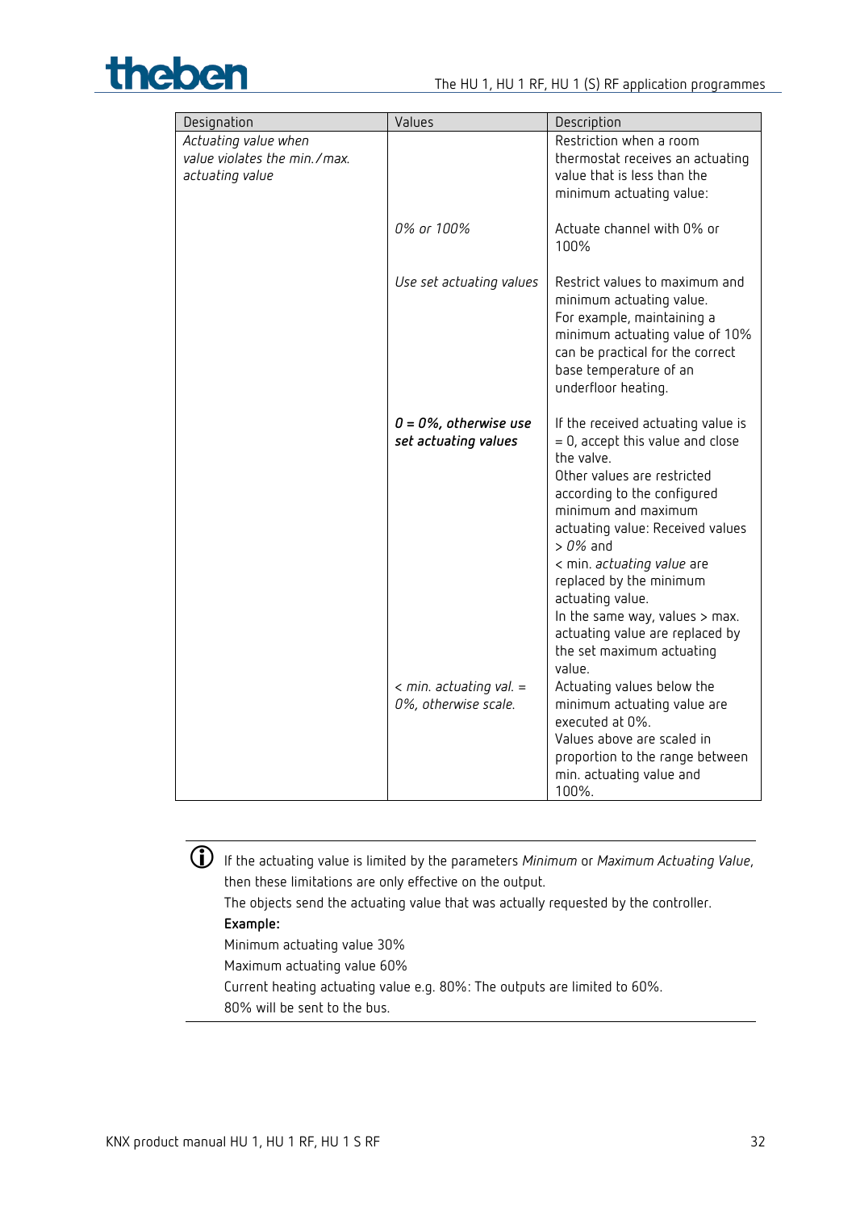| Designation | Values | Description |
| --- | --- | --- |
| *Actuating value when value violates the min./max. actuating value* | | Restriction when a room thermostat receives an actuating value that is less than the minimum actuating value: |
| | *0% or 100%* | Actuate channel with 0% or 100% |
| | *Use set actuating values* | Restrict values to maximum and minimum actuating value. For example, maintaining a minimum actuating value of 10% can be practical for the correct base temperature of an underfloor heating. |
| | ***0 = 0%, otherwise use set actuating values*** | If the received actuating value is = 0, accept this value and close the valve. Other values are restricted according to the configured minimum and maximum actuating value: Received values > *0%* and < min. *actuating value* are replaced by the minimum actuating value. In the same way, values > max. actuating value are replaced by the set maximum actuating value. |
| | *< min. actuating val. = 0%, otherwise scale.* | Actuating values below the minimum actuating value are executed at 0%. Values above are scaled in proportion to the range between min. actuating value and 100%. |

If the actuating value is limited by the parameters *Minimum* or *Maximum Actuating Value*, then these limitations are only effective on the output.
The objects send the actuating value that was actually requested by the controller.

**Example:**

Minimum actuating value 30%

Maximum actuating value 60%

Current heating actuating value e.g. 80%: The outputs are limited to 60%.

80% will be sent to the bus.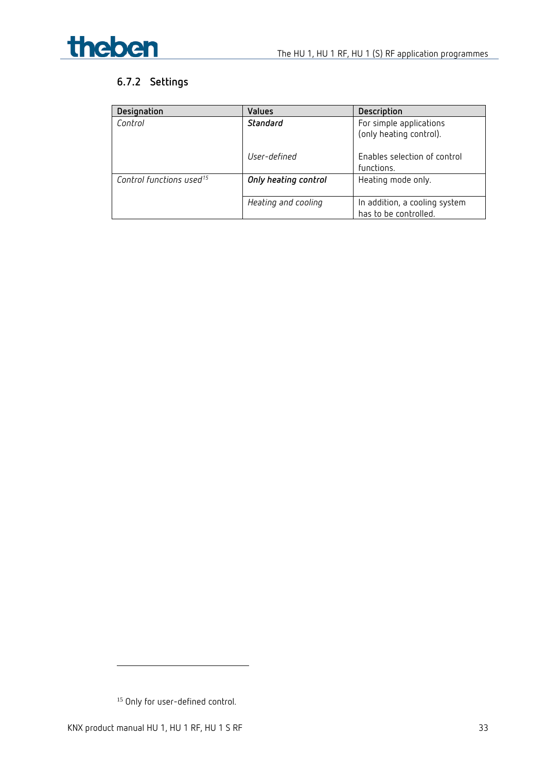### 6.7.2 Settings

| Designation | Values | Description |
|---|---|---|
| *Control* | ***Standard*** | For simple applications (only heating control). |
| | *User-defined* | Enables selection of control functions. |
| *Control functions used*[15] | ***Only heating control*** | Heating mode only. |
| | *Heating and cooling* | In addition, a cooling system has to be controlled. |

[15] Only for user-defined control.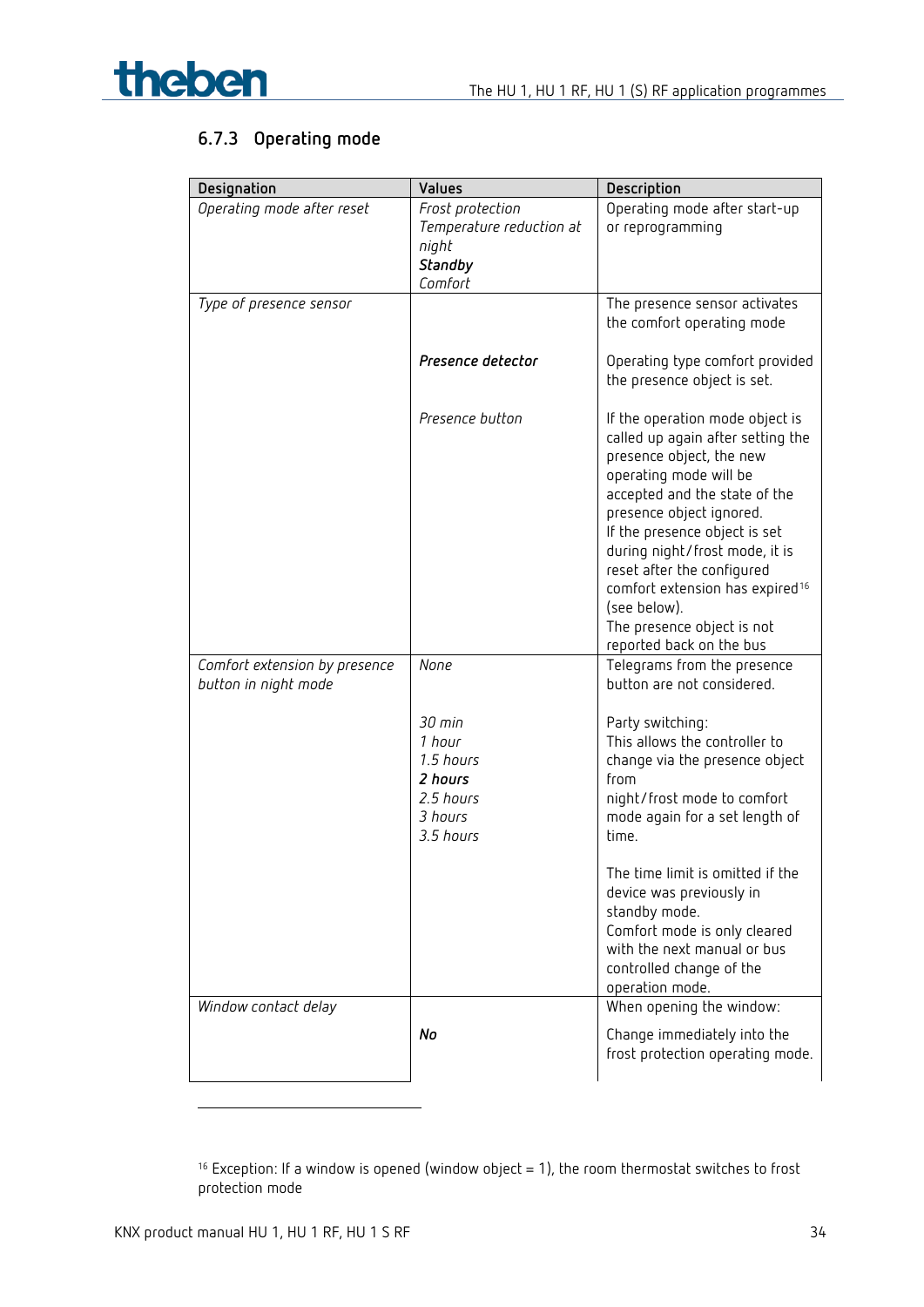### 6.7.3 Operating mode

| Designation | Values | Description |
|---|---|---|
| *Operating mode after reset* | *Frost protection*<br>*Temperature reduction at night*<br>***Standby***<br>*Comfort* | Operating mode after start-up or reprogramming |
| *Type of presence sensor* | <br><br>***Presence detector***<br><br>*Presence button* | The presence sensor activates the comfort operating mode<br><br>Operating type comfort provided the presence object is set.<br><br>If the operation mode object is called up again after setting the presence object, the new operating mode will be accepted and the state of the presence object ignored.<br>If the presence object is set during night/frost mode, it is reset after the configured comfort extension has expired[16] (see below).<br>The presence object is not reported back on the bus |
| *Comfort extension by presence button in night mode* | *None*<br><br>*30 min*<br>*1 hour*<br>*1.5 hours*<br>***2 hours***<br>*2.5 hours*<br>*3 hours*<br>*3.5 hours* | Telegrams from the presence button are not considered.<br><br>Party switching:<br>This allows the controller to change via the presence object from<br>night/frost mode to comfort mode again for a set length of time.<br><br>The time limit is omitted if the device was previously in standby mode.<br>Comfort mode is only cleared with the next manual or bus controlled change of the operation mode. |
| *Window contact delay* | <br>***No*** | When opening the window:<br>Change immediately into the frost protection operating mode. |

[16] Exception: If a window is opened (window object = 1), the room thermostat switches to frost protection mode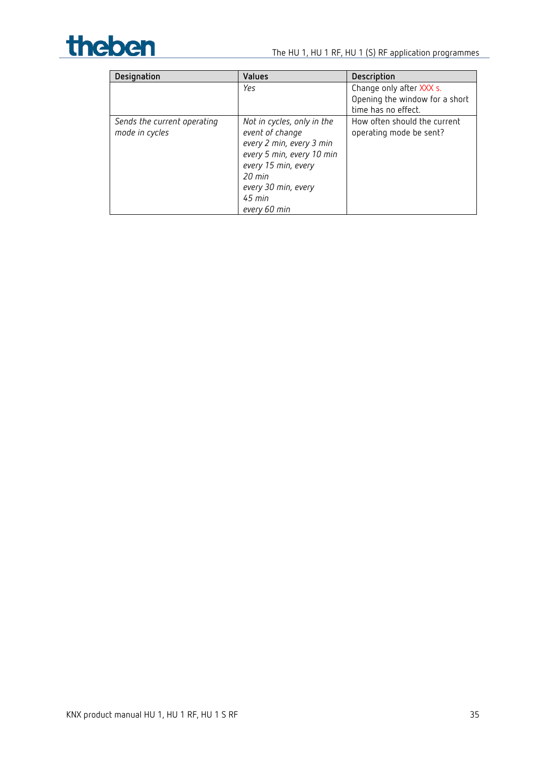| Designation | Values | Description |
|---|---|---|
| | *Yes* | Change only after XXX s. Opening the window for a short time has no effect. |
| *Sends the current operating mode in cycles* | *Not in cycles, only in the event of change* *every 2 min, every 3 min* *every 5 min, every 10 min* *every 15 min, every 20 min* *every 30 min, every 45 min* *every 60 min* | How often should the current operating mode be sent? |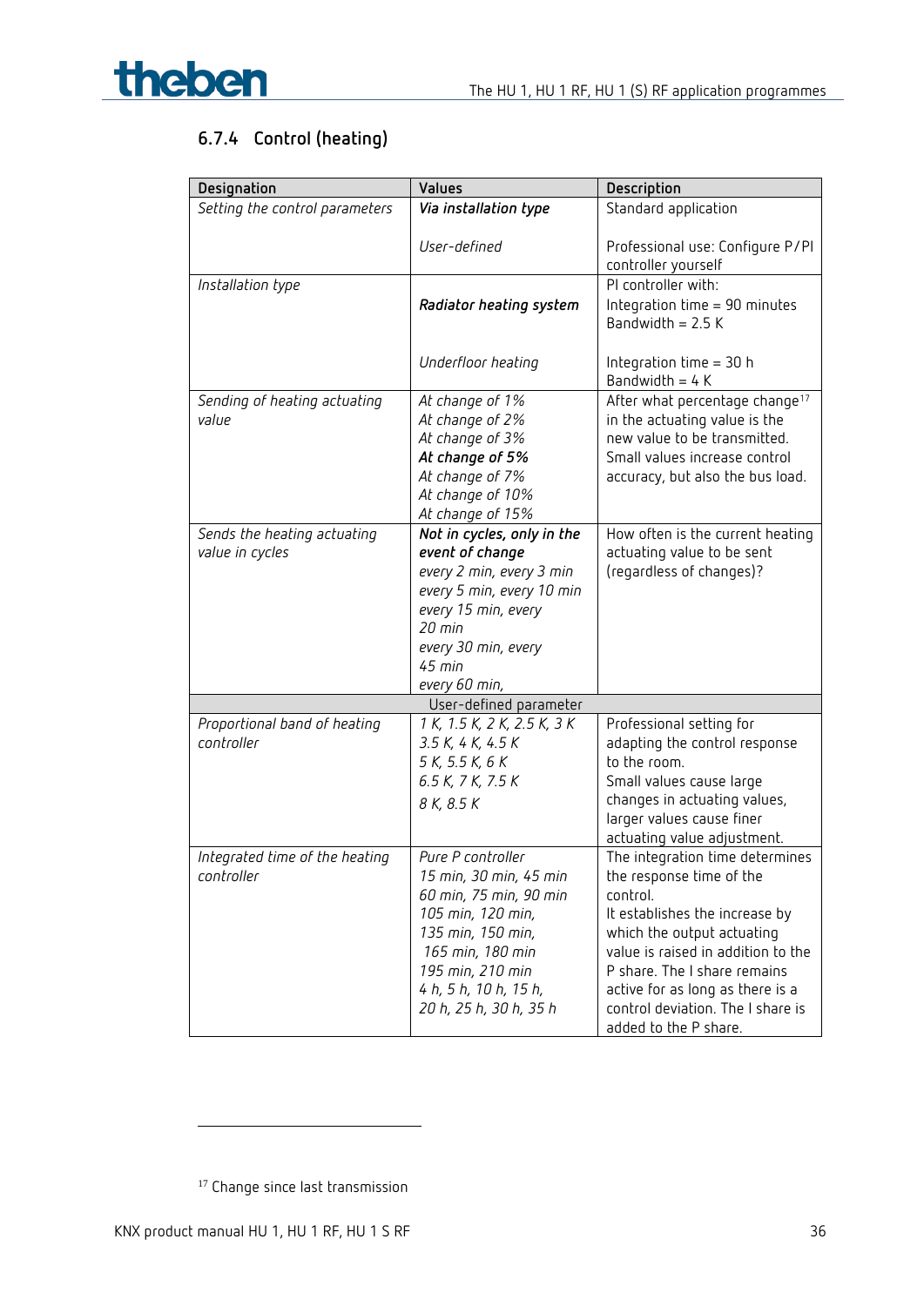### 6.7.4 Control (heating)

| Designation | Values | Description |
|---|---|---|
| *Setting the control parameters* | ***Via installation type***<br><br>*User-defined* | Standard application<br><br>Professional use: Configure P/PI controller yourself |
| *Installation type* | ***Radiator heating system***<br><br>*Underfloor heating* | PI controller with:<br>Integration time = 90 minutes<br>Bandwidth = 2.5 K<br><br>Integration time = 30 h<br>Bandwidth = 4 K |
| *Sending of heating actuating value* | *At change of 1%*<br>*At change of 2%*<br>*At change of 3%*<br>***At change of 5%***<br>*At change of 7%*<br>*At change of 10%*<br>*At change of 15%* | After what percentage change[17] in the actuating value is the new value to be transmitted.<br>Small values increase control accuracy, but also the bus load. |
| *Sends the heating actuating value in cycles* | ***Not in cycles, only in the event of change***<br>*every 2 min, every 3 min*<br>*every 5 min, every 10 min*<br>*every 15 min, every 20 min*<br>*every 30 min, every 45 min*<br>*every 60 min,* | How often is the current heating actuating value to be sent (regardless of changes)? |
| | User-defined parameter | |
| *Proportional band of heating controller* | *1 K, 1.5 K, 2 K, 2.5 K, 3 K*<br>*3.5 K, 4 K, 4.5 K*<br>*5 K, 5.5 K, 6 K*<br>*6.5 K, 7 K, 7.5 K*<br>*8 K, 8.5 K* | Professional setting for adapting the control response to the room.<br>Small values cause large changes in actuating values, larger values cause finer actuating value adjustment. |
| *Integrated time of the heating controller* | *Pure P controller*<br>*15 min, 30 min, 45 min*<br>*60 min, 75 min, 90 min*<br>*105 min, 120 min,*<br>*135 min, 150 min,*<br>*165 min, 180 min*<br>*195 min, 210 min*<br>*4 h, 5 h, 10 h, 15 h,*<br>*20 h, 25 h, 30 h, 35 h* | The integration time determines the response time of the control.<br>It establishes the increase by which the output actuating value is raised in addition to the P share. The I share remains active for as long as there is a control deviation. The I share is added to the P share. |

[17] Change since last transmission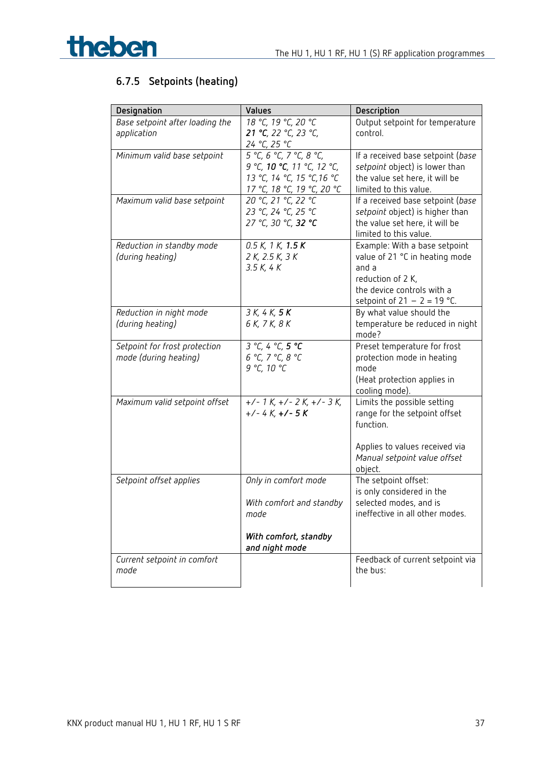### 6.7.5 Setpoints (heating)

| Designation | Values | Description |
|---|---|---|
| *Base setpoint after loading the application* | *18 °C, 19 °C, 20 °C* ***21 °C****, 22 °C, 23 °C, 24 °C, 25 °C* | Output setpoint for temperature control. |
| *Minimum valid base setpoint* | *5 °C, 6 °C, 7 °C, 8 °C, 9 °C,* ***10 °C****, 11 °C, 12 °C, 13 °C, 14 °C, 15 °C,16 °C 17 °C, 18 °C, 19 °C, 20 °C* | If a received base setpoint (*base setpoint* object) is lower than the value set here, it will be limited to this value. |
| *Maximum valid base setpoint* | *20 °C, 21 °C, 22 °C 23 °C, 24 °C, 25 °C 27 °C, 30 °C,* ***32 °C*** | If a received base setpoint (*base setpoint* object) is higher than the value set here, it will be limited to this value. |
| *Reduction in standby mode (during heating)* | *0.5 K, 1 K,* ***1.5 K*** *2 K, 2.5 K, 3 K 3.5 K, 4 K* | Example: With a base setpoint value of 21 °C in heating mode and a reduction of 2 K, the device controls with a setpoint of 21 − 2 = 19 °C. |
| *Reduction in night mode (during heating)* | *3 K, 4 K,* ***5 K*** *6 K, 7 K, 8 K* | By what value should the temperature be reduced in night mode? |
| *Setpoint for frost protection mode (during heating)* | *3 °C, 4 °C,* ***5 °C*** *6 °C, 7 °C, 8 °C 9 °C, 10 °C* | Preset temperature for frost protection mode in heating mode (Heat protection applies in cooling mode). |
| *Maximum valid setpoint offset* | *+/- 1 K, +/- 2 K, +/- 3 K, +/- 4 K,* ***+/- 5 K*** | Limits the possible setting range for the setpoint offset function. Applies to values received via *Manual setpoint value offset* object. |
| *Setpoint offset applies* | *Only in comfort mode* *With comfort and standby mode* ***With comfort, standby and night mode*** | The setpoint offset: is only considered in the selected modes, and is ineffective in all other modes. |
| *Current setpoint in comfort mode* | | Feedback of current setpoint via the bus: |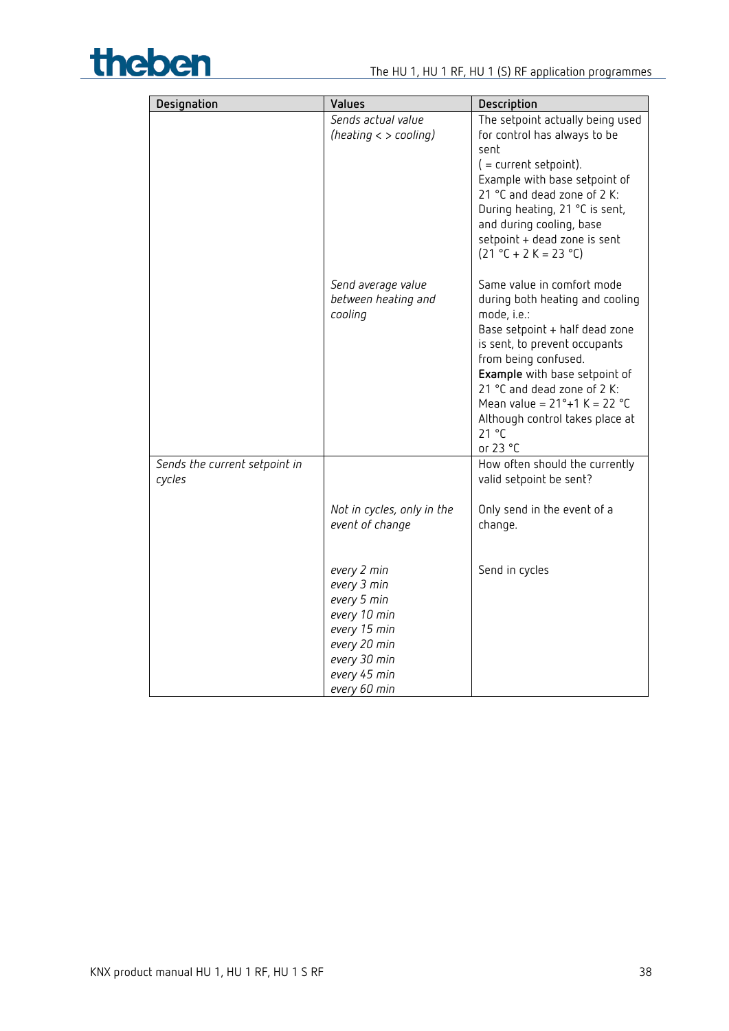| Designation | Values | Description |
|---|---|---|
| | *Sends actual value (heating < > cooling)* | The setpoint actually being used for control has always to be sent ( = current setpoint). Example with base setpoint of 21 °C and dead zone of 2 K: During heating, 21 °C is sent, and during cooling, base setpoint + dead zone is sent (21 °C + 2 K = 23 °C) |
| | *Send average value between heating and cooling* | Same value in comfort mode during both heating and cooling mode, i.e.: Base setpoint + half dead zone is sent, to prevent occupants from being confused. **Example** with base setpoint of 21 °C and dead zone of 2 K: Mean value = 21°+1 K = 22 °C Although control takes place at 21 °C or 23 °C |
| *Sends the current setpoint in cycles* | | How often should the currently valid setpoint be sent? |
| | *Not in cycles, only in the event of change* | Only send in the event of a change. |
| | *every 2 min* *every 3 min* *every 5 min* *every 10 min* *every 15 min* *every 20 min* *every 30 min* *every 45 min* *every 60 min* | Send in cycles |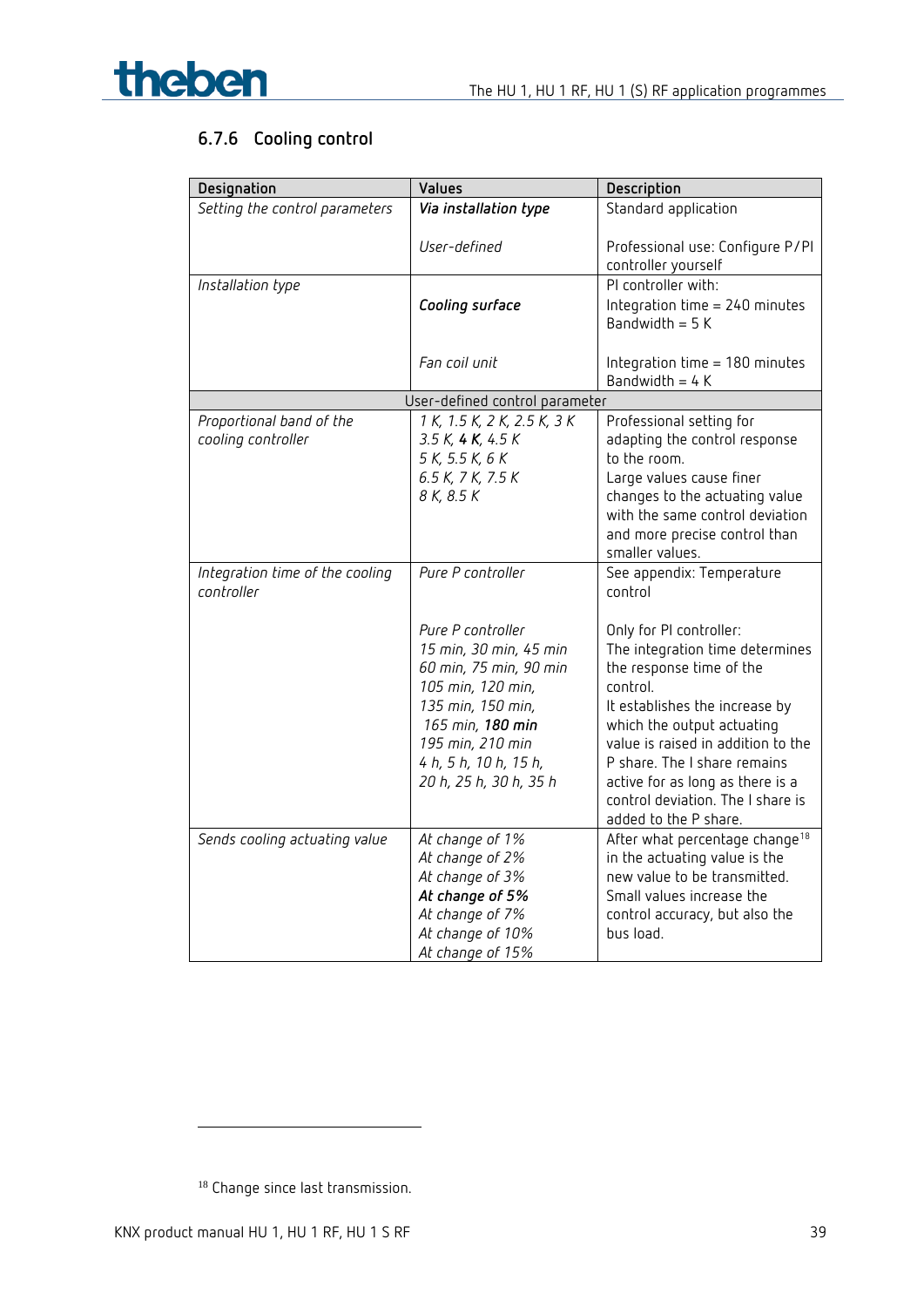### 6.7.6 Cooling control

| Designation | Values | Description |
|---|---|---|
| *Setting the control parameters* | ***Via installation type*** | Standard application |
| | *User-defined* | Professional use: Configure P/PI controller yourself |
| *Installation type* | | PI controller with: |
| | ***Cooling surface*** | Integration time = 240 minutes<br>Bandwidth = 5 K |
| | *Fan coil unit* | Integration time = 180 minutes<br>Bandwidth = 4 K |
| | User-defined control parameter | |
| *Proportional band of the cooling controller* | *1 K, 1.5 K, 2 K, 2.5 K, 3 K*<br>*3.5 K,* ***4 K****, 4.5 K*<br>*5 K, 5.5 K, 6 K*<br>*6.5 K, 7 K, 7.5 K*<br>*8 K, 8.5 K* | Professional setting for adapting the control response to the room.<br>Large values cause finer changes to the actuating value with the same control deviation and more precise control than smaller values. |
| *Integration time of the cooling controller* | *Pure P controller* | See appendix: Temperature control |
| | *Pure P controller*<br>*15 min, 30 min, 45 min*<br>*60 min, 75 min, 90 min*<br>*105 min, 120 min,*<br>*135 min, 150 min,*<br>*165 min,* ***180 min***<br>*195 min, 210 min*<br>*4 h, 5 h, 10 h, 15 h,*<br>*20 h, 25 h, 30 h, 35 h* | Only for PI controller:<br>The integration time determines the response time of the control.<br>It establishes the increase by which the output actuating value is raised in addition to the P share. The I share remains active for as long as there is a control deviation. The I share is added to the P share. |
| *Sends cooling actuating value* | *At change of 1%*<br>*At change of 2%*<br>*At change of 3%*<br>***At change of 5%***<br>*At change of 7%*<br>*At change of 10%*<br>*At change of 15%* | After what percentage change[18] in the actuating value is the new value to be transmitted.<br>Small values increase the control accuracy, but also the bus load. |

[18] Change since last transmission.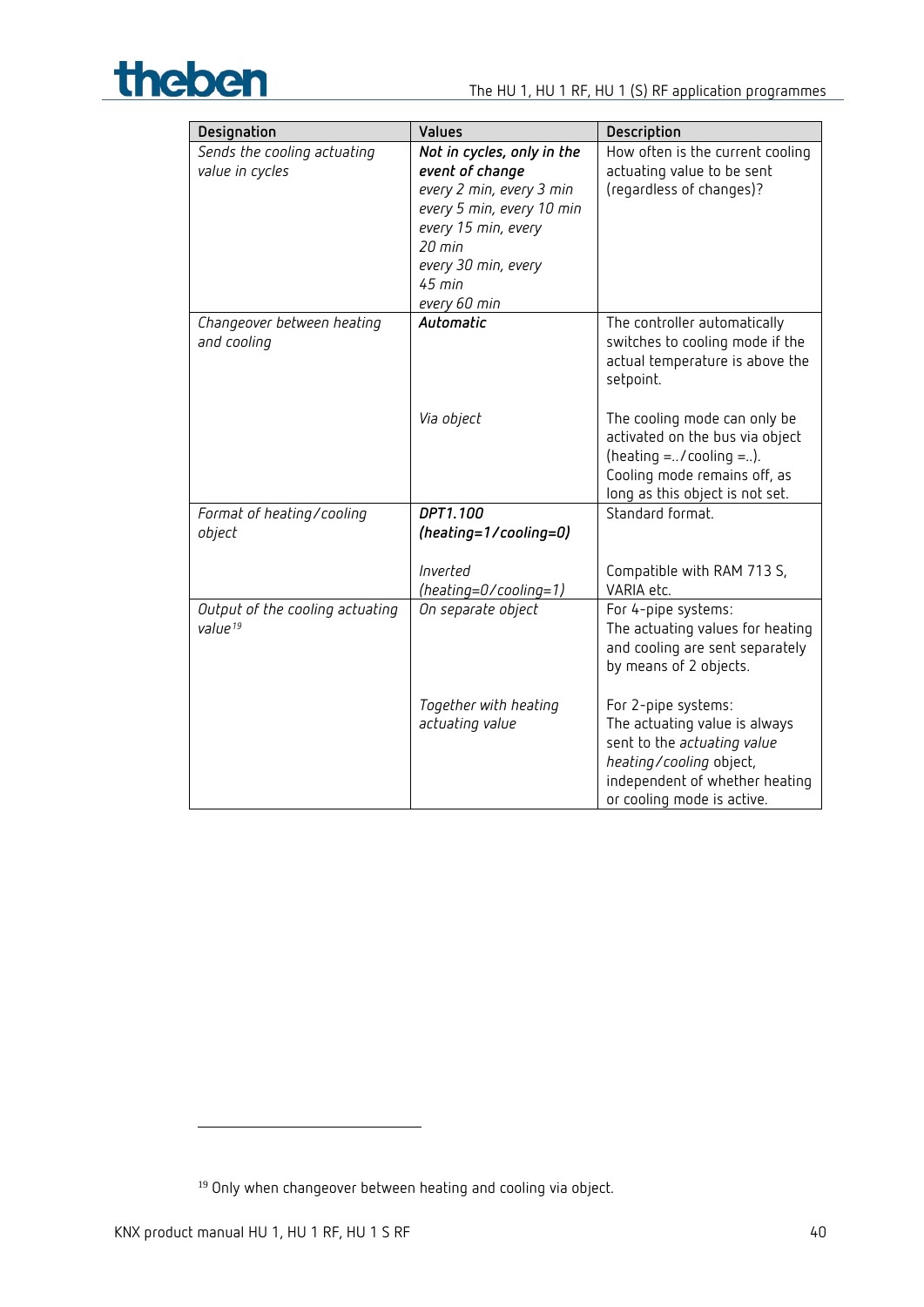| Designation | Values | Description |
|---|---|---|
| *Sends the cooling actuating value in cycles* | ***Not in cycles, only in the event of change*** *every 2 min, every 3 min every 5 min, every 10 min every 15 min, every 20 min every 30 min, every 45 min every 60 min* | How often is the current cooling actuating value to be sent (regardless of changes)? |
| *Changeover between heating and cooling* | ***Automatic*** | The controller automatically switches to cooling mode if the actual temperature is above the setpoint. |
| | *Via object* | The cooling mode can only be activated on the bus via object (heating =../cooling =..). Cooling mode remains off, as long as this object is not set. |
| *Format of heating/cooling object* | ***DPT1.100 (heating=1/cooling=0)*** | Standard format. |
| | *Inverted (heating=0/cooling=1)* | Compatible with RAM 713 S, VARIA etc. |
| *Output of the cooling actuating value*[19] | *On separate object* | For 4-pipe systems: The actuating values for heating and cooling are sent separately by means of 2 objects. |
| | *Together with heating actuating value* | For 2-pipe systems: The actuating value is always sent to the *actuating value heating/cooling* object, independent of whether heating or cooling mode is active. |

[19] Only when changeover between heating and cooling via object.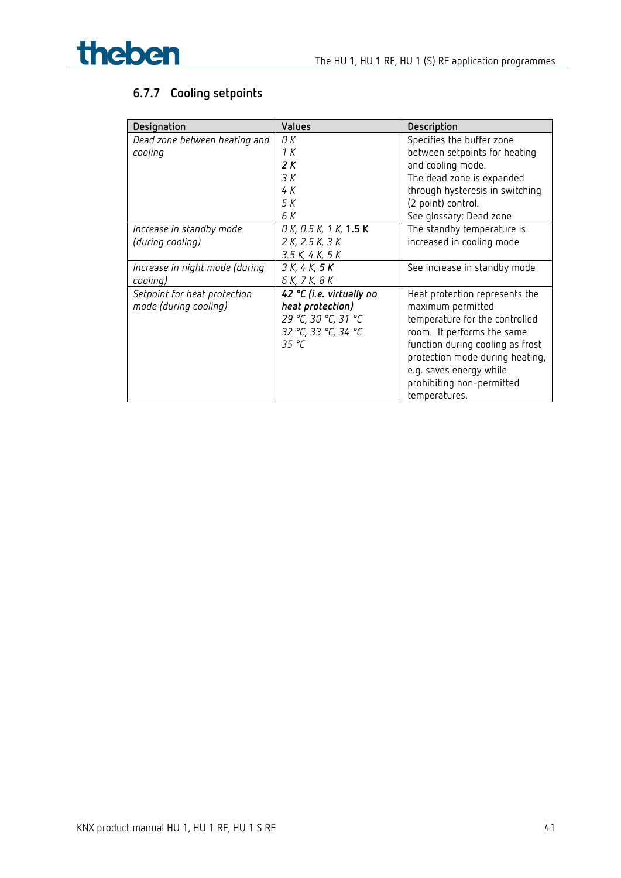### 6.7.7 Cooling setpoints

| Designation | Values | Description |
|---|---|---|
| *Dead zone between heating and cooling* | *0 K*<br>*1 K*<br>***2 K***<br>*3 K*<br>*4 K*<br>*5 K*<br>*6 K* | Specifies the buffer zone between setpoints for heating and cooling mode.<br>The dead zone is expanded through hysteresis in switching (2 point) control.<br>See glossary: Dead zone |
| *Increase in standby mode (during cooling)* | *0 K, 0.5 K, 1 K,* **1.5 K**<br>*2 K, 2.5 K, 3 K*<br>*3.5 K, 4 K, 5 K* | The standby temperature is increased in cooling mode |
| *Increase in night mode (during cooling)* | *3 K, 4 K,* ***5 K***<br>*6 K, 7 K, 8 K* | See increase in standby mode |
| *Setpoint for heat protection mode (during cooling)* | ***42 °C (i.e. virtually no heat protection)***<br>*29 °C, 30 °C, 31 °C*<br>*32 °C, 33 °C, 34 °C*<br>*35 °C* | Heat protection represents the maximum permitted temperature for the controlled room. It performs the same function during cooling as frost protection mode during heating, e.g. saves energy while prohibiting non-permitted temperatures. |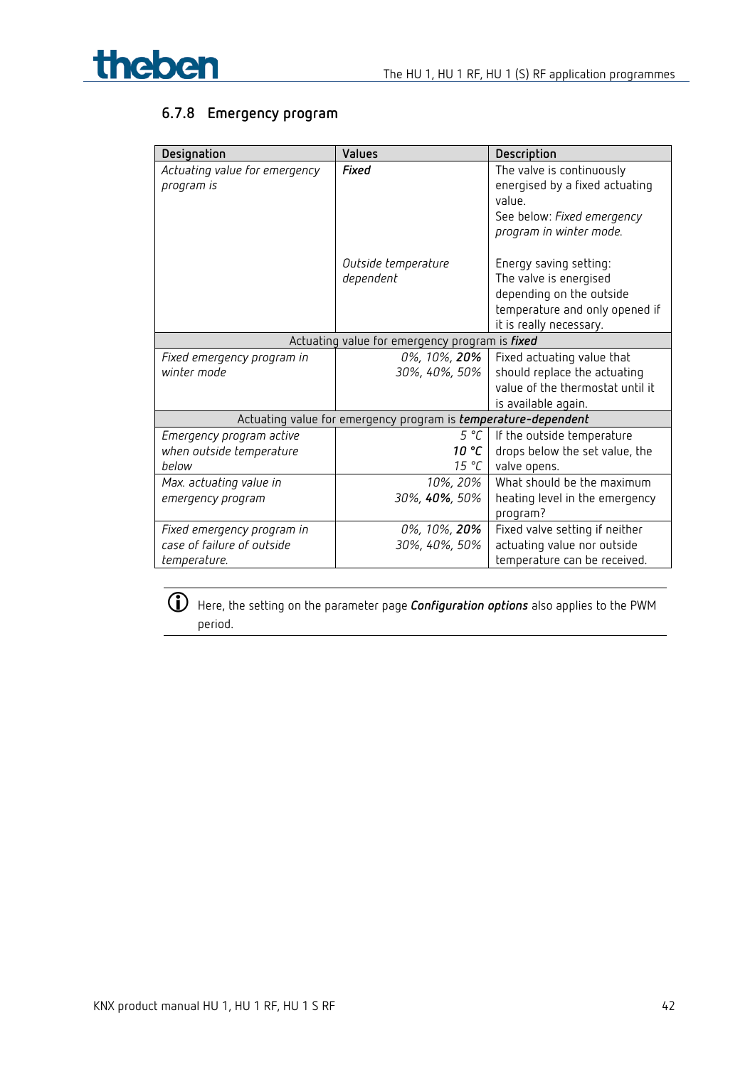### 6.7.8 Emergency program

| Designation | Values | Description |
|---|---|---|
| *Actuating value for emergency program is* | ***Fixed*** | The valve is continuously energised by a fixed actuating value. See below: *Fixed emergency program in winter mode.* |
| | *Outside temperature dependent* | Energy saving setting: The valve is energised depending on the outside temperature and only opened if it is really necessary. |
| Actuating value for emergency program is ***fixed*** | | |
| *Fixed emergency program in winter mode* | *0%, 10%, **20%** 30%, 40%, 50%* | Fixed actuating value that should replace the actuating value of the thermostat until it is available again. |
| Actuating value for emergency program is ***temperature-dependent*** | | |
| *Emergency program active when outside temperature below* | *5 °C* ***10 °C*** *15 °C* | If the outside temperature drops below the set value, the valve opens. |
| *Max. actuating value in emergency program* | *10%, 20% 30%, **40%**, 50%* | What should be the maximum heating level in the emergency program? |
| *Fixed emergency program in case of failure of outside temperature.* | *0%, 10%, **20%** 30%, 40%, 50%* | Fixed valve setting if neither actuating value nor outside temperature can be received. |

Here, the setting on the parameter page ***Configuration options*** also applies to the PWM period.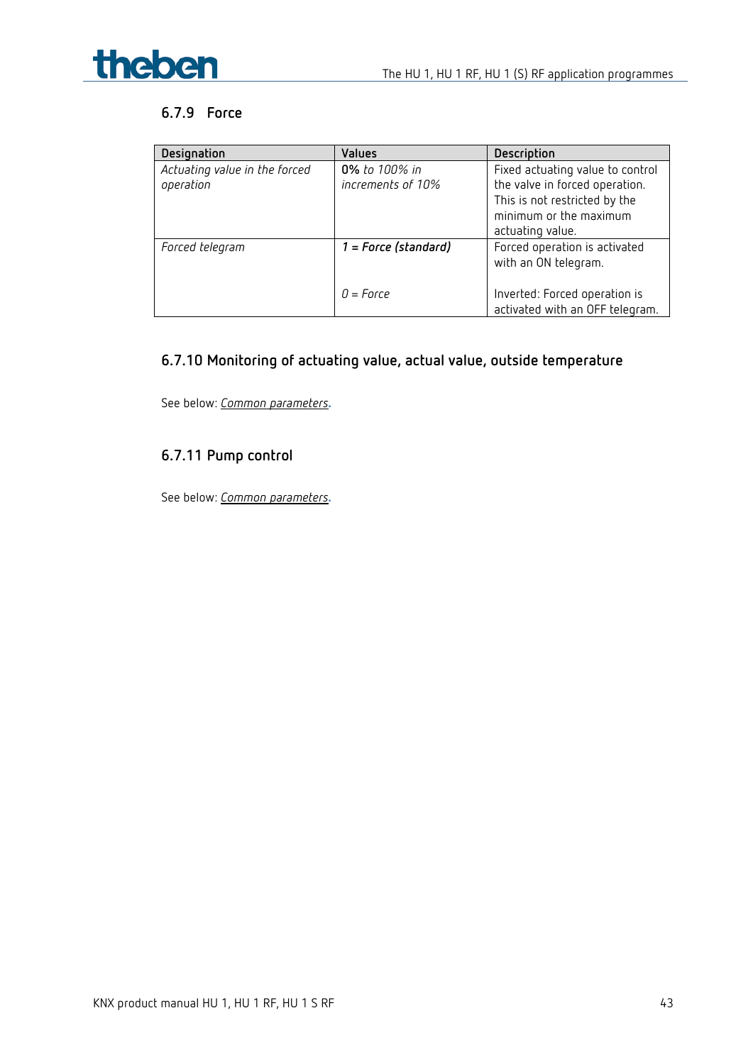### 6.7.9 Force

| Designation | Values | Description |
|---|---|---|
| *Actuating value in the forced operation* | **0%** *to 100% in increments of 10%* | Fixed actuating value to control the valve in forced operation. This is not restricted by the minimum or the maximum actuating value. |
| *Forced telegram* | ***1 = Force (standard)*** | Forced operation is activated with an ON telegram. |
| | *0 = Force* | Inverted: Forced operation is activated with an OFF telegram. |

### 6.7.10 Monitoring of actuating value, actual value, outside temperature

See below: *Common parameters*.

### 6.7.11 Pump control

See below: *Common parameters*.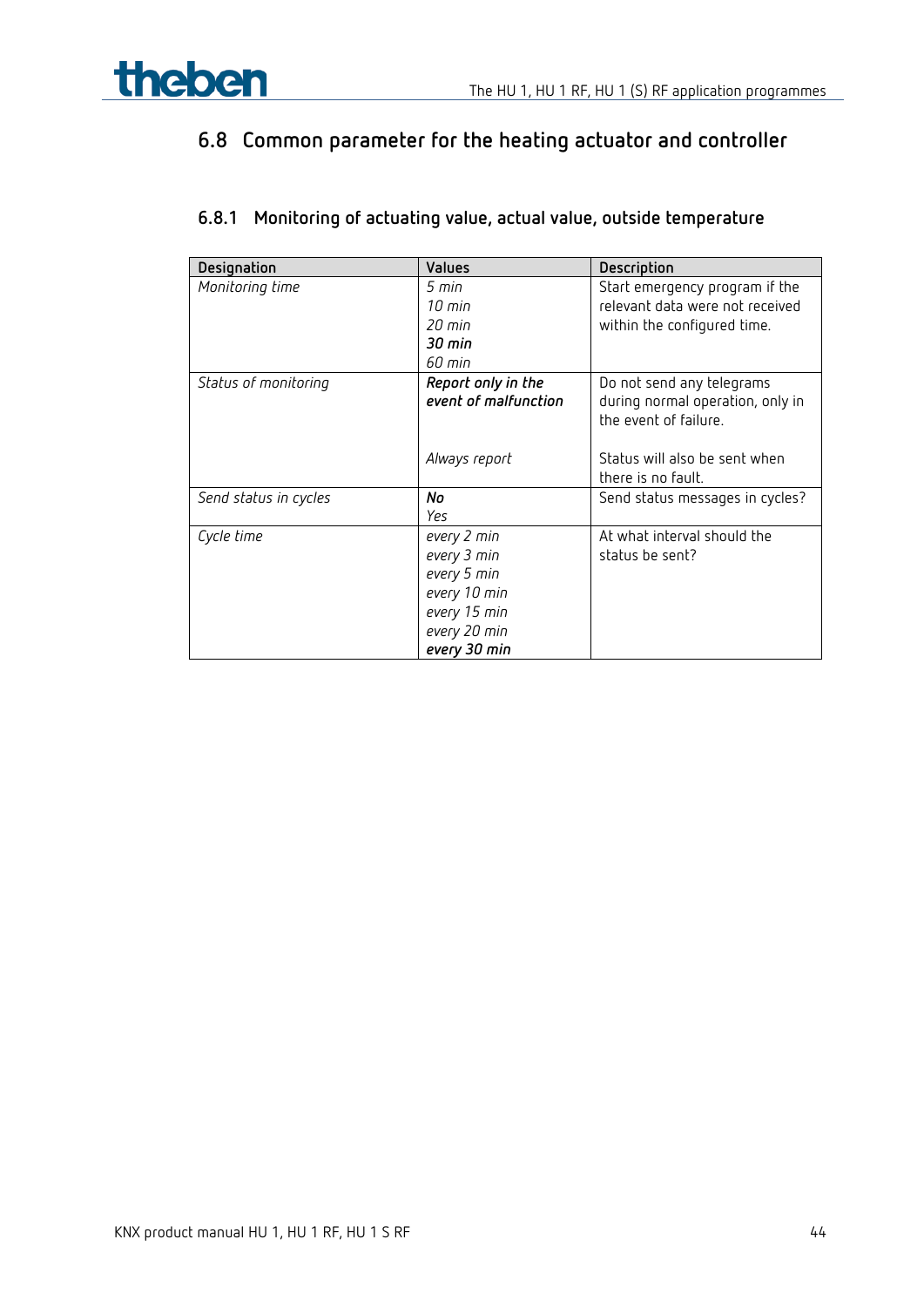## 6.8 Common parameter for the heating actuator and controller

### 6.8.1 Monitoring of actuating value, actual value, outside temperature

| Designation | Values | Description |
|---|---|---|
| *Monitoring time* | *5 min*<br>*10 min*<br>*20 min*<br>***30 min***<br>*60 min* | Start emergency program if the relevant data were not received within the configured time. |
| *Status of monitoring* | ***Report only in the event of malfunction***<br><br>*Always report* | Do not send any telegrams during normal operation, only in the event of failure.<br><br>Status will also be sent when there is no fault. |
| *Send status in cycles* | ***No***<br>*Yes* | Send status messages in cycles? |
| *Cycle time* | *every 2 min*<br>*every 3 min*<br>*every 5 min*<br>*every 10 min*<br>*every 15 min*<br>*every 20 min*<br>***every 30 min*** | At what interval should the status be sent? |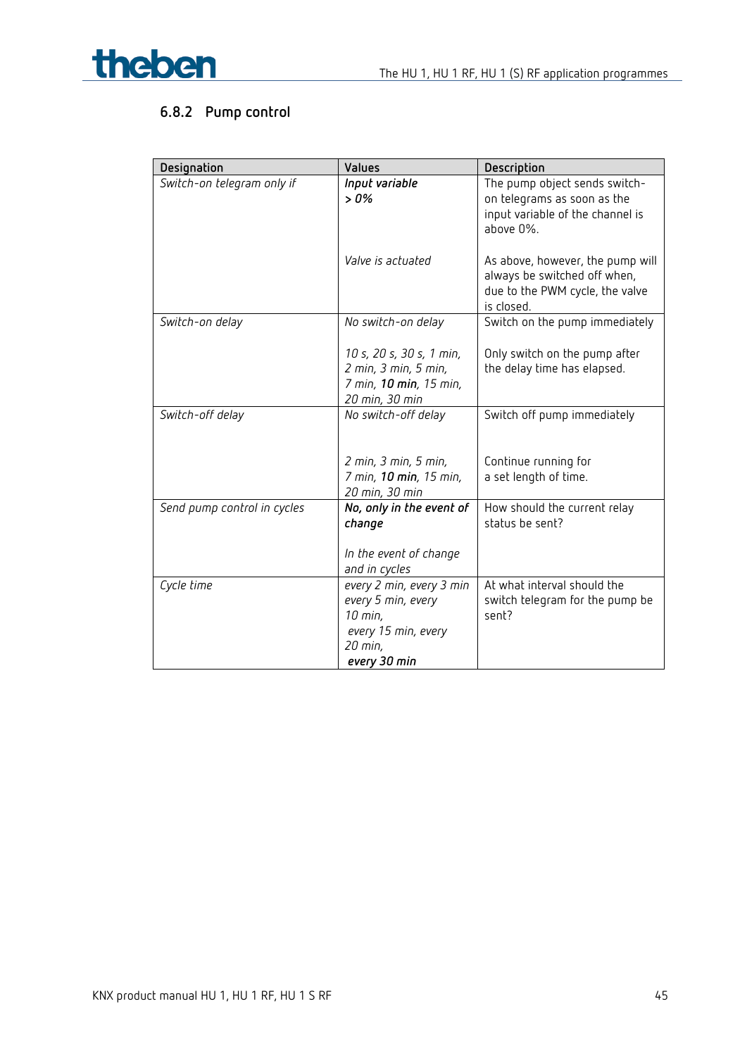### 6.8.2 Pump control

| Designation | Values | Description |
|---|---|---|
| *Switch-on telegram only if* | ***Input variable > 0%*** | The pump object sends switch-on telegrams as soon as the input variable of the channel is above 0%. |
| | *Valve is actuated* | As above, however, the pump will always be switched off when, due to the PWM cycle, the valve is closed. |
| *Switch-on delay* | *No switch-on delay* | Switch on the pump immediately |
| | *10 s, 20 s, 30 s, 1 min, 2 min, 3 min, 5 min, 7 min,* ***10 min****, 15 min, 20 min, 30 min* | Only switch on the pump after the delay time has elapsed. |
| *Switch-off delay* | *No switch-off delay* | Switch off pump immediately |
| | *2 min, 3 min, 5 min, 7 min,* ***10 min****, 15 min, 20 min, 30 min* | Continue running for a set length of time. |
| *Send pump control in cycles* | ***No, only in the event of change*** | How should the current relay status be sent? |
| | *In the event of change and in cycles* | |
| *Cycle time* | *every 2 min, every 3 min every 5 min, every 10 min, every 15 min, every 20 min,* ***every 30 min*** | At what interval should the switch telegram for the pump be sent? |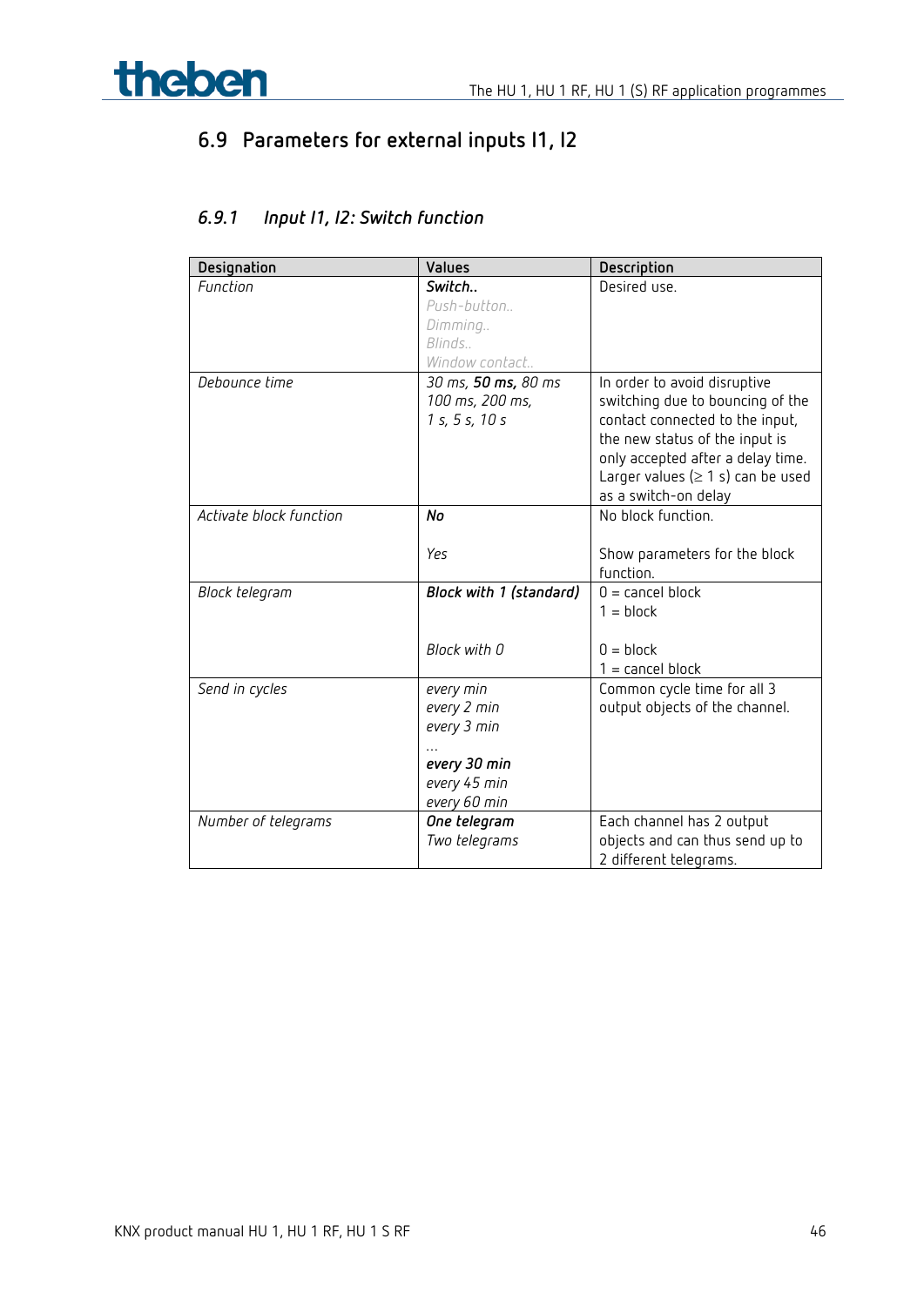## 6.9 Parameters for external inputs I1, I2

### *6.9.1 Input I1, I2: Switch function*

| Designation | Values | Description |
|---|---|---|
| *Function* | ***Switch..***<br>*Push-button..*<br>*Dimming..*<br>*Blinds..*<br>*Window contact..* | Desired use. |
| *Debounce time* | *30 ms,* ***50 ms,*** *80 ms*<br>*100 ms, 200 ms,*<br>*1 s, 5 s, 10 s* | In order to avoid disruptive switching due to bouncing of the contact connected to the input, the new status of the input is only accepted after a delay time. Larger values (≥ 1 s) can be used as a switch-on delay |
| *Activate block function* | ***No***<br><br>*Yes* | No block function.<br><br>Show parameters for the block function. |
| *Block telegram* | ***Block with 1 (standard)***<br><br>*Block with 0* | 0 = cancel block<br>1 = block<br><br>0 = block<br>1 = cancel block |
| *Send in cycles* | *every min*<br>*every 2 min*<br>*every 3 min*<br>…<br>***every 30 min***<br>*every 45 min*<br>*every 60 min* | Common cycle time for all 3 output objects of the channel. |
| *Number of telegrams* | ***One telegram***<br>*Two telegrams* | Each channel has 2 output objects and can thus send up to 2 different telegrams. |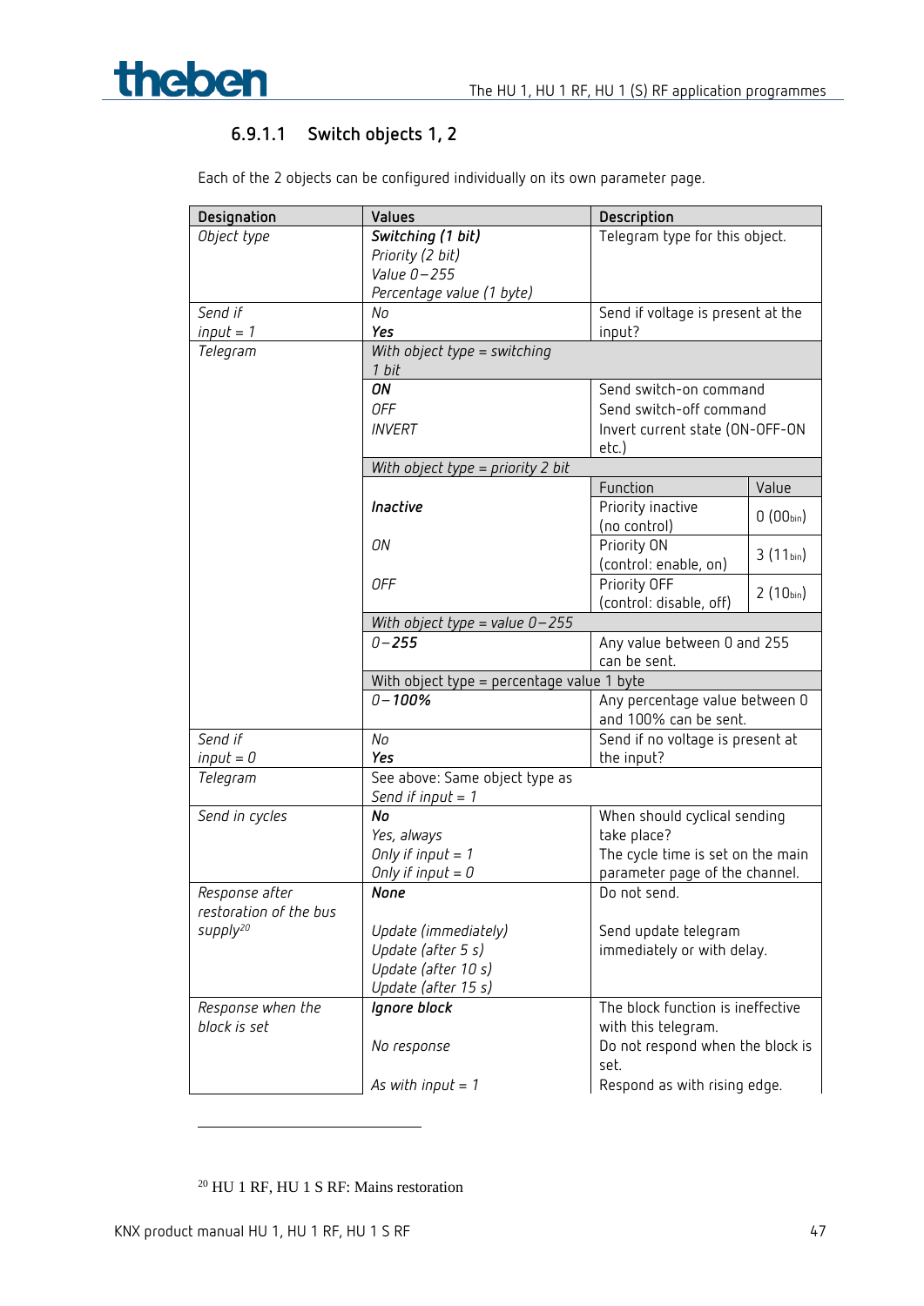### 6.9.1.1 Switch objects 1, 2

Each of the 2 objects can be configured individually on its own parameter page.

| Designation | Values | Description |
|---|---|---|
| *Object type* | ***Switching (1 bit)***<br>*Priority (2 bit)*<br>*Value 0−255*<br>*Percentage value (1 byte)* | Telegram type for this object. |
| *Send if input = 1* | *No*<br>***Yes*** | Send if voltage is present at the input? |
| *Telegram* | *With object type = switching 1 bit* | |
| | ***ON***<br>*OFF*<br>*INVERT* | Send switch-on command<br>Send switch-off command<br>Invert current state (ON-OFF-ON etc.) |
| | *With object type = priority 2 bit* | Function / Value |
| | ***Inactive*** | Priority inactive (no control) — 0 (00bin) |
| | *ON* | Priority ON (control: enable, on) — 3 (11bin) |
| | *OFF* | Priority OFF (control: disable, off) — 2 (10bin) |
| | *With object type = value 0−255* | |
| | ***0−255*** | Any value between 0 and 255 can be sent. |
| | With object type = percentage value 1 byte | |
| | ***0−100%*** | Any percentage value between 0 and 100% can be sent. |
| *Send if input = 0* | *No*<br>***Yes*** | Send if no voltage is present at the input? |
| *Telegram* | See above: Same object type as *Send if input = 1* | |
| *Send in cycles* | ***No***<br>*Yes, always*<br>*Only if input = 1*<br>*Only if input = 0* | When should cyclical sending take place?<br>The cycle time is set on the main parameter page of the channel. |
| *Response after restoration of the bus supply*[20] | ***None***<br><br>*Update (immediately)*<br>*Update (after 5 s)*<br>*Update (after 10 s)*<br>*Update (after 15 s)* | Do not send.<br><br>Send update telegram immediately or with delay. |
| *Response when the block is set* | ***Ignore block***<br><br>*No response*<br><br>*As with input = 1* | The block function is ineffective with this telegram.<br>Do not respond when the block is set.<br>Respond as with rising edge. |

[20] HU 1 RF, HU 1 S RF: Mains restoration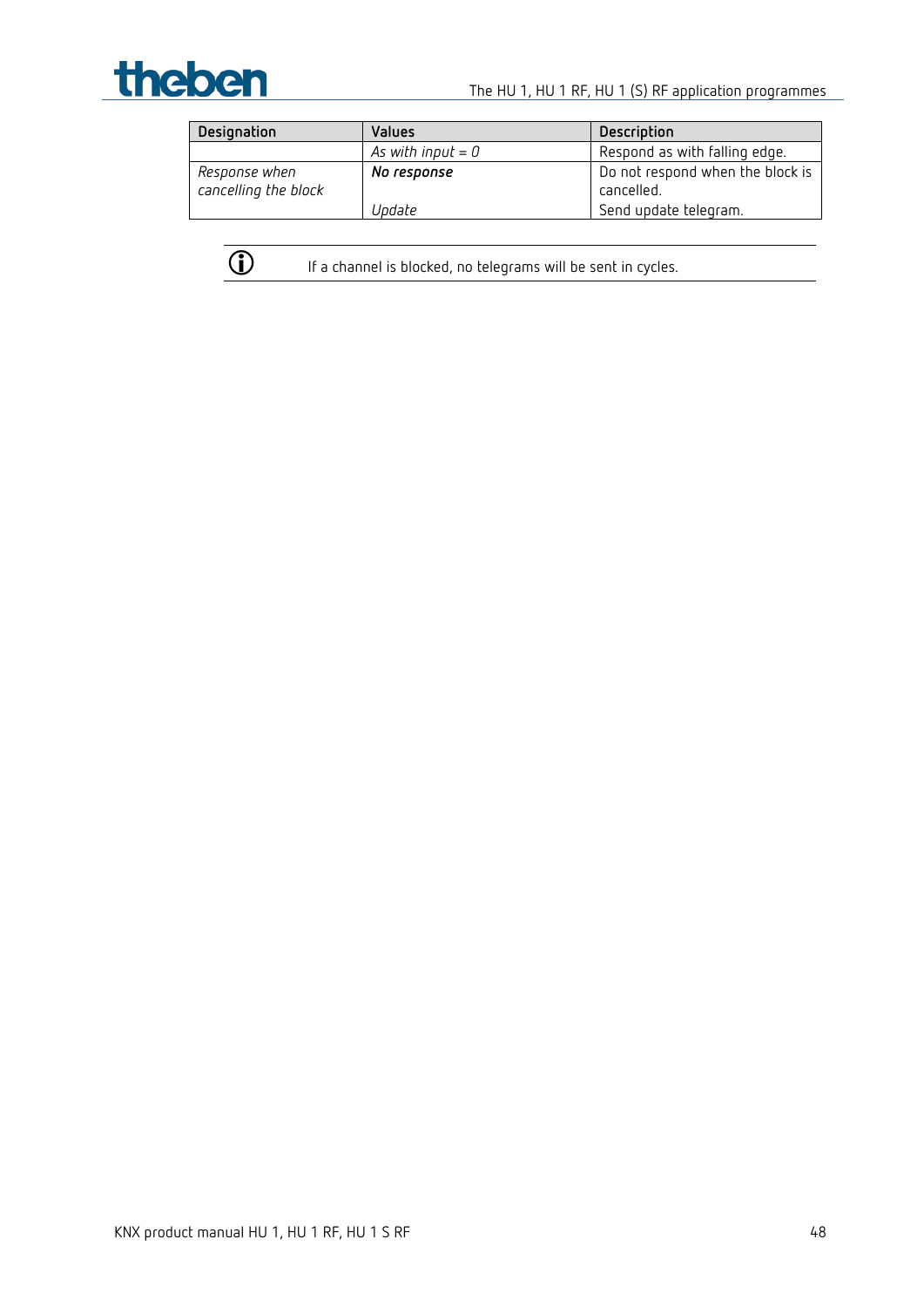| Designation | Values | Description |
|---|---|---|
| | *As with input = 0* | Respond as with falling edge. |
| *Response when cancelling the block* | ***No response*** | Do not respond when the block is cancelled. |
| | *Update* | Send update telegram. |

ⓘ If a channel is blocked, no telegrams will be sent in cycles.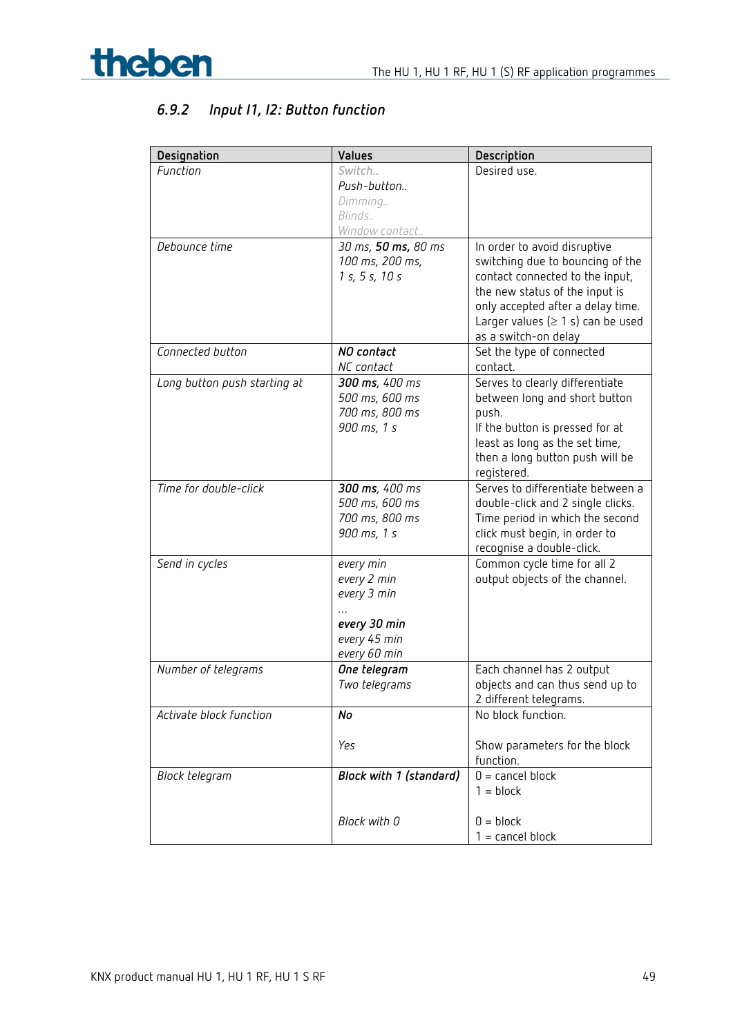### 6.9.2 *Input I1, I2: Button function*

| Designation | Values | Description |
|---|---|---|
| *Function* | *Switch..*<br>*Push-button..*<br>*Dimming..*<br>*Blinds..*<br>*Window contact..* | Desired use. |
| *Debounce time* | *30 ms,* ***50 ms,*** *80 ms*<br>*100 ms, 200 ms,*<br>*1 s, 5 s, 10 s* | In order to avoid disruptive switching due to bouncing of the contact connected to the input, the new status of the input is only accepted after a delay time.<br>Larger values (≥ 1 s) can be used as a switch-on delay |
| *Connected button* | ***NO contact***<br>*NC contact* | Set the type of connected contact. |
| *Long button push starting at* | ***300 ms,*** *400 ms*<br>*500 ms, 600 ms*<br>*700 ms, 800 ms*<br>*900 ms, 1 s* | Serves to clearly differentiate between long and short button push.<br>If the button is pressed for at least as long as the set time, then a long button push will be registered. |
| *Time for double-click* | ***300 ms,*** *400 ms*<br>*500 ms, 600 ms*<br>*700 ms, 800 ms*<br>*900 ms, 1 s* | Serves to differentiate between a double-click and 2 single clicks.<br>Time period in which the second click must begin, in order to recognise a double-click. |
| *Send in cycles* | *every min*<br>*every 2 min*<br>*every 3 min*<br>*…*<br>***every 30 min***<br>*every 45 min*<br>*every 60 min* | Common cycle time for all 2 output objects of the channel. |
| *Number of telegrams* | ***One telegram***<br>*Two telegrams* | Each channel has 2 output objects and can thus send up to 2 different telegrams. |
| *Activate block function* | ***No***<br><br>*Yes* | No block function.<br><br>Show parameters for the block function. |
| *Block telegram* | ***Block with 1 (standard)***<br><br>*Block with 0* | 0 = cancel block<br>1 = block<br><br>0 = block<br>1 = cancel block |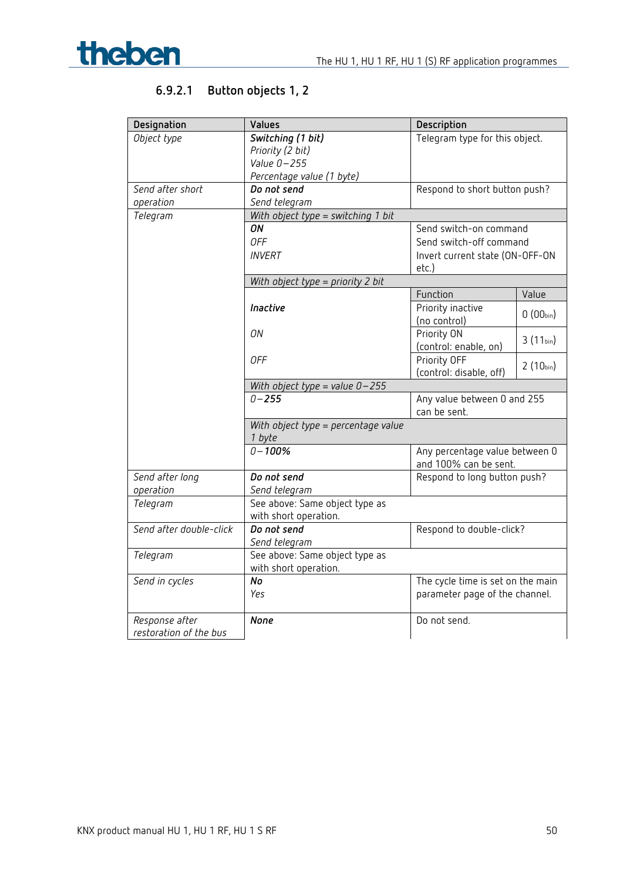### 6.9.2.1 Button objects 1, 2

| Designation | Values | Description | |
|---|---|---|---|
| *Object type* | ***Switching (1 bit)***<br>*Priority (2 bit)*<br>*Value 0–255*<br>*Percentage value (1 byte)* | Telegram type for this object. | |
| *Send after short operation* | ***Do not send***<br>*Send telegram* | Respond to short button push? | |
| *Telegram* | *With object type = switching 1 bit* | | |
| | ***ON***<br>*OFF*<br>*INVERT* | Send switch-on command<br>Send switch-off command<br>Invert current state (ON-OFF-ON etc.) | |
| | *With object type = priority 2 bit* | | |
| | | Function | Value |
| | ***Inactive*** | Priority inactive (no control) | 0 ($00_{bin}$) |
| | *ON* | Priority ON (control: enable, on) | 3 ($11_{bin}$) |
| | *OFF* | Priority OFF (control: disable, off) | 2 ($10_{bin}$) |
| | *With object type = value 0–255* | | |
| | *0–**255*** | Any value between 0 and 255 can be sent. | |
| | *With object type = percentage value 1 byte* | | |
| | *0–**100%*** | Any percentage value between 0 and 100% can be sent. | |
| *Send after long operation* | ***Do not send***<br>*Send telegram* | Respond to long button push? | |
| *Telegram* | See above: Same object type as with short operation. | | |
| *Send after double-click* | ***Do not send***<br>*Send telegram* | Respond to double-click? | |
| *Telegram* | See above: Same object type as with short operation. | | |
| *Send in cycles* | ***No***<br>*Yes* | The cycle time is set on the main parameter page of the channel. | |
| *Response after restoration of the bus* | ***None*** | Do not send. | |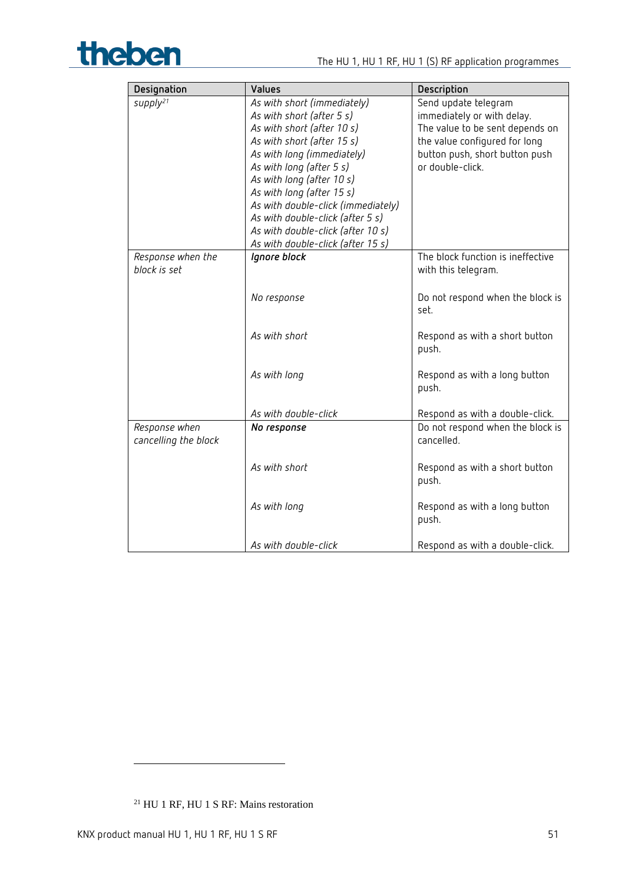| Designation | Values | Description |
|---|---|---|
| *supply*[21] | *As with short (immediately)*<br>*As with short (after 5 s)*<br>*As with short (after 10 s)*<br>*As with short (after 15 s)*<br>*As with long (immediately)*<br>*As with long (after 5 s)*<br>*As with long (after 10 s)*<br>*As with long (after 15 s)*<br>*As with double-click (immediately)*<br>*As with double-click (after 5 s)*<br>*As with double-click (after 10 s)*<br>*As with double-click (after 15 s)* | Send update telegram immediately or with delay.<br>The value to be sent depends on the value configured for long button push, short button push or double-click. |
| *Response when the block is set* | ***Ignore block*** | The block function is ineffective with this telegram. |
| | *No response* | Do not respond when the block is set. |
| | *As with short* | Respond as with a short button push. |
| | *As with long* | Respond as with a long button push. |
| | *As with double-click* | Respond as with a double-click. |
| *Response when cancelling the block* | ***No response*** | Do not respond when the block is cancelled. |
| | *As with short* | Respond as with a short button push. |
| | *As with long* | Respond as with a long button push. |
| | *As with double-click* | Respond as with a double-click. |

[21] HU 1 RF, HU 1 S RF: Mains restoration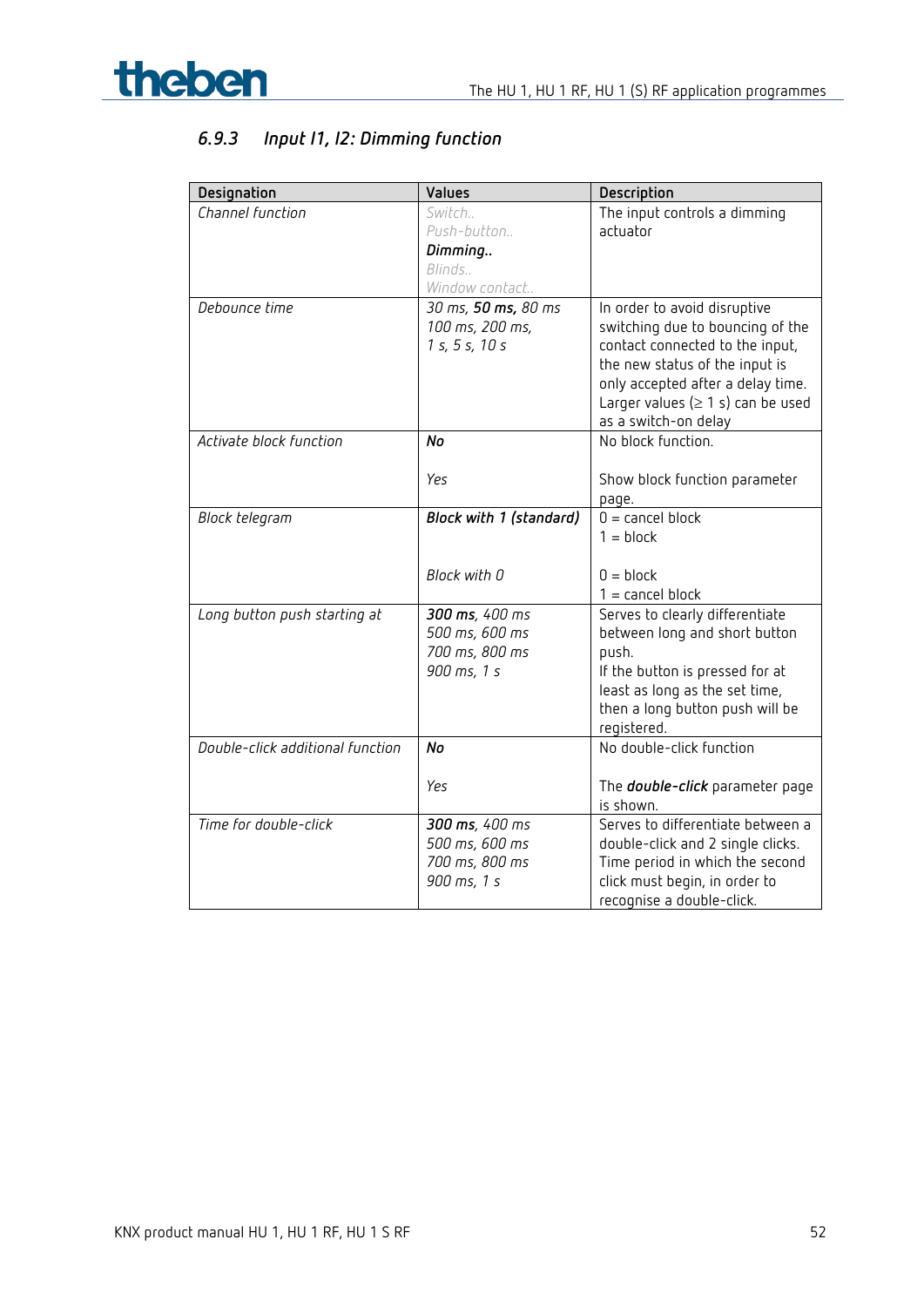### 6.9.3 Input I1, I2: Dimming function

| Designation | Values | Description |
| --- | --- | --- |
| *Channel function* | *Switch..*<br>*Push-button..*<br>***Dimming..***<br>*Blinds..*<br>*Window contact..* | The input controls a dimming actuator |
| *Debounce time* | *30 ms,* ***50 ms,*** *80 ms*<br>*100 ms, 200 ms,*<br>*1 s, 5 s, 10 s* | In order to avoid disruptive switching due to bouncing of the contact connected to the input, the new status of the input is only accepted after a delay time. Larger values (≥ 1 s) can be used as a switch-on delay |
| *Activate block function* | ***No***<br><br>*Yes* | No block function.<br><br>Show block function parameter page. |
| *Block telegram* | ***Block with 1 (standard)***<br><br>*Block with 0* | 0 = cancel block<br>1 = block<br><br>0 = block<br>1 = cancel block |
| *Long button push starting at* | ***300 ms****, 400 ms*<br>*500 ms, 600 ms*<br>*700 ms, 800 ms*<br>*900 ms, 1 s* | Serves to clearly differentiate between long and short button push.<br>If the button is pressed for at least as long as the set time, then a long button push will be registered. |
| *Double-click additional function* | ***No***<br><br>*Yes* | No double-click function<br><br>The ***double-click*** parameter page is shown. |
| *Time for double-click* | ***300 ms****, 400 ms*<br>*500 ms, 600 ms*<br>*700 ms, 800 ms*<br>*900 ms, 1 s* | Serves to differentiate between a double-click and 2 single clicks. Time period in which the second click must begin, in order to recognise a double-click. |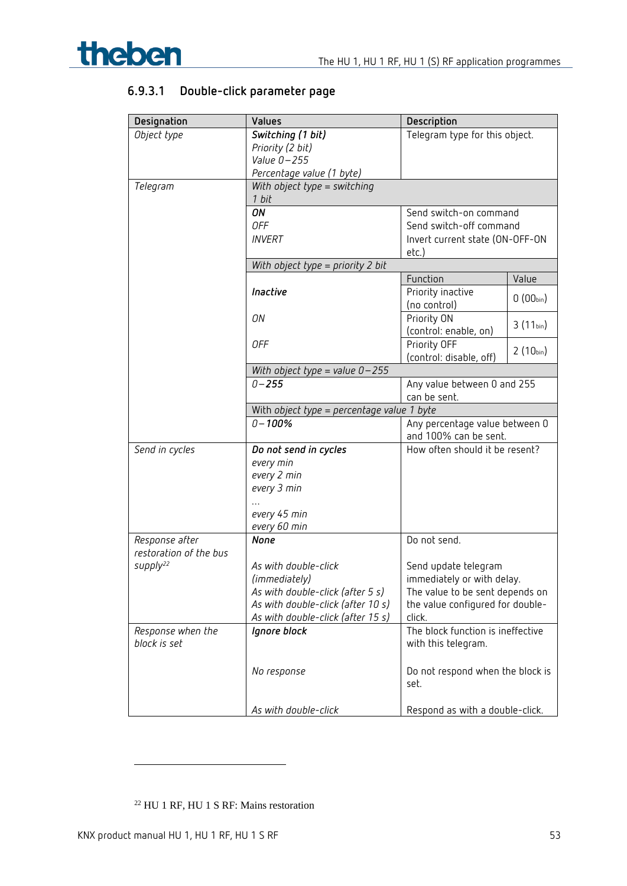### 6.9.3.1 Double-click parameter page

| Designation | Values | Description | |
|---|---|---|---|
| *Object type* | ***Switching (1 bit)***<br>*Priority (2 bit)*<br>*Value 0−255*<br>*Percentage value (1 byte)* | Telegram type for this object. | |
| *Telegram* | *With object type = switching 1 bit* | | |
| | ***ON***<br>*OFF*<br>*INVERT* | Send switch-on command<br>Send switch-off command<br>Invert current state (ON-OFF-ON etc.) | |
| | *With object type = priority 2 bit* | | |
| | | Function | Value |
| | ***Inactive*** | Priority inactive (no control) | 0 ($00_{bin}$) |
| | *ON* | Priority ON (control: enable, on) | 3 ($11_{bin}$) |
| | *OFF* | Priority OFF (control: disable, off) | 2 ($10_{bin}$) |
| | *With object type = value 0−255* | | |
| | *0−**255*** | Any value between 0 and 255 can be sent. | |
| | *With object type = percentage value 1 byte* | | |
| | *0−**100%*** | Any percentage value between 0 and 100% can be sent. | |
| *Send in cycles* | ***Do not send in cycles***<br>*every min*<br>*every 2 min*<br>*every 3 min*<br>*…*<br>*every 45 min*<br>*every 60 min* | How often should it be resent? | |
| *Response after restoration of the bus supply*[22] | ***None***<br><br>*As with double-click (immediately)*<br>*As with double-click (after 5 s)*<br>*As with double-click (after 10 s)*<br>*As with double-click (after 15 s)* | Do not send.<br><br>Send update telegram immediately or with delay.<br>The value to be sent depends on the value configured for double-click. | |
| *Response when the block is set* | ***Ignore block***<br><br>*No response*<br><br>*As with double-click* | The block function is ineffective with this telegram.<br><br>Do not respond when the block is set.<br><br>Respond as with a double-click. | |

[22] HU 1 RF, HU 1 S RF: Mains restoration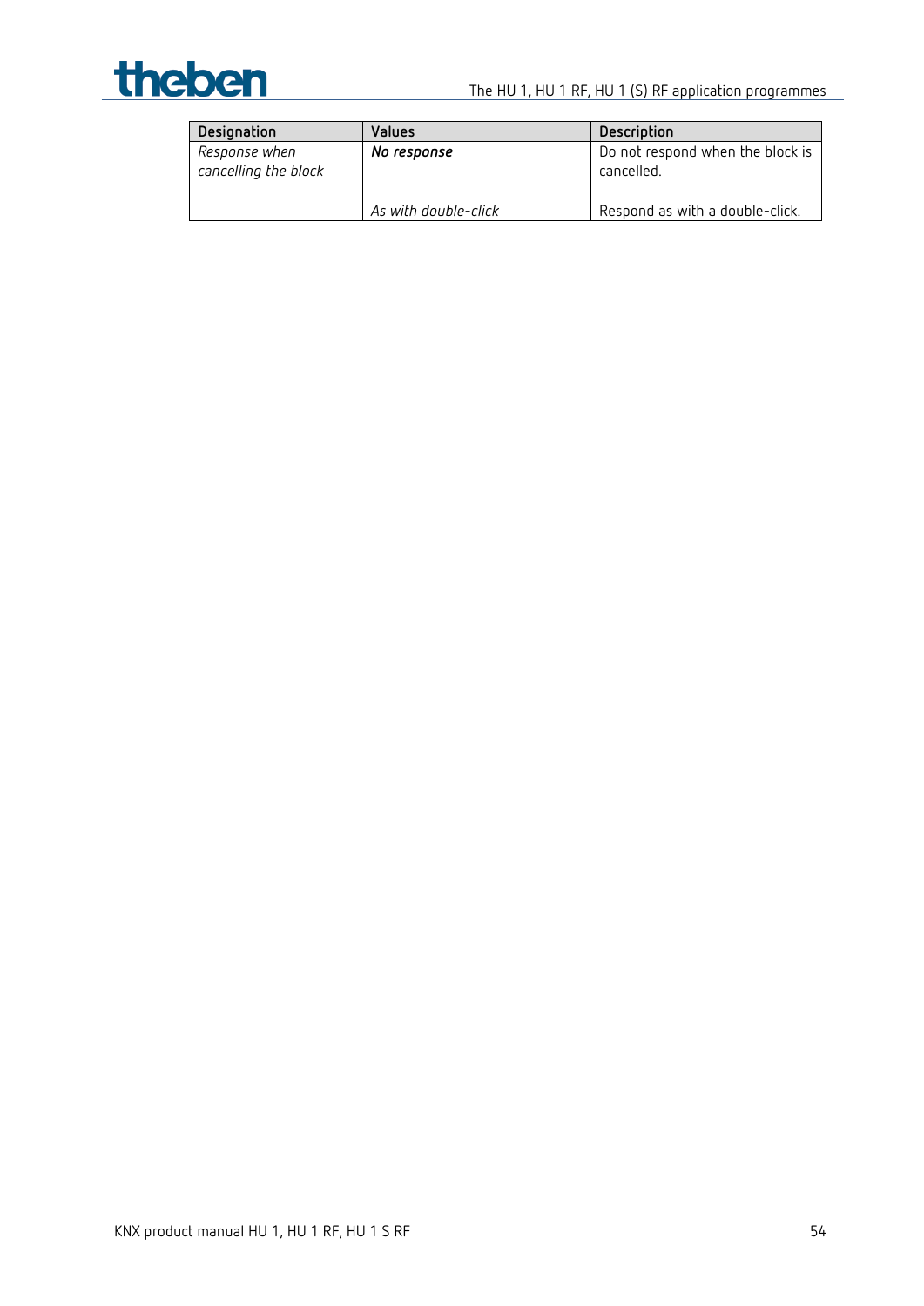| Designation | Values | Description |
| --- | --- | --- |
| *Response when cancelling the block* | ***No response*** | Do not respond when the block is cancelled. |
| | *As with double-click* | Respond as with a double-click. |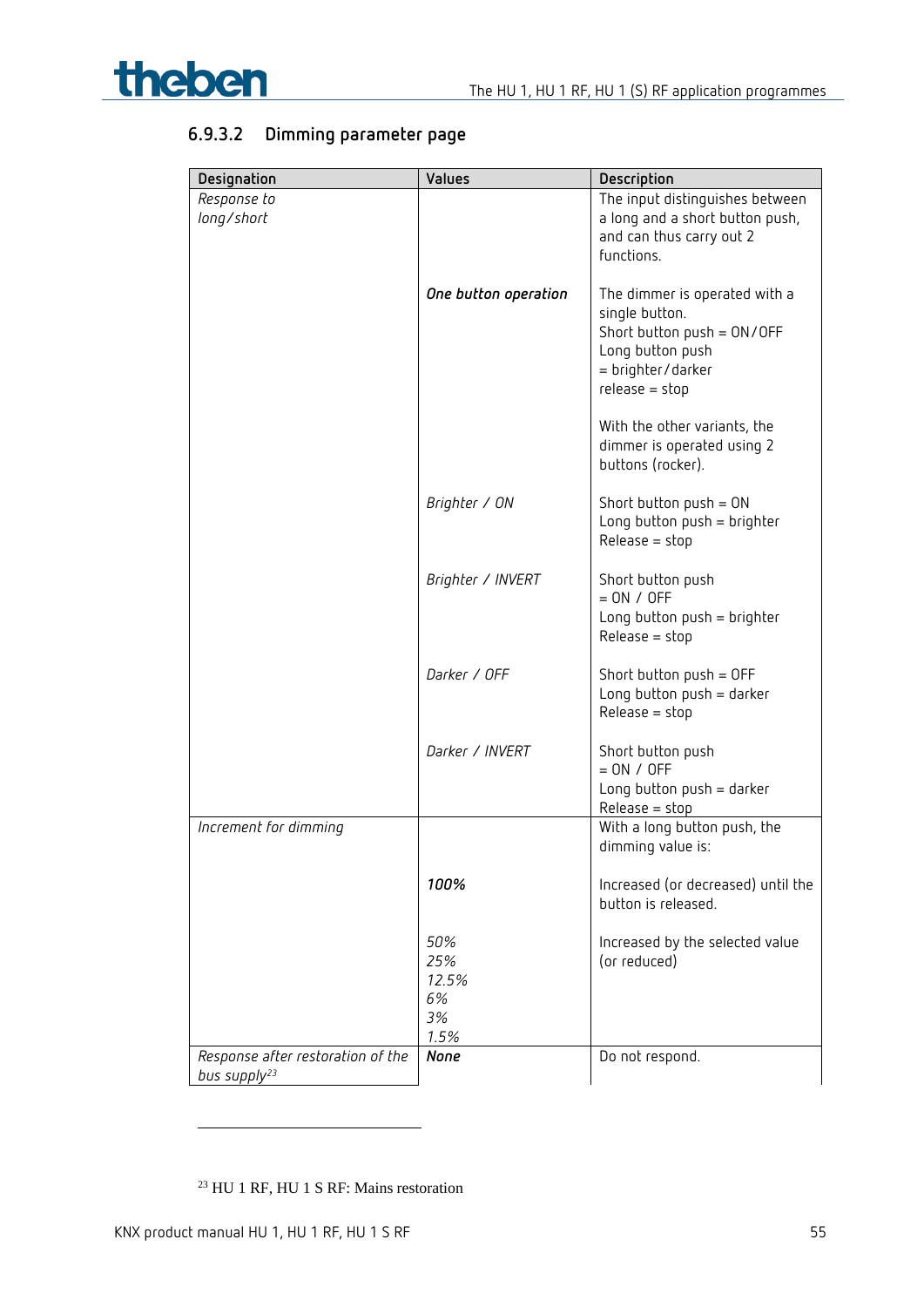### 6.9.3.2 Dimming parameter page

| Designation | Values | Description |
|---|---|---|
| *Response to long/short* | | The input distinguishes between a long and a short button push, and can thus carry out 2 functions. |
| | ***One button operation*** | The dimmer is operated with a single button. Short button push = ON/OFF Long button push = brighter/darker release = stop<br><br>With the other variants, the dimmer is operated using 2 buttons (rocker). |
| | *Brighter / ON* | Short button push = ON Long button push = brighter Release = stop |
| | *Brighter / INVERT* | Short button push = ON / OFF Long button push = brighter Release = stop |
| | *Darker / OFF* | Short button push = OFF Long button push = darker Release = stop |
| | *Darker / INVERT* | Short button push = ON / OFF Long button push = darker Release = stop |
| *Increment for dimming* | | With a long button push, the dimming value is: |
| | ***100%*** | Increased (or decreased) until the button is released. |
| | *50%*<br>*25%*<br>*12.5%*<br>*6%*<br>*3%*<br>*1.5%* | Increased by the selected value (or reduced) |
| *Response after restoration of the bus supply*[23] | ***None*** | Do not respond. |

[23] HU 1 RF, HU 1 S RF: Mains restoration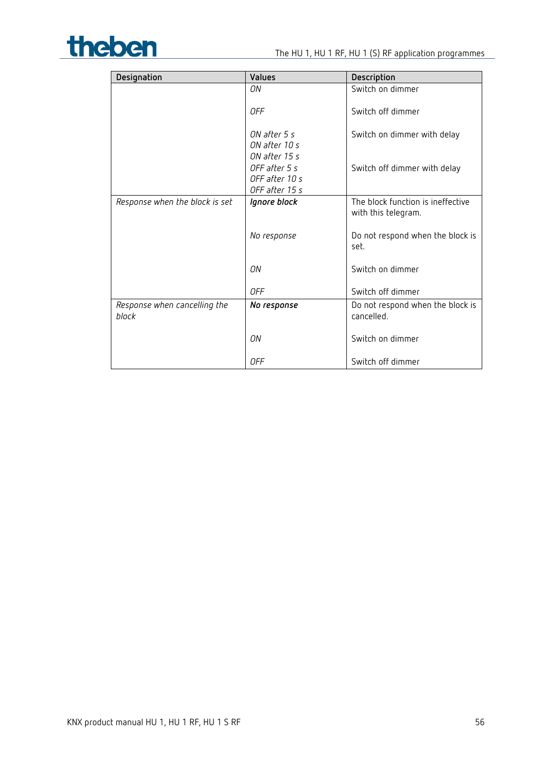| Designation | Values | Description |
|---|---|---|
| | *ON* | Switch on dimmer |
| | *OFF* | Switch off dimmer |
| | *ON after 5 s*<br>*ON after 10 s*<br>*ON after 15 s* | Switch on dimmer with delay |
| | *OFF after 5 s*<br>*OFF after 10 s*<br>*OFF after 15 s* | Switch off dimmer with delay |
| *Response when the block is set* | ***Ignore block*** | The block function is ineffective with this telegram. |
| | *No response* | Do not respond when the block is set. |
| | *ON* | Switch on dimmer |
| | *OFF* | Switch off dimmer |
| *Response when cancelling the block* | ***No response*** | Do not respond when the block is cancelled. |
| | *ON* | Switch on dimmer |
| | *OFF* | Switch off dimmer |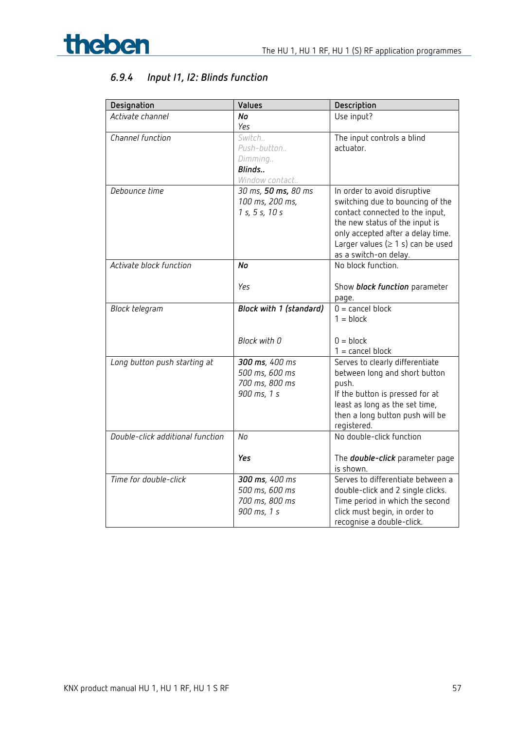### 6.9.4 *Input I1, I2: Blinds function*

| Designation | Values | Description |
|---|---|---|
| *Activate channel* | ***No***<br>*Yes* | Use input? |
| *Channel function* | *Switch..*<br>*Push-button..*<br>*Dimming..*<br>**Blinds..**<br>*Window contact..* | The input controls a blind actuator. |
| *Debounce time* | *30 ms,* ***50 ms,*** *80 ms*<br>*100 ms, 200 ms,*<br>*1 s, 5 s, 10 s* | In order to avoid disruptive switching due to bouncing of the contact connected to the input, the new status of the input is only accepted after a delay time. Larger values (≥ 1 s) can be used as a switch-on delay. |
| *Activate block function* | ***No***<br><br>*Yes* | No block function.<br><br>Show ***block function*** parameter page. |
| *Block telegram* | ***Block with 1 (standard)***<br><br>*Block with 0* | 0 = cancel block<br>1 = block<br><br>0 = block<br>1 = cancel block |
| *Long button push starting at* | ***300 ms****, 400 ms*<br>*500 ms, 600 ms*<br>*700 ms, 800 ms*<br>*900 ms, 1 s* | Serves to clearly differentiate between long and short button push.<br>If the button is pressed for at least as long as the set time, then a long button push will be registered. |
| *Double-click additional function* | *No*<br><br>***Yes*** | No double-click function<br><br>The ***double-click*** parameter page is shown. |
| *Time for double-click* | ***300 ms****, 400 ms*<br>*500 ms, 600 ms*<br>*700 ms, 800 ms*<br>*900 ms, 1 s* | Serves to differentiate between a double-click and 2 single clicks.<br>Time period in which the second click must begin, in order to recognise a double-click. |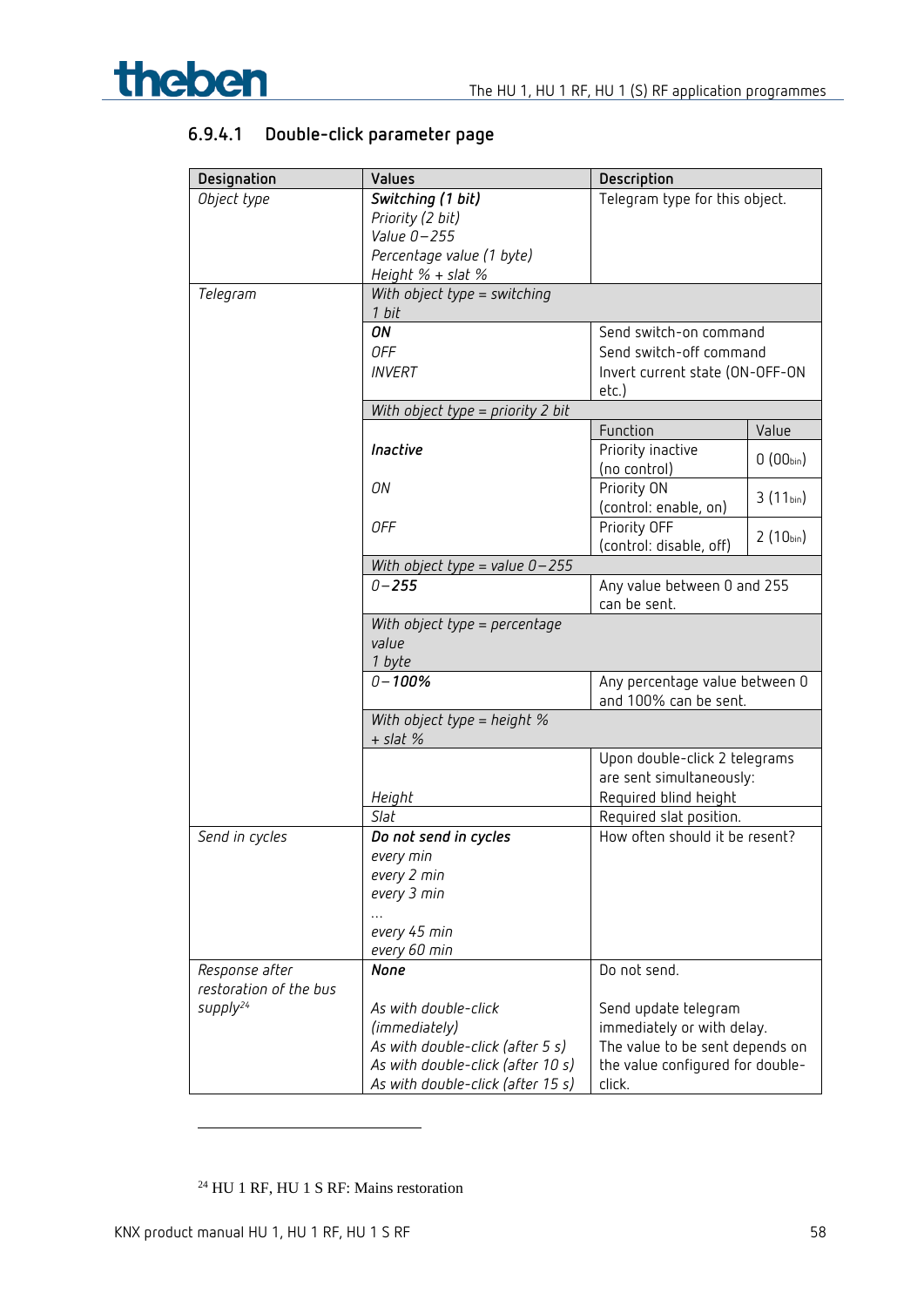#### 6.9.4.1 Double-click parameter page

| Designation | Values | Description |
|---|---|---|
| *Object type* | ***Switching (1 bit)***<br>*Priority (2 bit)*<br>*Value 0−255*<br>*Percentage value (1 byte)*<br>*Height % + slat %* | Telegram type for this object. |
| *Telegram* | *With object type = switching 1 bit* | |
| | ***ON***<br>*OFF*<br>*INVERT* | Send switch-on command<br>Send switch-off command<br>Invert current state (ON-OFF-ON etc.) |
| | *With object type = priority 2 bit* | |
| | ***Inactive***<br><br>*ON*<br><br>*OFF* | Function / Value:<br>Priority inactive (no control) — 0 ($00_{bin}$)<br>Priority ON (control: enable, on) — 3 ($11_{bin}$)<br>Priority OFF (control: disable, off) — 2 ($10_{bin}$) |
| | *With object type = value 0−255* | |
| | *0−**255*** | Any value between 0 and 255 can be sent. |
| | *With object type = percentage value 1 byte* | |
| | *0−**100%*** | Any percentage value between 0 and 100% can be sent. |
| | *With object type = height % + slat %* | |
| | *Height* | Upon double-click 2 telegrams are sent simultaneously:<br>Required blind height |
| | *Slat* | Required slat position. |
| *Send in cycles* | ***Do not send in cycles***<br>*every min*<br>*every 2 min*<br>*every 3 min*<br>*…*<br>*every 45 min*<br>*every 60 min* | How often should it be resent? |
| *Response after restoration of the bus supply*[24] | ***None***<br><br>*As with double-click (immediately)*<br>*As with double-click (after 5 s)*<br>*As with double-click (after 10 s)*<br>*As with double-click (after 15 s)* | Do not send.<br><br>Send update telegram immediately or with delay.<br>The value to be sent depends on the value configured for double-click. |

[24] HU 1 RF, HU 1 S RF: Mains restoration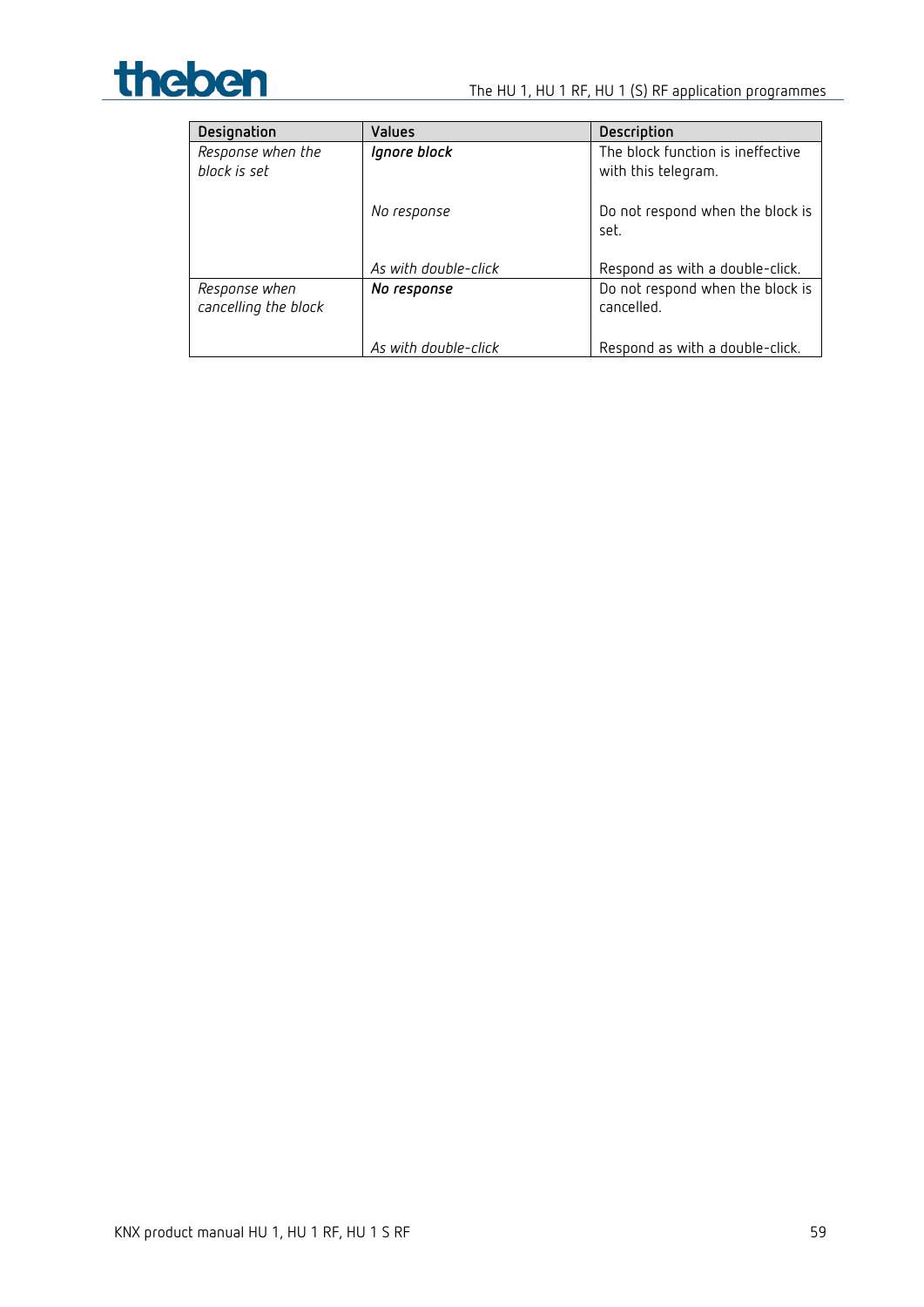| Designation | Values | Description |
|---|---|---|
| *Response when the block is set* | ***Ignore block*** | The block function is ineffective with this telegram. |
| | *No response* | Do not respond when the block is set. |
| | *As with double-click* | Respond as with a double-click. |
| *Response when cancelling the block* | ***No response*** | Do not respond when the block is cancelled. |
| | *As with double-click* | Respond as with a double-click. |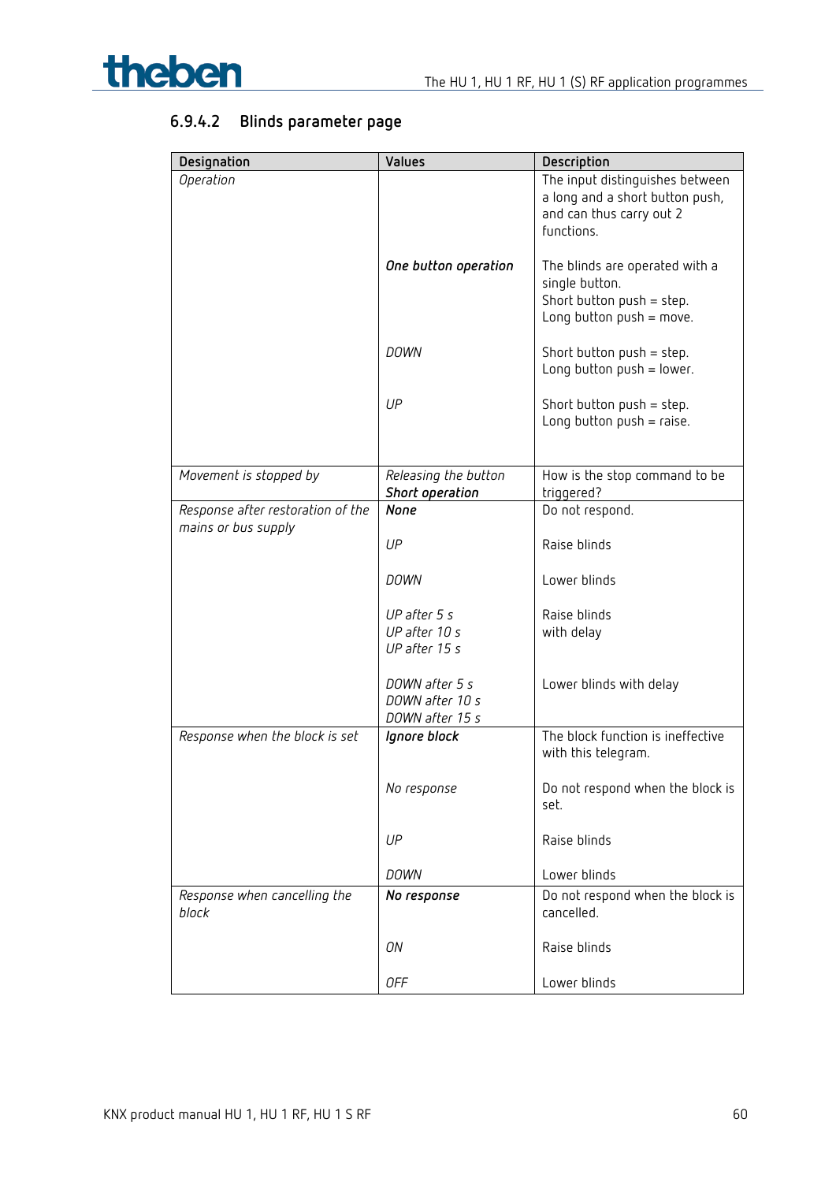### 6.9.4.2 Blinds parameter page

| Designation | Values | Description |
|---|---|---|
| *Operation* | | The input distinguishes between a long and a short button push, and can thus carry out 2 functions. |
| | ***One button operation*** | The blinds are operated with a single button.<br>Short button push = step.<br>Long button push = move. |
| | *DOWN* | Short button push = step.<br>Long button push = lower. |
| | *UP* | Short button push = step.<br>Long button push = raise. |
| *Movement is stopped by* | *Releasing the button*<br>***Short operation*** | How is the stop command to be triggered? |
| *Response after restoration of the mains or bus supply* | ***None*** | Do not respond. |
| | *UP* | Raise blinds |
| | *DOWN* | Lower blinds |
| | *UP after 5 s*<br>*UP after 10 s*<br>*UP after 15 s* | Raise blinds with delay |
| | *DOWN after 5 s*<br>*DOWN after 10 s*<br>*DOWN after 15 s* | Lower blinds with delay |
| *Response when the block is set* | ***Ignore block*** | The block function is ineffective with this telegram. |
| | *No response* | Do not respond when the block is set. |
| | *UP* | Raise blinds |
| | *DOWN* | Lower blinds |
| *Response when cancelling the block* | ***No response*** | Do not respond when the block is cancelled. |
| | *ON* | Raise blinds |
| | *OFF* | Lower blinds |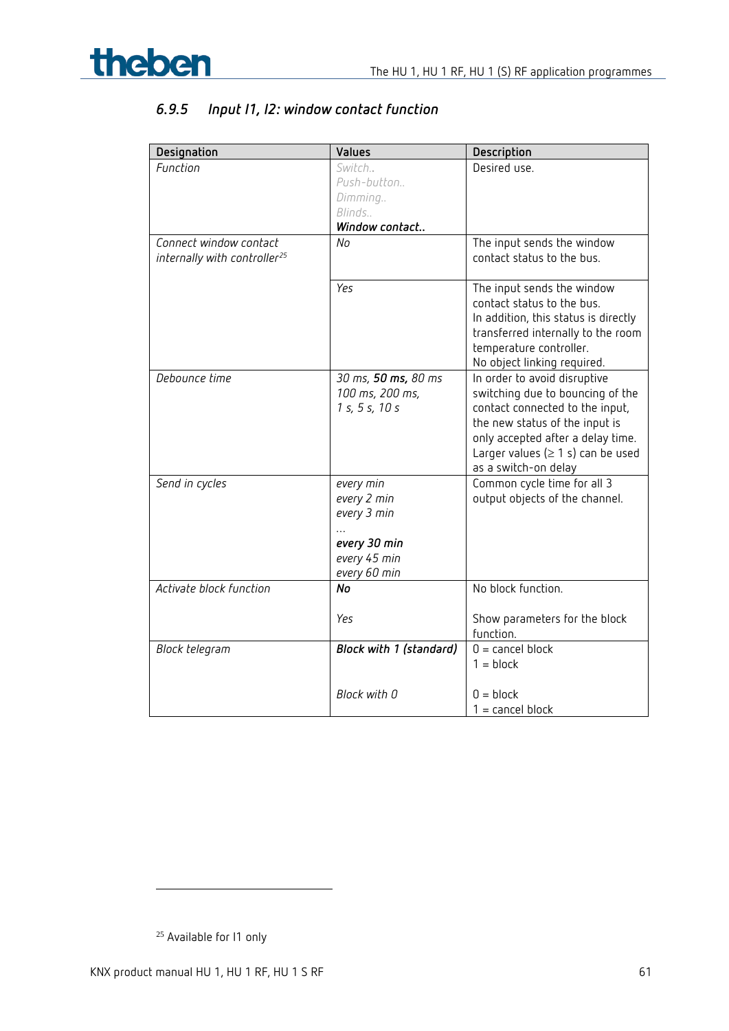### *6.9.5 Input I1, I2: window contact function*

| Designation | Values | Description |
|---|---|---|
| *Function* | *Switch..*<br>*Push-button..*<br>*Dimming..*<br>*Blinds..*<br>***Window contact..*** | Desired use. |
| *Connect window contact internally with controller*[25] | *No* | The input sends the window contact status to the bus. |
| | *Yes* | The input sends the window contact status to the bus.<br>In addition, this status is directly transferred internally to the room temperature controller.<br>No object linking required. |
| *Debounce time* | *30 ms,* ***50 ms,*** *80 ms*<br>*100 ms, 200 ms,*<br>*1 s, 5 s, 10 s* | In order to avoid disruptive switching due to bouncing of the contact connected to the input, the new status of the input is only accepted after a delay time.<br>Larger values (≥ 1 s) can be used as a switch-on delay |
| *Send in cycles* | *every min*<br>*every 2 min*<br>*every 3 min*<br>*...*<br>***every 30 min***<br>*every 45 min*<br>*every 60 min* | Common cycle time for all 3 output objects of the channel. |
| *Activate block function* | ***No*** | No block function. |
| | *Yes* | Show parameters for the block function. |
| *Block telegram* | ***Block with 1 (standard)*** | 0 = cancel block<br>1 = block |
| | *Block with 0* | 0 = block<br>1 = cancel block |

[25] Available for I1 only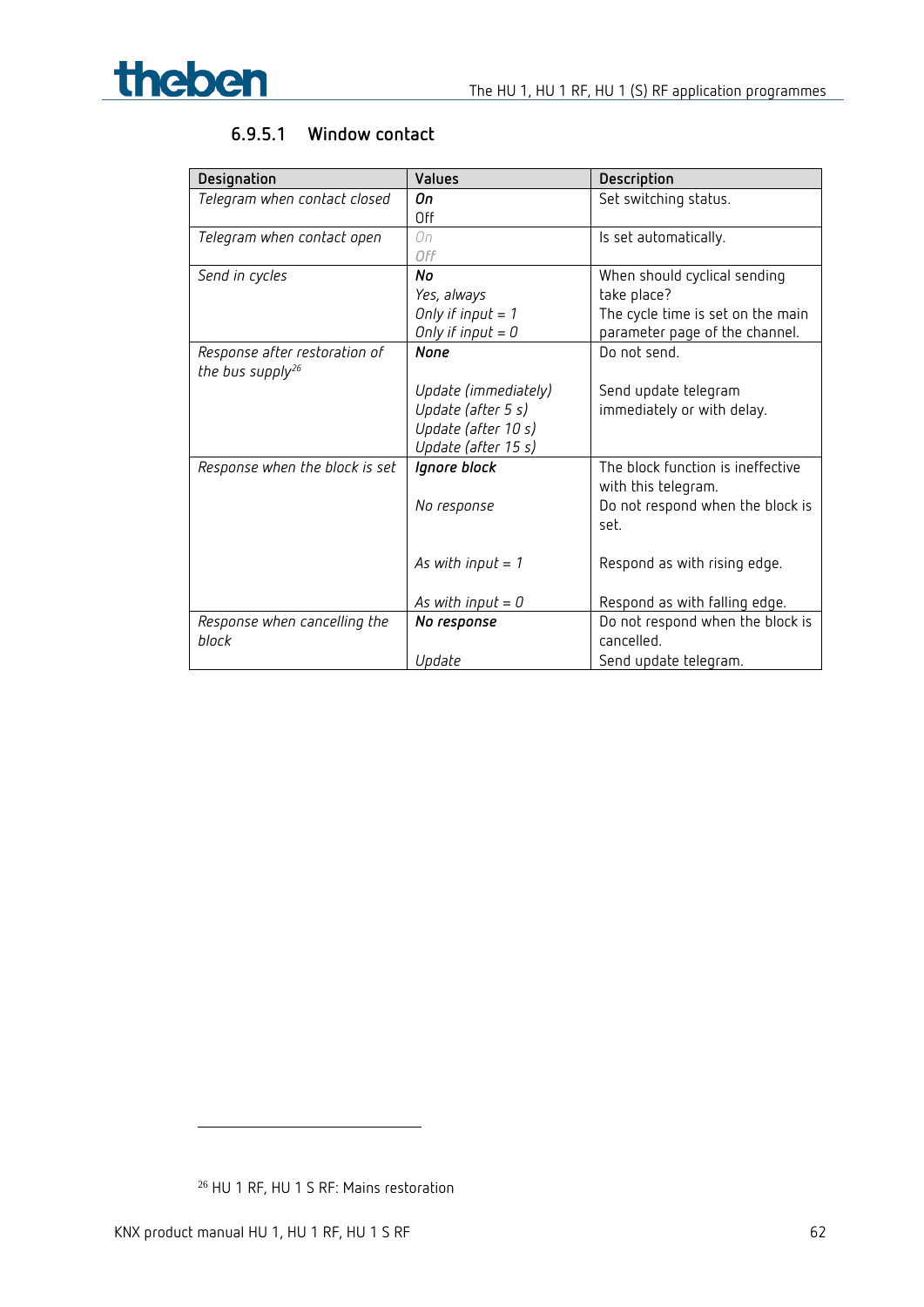### 6.9.5.1 Window contact

| Designation | Values | Description |
|---|---|---|
| *Telegram when contact closed* | ***On***<br>Off | Set switching status. |
| *Telegram when contact open* | *On*<br>*Off* | Is set automatically. |
| *Send in cycles* | ***No***<br>*Yes, always*<br>*Only if input = 1*<br>*Only if input = 0* | When should cyclical sending take place?<br>The cycle time is set on the main parameter page of the channel. |
| *Response after restoration of the bus supply*[26] | ***None***<br><br>*Update (immediately)*<br>*Update (after 5 s)*<br>*Update (after 10 s)*<br>*Update (after 15 s)* | Do not send.<br><br>Send update telegram immediately or with delay. |
| *Response when the block is set* | ***Ignore block***<br><br>*No response*<br><br><br>*As with input = 1*<br><br>*As with input = 0* | The block function is ineffective with this telegram.<br>Do not respond when the block is set.<br><br>Respond as with rising edge.<br><br>Respond as with falling edge. |
| *Response when cancelling the block* | ***No response***<br><br>*Update* | Do not respond when the block is cancelled.<br>Send update telegram. |

[26] HU 1 RF, HU 1 S RF: Mains restoration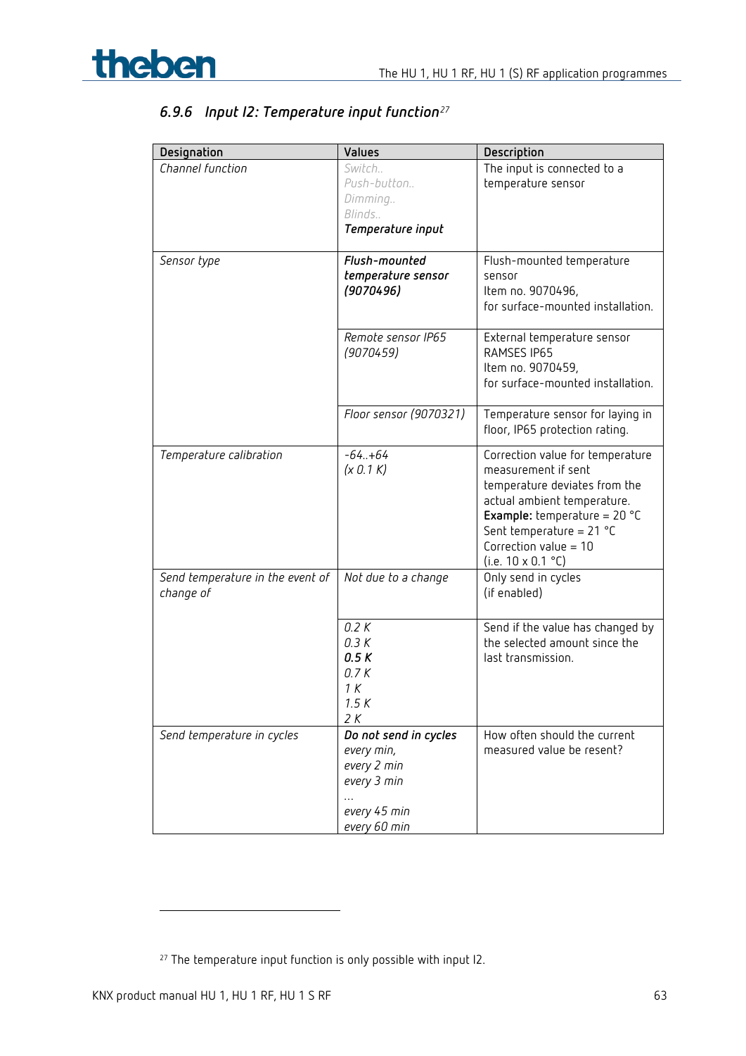### 6.9.6 Input I2: Temperature input function[27]

| Designation | Values | Description |
|---|---|---|
| *Channel function* | *Switch..*<br>*Push-button..*<br>*Dimming..*<br>*Blinds..*<br>***Temperature input*** | The input is connected to a temperature sensor |
| *Sensor type* | ***Flush-mounted temperature sensor (9070496)*** | Flush-mounted temperature sensor<br>Item no. 9070496,<br>for surface-mounted installation. |
| | *Remote sensor IP65 (9070459)* | External temperature sensor RAMSES IP65<br>Item no. 9070459,<br>for surface-mounted installation. |
| | *Floor sensor (9070321)* | Temperature sensor for laying in floor, IP65 protection rating. |
| *Temperature calibration* | *-64..+64*<br>*(x 0.1 K)* | Correction value for temperature measurement if sent temperature deviates from the actual ambient temperature.<br>**Example:** temperature = 20 °C<br>Sent temperature = 21 °C<br>Correction value = 10<br>(i.e. 10 x 0.1 °C) |
| *Send temperature in the event of change of* | *Not due to a change* | Only send in cycles<br>(if enabled) |
| | *0.2 K*<br>*0.3 K*<br>***0.5 K***<br>*0.7 K*<br>*1 K*<br>*1.5 K*<br>*2 K* | Send if the value has changed by the selected amount since the last transmission. |
| *Send temperature in cycles* | ***Do not send in cycles***<br>*every min,*<br>*every 2 min*<br>*every 3 min*<br>*...*<br>*every 45 min*<br>*every 60 min* | How often should the current measured value be resent? |

[27] The temperature input function is only possible with input I2.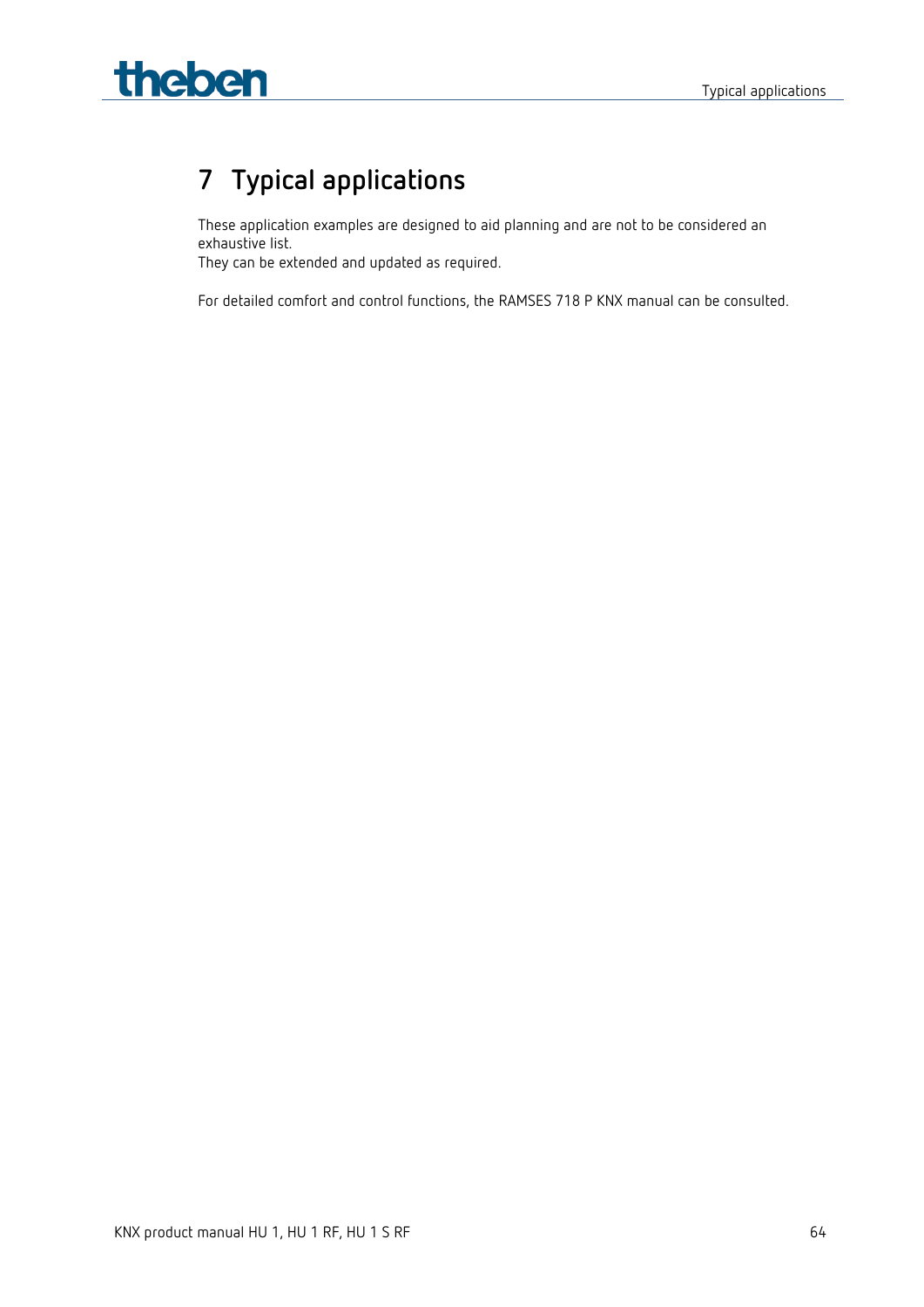# 7 Typical applications

These application examples are designed to aid planning and are not to be considered an exhaustive list.
They can be extended and updated as required.

For detailed comfort and control functions, the RAMSES 718 P KNX manual can be consulted.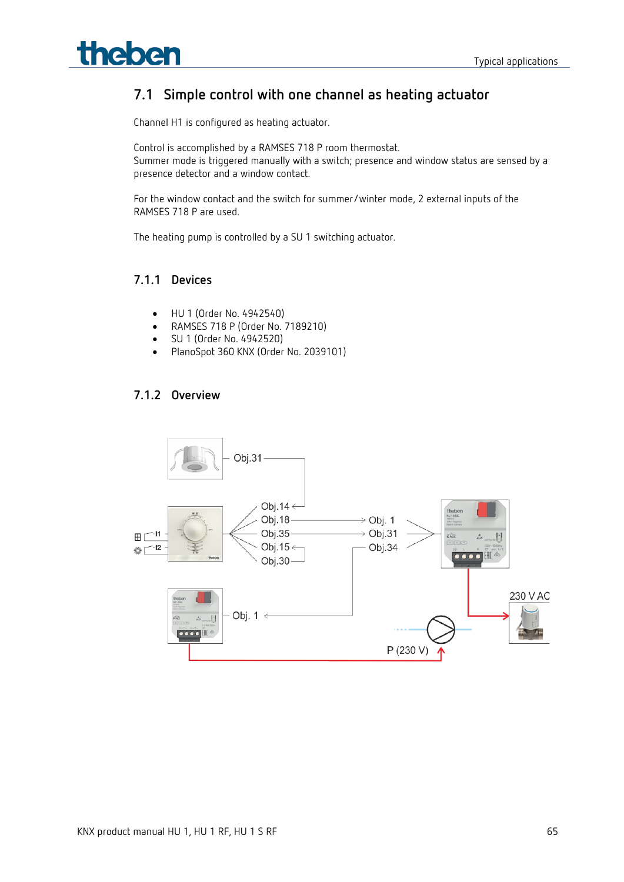## 7.1 Simple control with one channel as heating actuator

Channel H1 is configured as heating actuator.

Control is accomplished by a RAMSES 718 P room thermostat.
Summer mode is triggered manually with a switch; presence and window status are sensed by a presence detector and a window contact.

For the window contact and the switch for summer/winter mode, 2 external inputs of the RAMSES 718 P are used.

The heating pump is controlled by a SU 1 switching actuator.

### 7.1.1 Devices

- HU 1 (Order No. 4942540)
- RAMSES 718 P (Order No. 7189210)
- SU 1 (Order No. 4942520)
- PlanoSpot 360 KNX (Order No. 2039101)

### 7.1.2 Overview

Obj.31
I1
I2
Obj.14
Obj.18
Obj.35
Obj.15
Obj.30
Obj. 1
Obj.31
Obj.34
Obj. 1
230 V AC
P (230 V)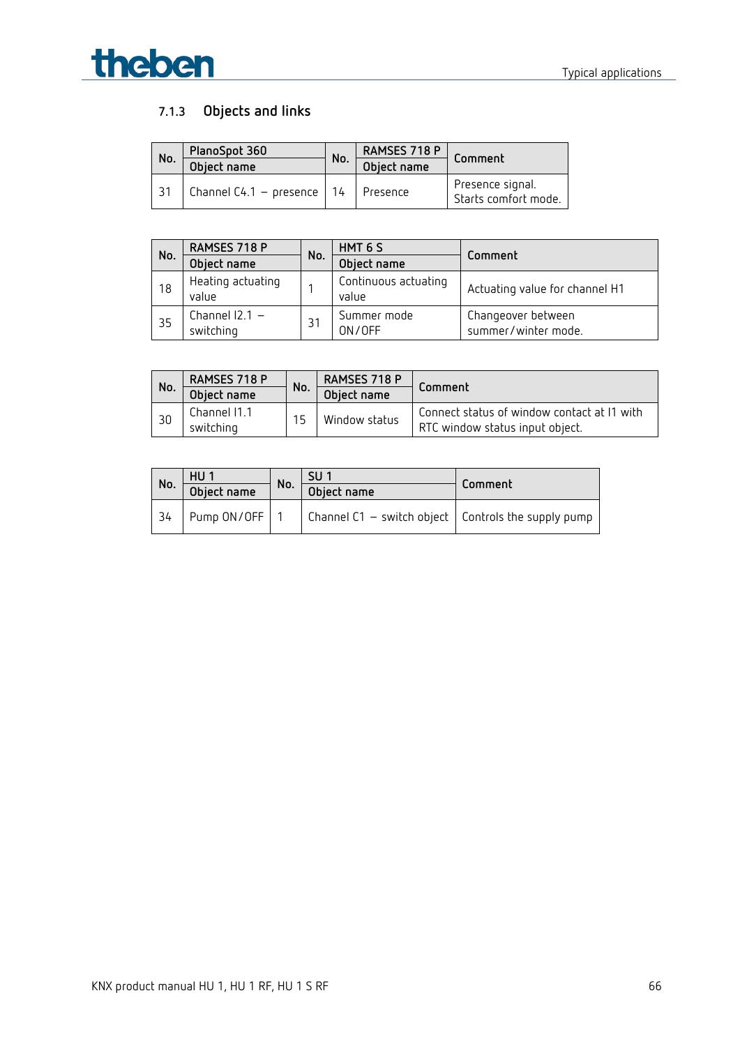### 7.1.3 Objects and links

| No. | PlanoSpot 360 | No. | RAMSES 718 P | Comment |
|---|---|---|---|---|
| | Object name | | Object name | |
| 31 | Channel C4.1 – presence | 14 | Presence | Presence signal. Starts comfort mode. |

| No. | RAMSES 718 P | No. | HMT 6 S | Comment |
|---|---|---|---|---|
| | Object name | | Object name | |
| 18 | Heating actuating value | 1 | Continuous actuating value | Actuating value for channel H1 |
| 35 | Channel I2.1 – switching | 31 | Summer mode ON/OFF | Changeover between summer/winter mode. |

| No. | RAMSES 718 P | No. | RAMSES 718 P | Comment |
|---|---|---|---|---|
| | Object name | | Object name | |
| 30 | Channel I1.1 switching | 15 | Window status | Connect status of window contact at I1 with RTC window status input object. |

| No. | HU 1 | No. | SU 1 | Comment |
|---|---|---|---|---|
| | Object name | | Object name | |
| 34 | Pump ON/OFF | 1 | Channel C1 – switch object | Controls the supply pump |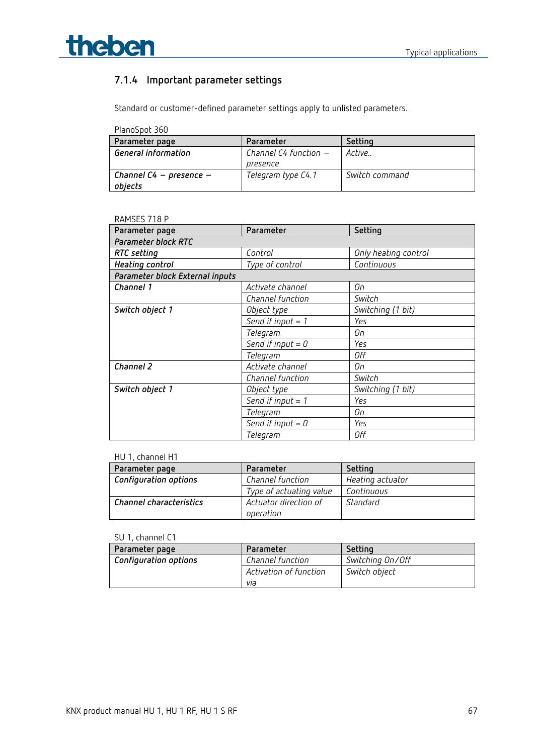### 7.1.4 Important parameter settings

Standard or customer-defined parameter settings apply to unlisted parameters.

PlanoSpot 360

| Parameter page | Parameter | Setting |
|---|---|---|
| ***General information*** | *Channel C4 function – presence* | *Active..* |
| ***Channel C4 – presence – objects*** | *Telegram type C4.1* | *Switch command* |

RAMSES 718 P

| Parameter page | Parameter | Setting |
|---|---|---|
| *Parameter block RTC* | | |
| ***RTC setting*** | *Control* | *Only heating control* |
| ***Heating control*** | *Type of control* | *Continuous* |
| *Parameter block External inputs* | | |
| ***Channel 1*** | *Activate channel* | *On* |
| | *Channel function* | *Switch* |
| ***Switch object 1*** | *Object type* | *Switching (1 bit)* |
| | *Send if input = 1* | *Yes* |
| | *Telegram* | *On* |
| | *Send if input = 0* | *Yes* |
| | *Telegram* | *Off* |
| ***Channel 2*** | *Activate channel* | *On* |
| | *Channel function* | *Switch* |
| ***Switch object 1*** | *Object type* | *Switching (1 bit)* |
| | *Send if input = 1* | *Yes* |
| | *Telegram* | *On* |
| | *Send if input = 0* | *Yes* |
| | *Telegram* | *Off* |

HU 1, channel H1

| Parameter page | Parameter | Setting |
|---|---|---|
| ***Configuration options*** | *Channel function* | *Heating actuator* |
| | *Type of actuating value* | *Continuous* |
| ***Channel characteristics*** | *Actuator direction of operation* | *Standard* |

SU 1, channel C1

| Parameter page | Parameter | Setting |
|---|---|---|
| ***Configuration options*** | *Channel function* | *Switching On/Off* |
| | *Activation of function via* | *Switch object* |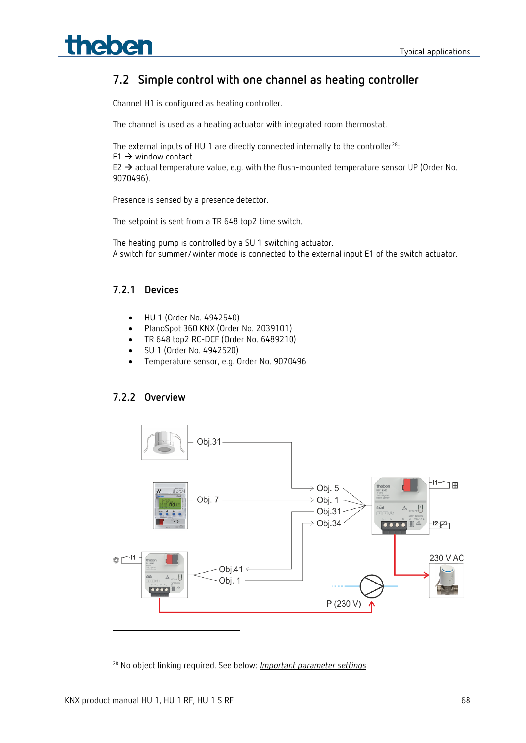## 7.2 Simple control with one channel as heating controller

Channel H1 is configured as heating controller.

The channel is used as a heating actuator with integrated room thermostat.

The external inputs of HU 1 are directly connected internally to the controller[28]:
E1 → window contact.
E2 → actual temperature value, e.g. with the flush-mounted temperature sensor UP (Order No. 9070496).

Presence is sensed by a presence detector.

The setpoint is sent from a TR 648 top2 time switch.

The heating pump is controlled by a SU 1 switching actuator.
A switch for summer/winter mode is connected to the external input E1 of the switch actuator.

### 7.2.1 Devices

- HU 1 (Order No. 4942540)
- PlanoSpot 360 KNX (Order No. 2039101)
- TR 648 top2 RC-DCF (Order No. 6489210)
- SU 1 (Order No. 4942520)
- Temperature sensor, e.g. Order No. 9070496

### 7.2.2 Overview

Obj.31
Obj. 7
Obj. 5
Obj. 1
Obj.31
Obj.34
I1
I2
I1
Obj.41
Obj. 1
230 V AC
P (230 V)

[28] No object linking required. See below: *Important parameter settings*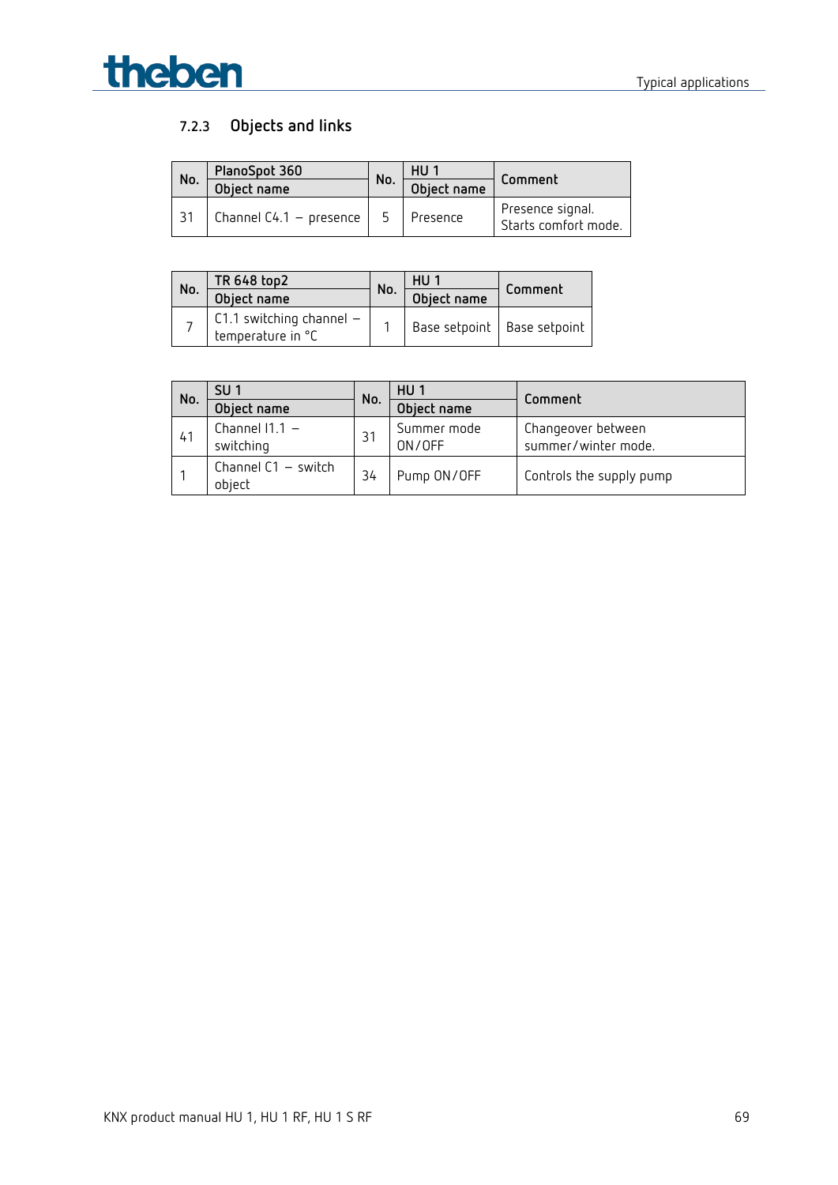### 7.2.3 Objects and links

| No. | PlanoSpot 360 Object name | No. | HU 1 Object name | Comment |
|---|---|---|---|---|
| 31 | Channel C4.1 – presence | 5 | Presence | Presence signal. Starts comfort mode. |

| No. | TR 648 top2 Object name | No. | HU 1 Object name | Comment |
|---|---|---|---|---|
| 7 | C1.1 switching channel – temperature in °C | 1 | Base setpoint | Base setpoint |

| No. | SU 1 Object name | No. | HU 1 Object name | Comment |
|---|---|---|---|---|
| 41 | Channel I1.1 – switching | 31 | Summer mode ON/OFF | Changeover between summer/winter mode. |
| 1 | Channel C1 – switch object | 34 | Pump ON/OFF | Controls the supply pump |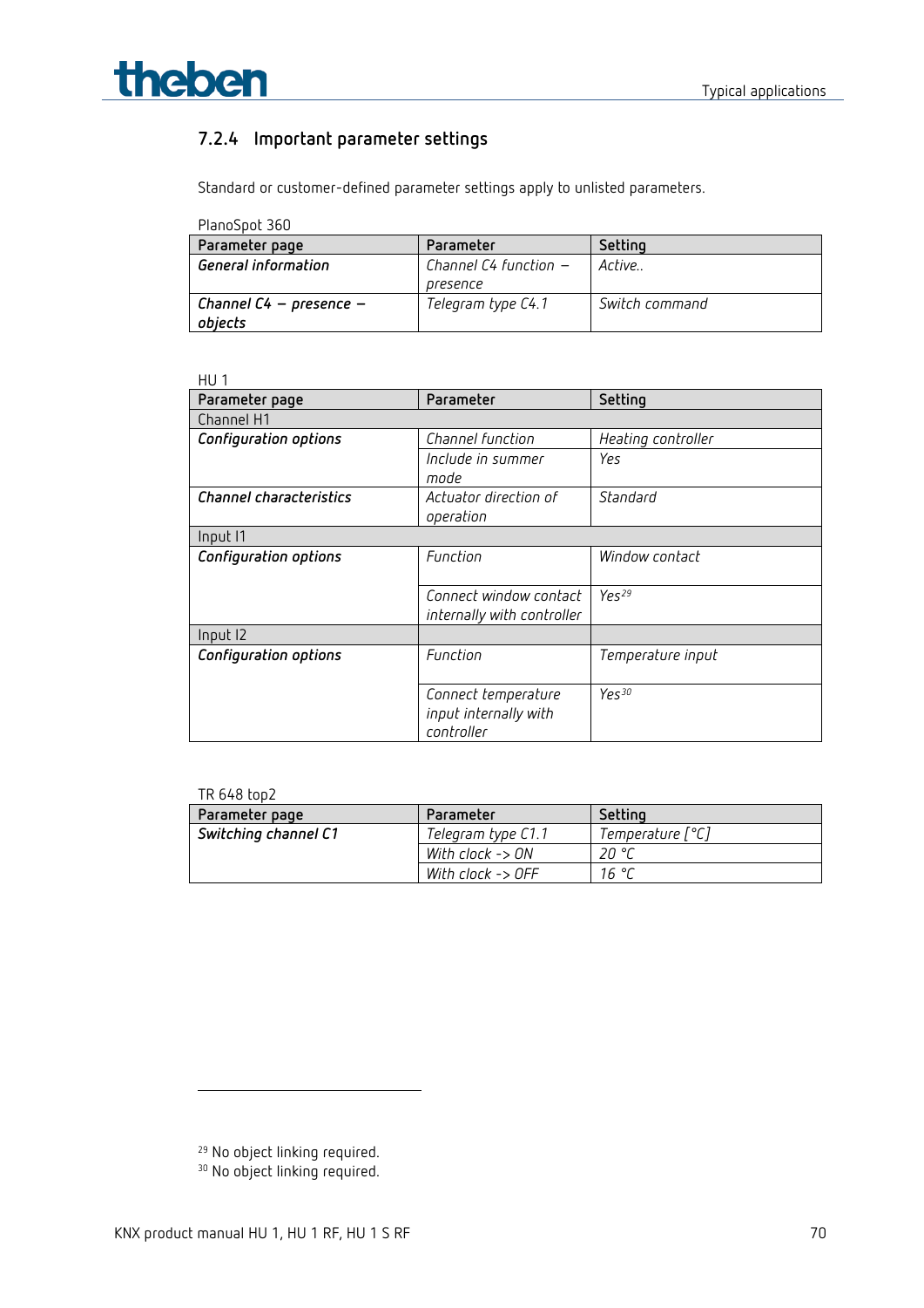### 7.2.4 Important parameter settings

Standard or customer-defined parameter settings apply to unlisted parameters.

PlanoSpot 360

| Parameter page | Parameter | Setting |
|---|---|---|
| ***General information*** | *Channel C4 function – presence* | *Active..* |
| ***Channel C4 – presence – objects*** | *Telegram type C4.1* | *Switch command* |

HU 1

| Parameter page | Parameter | Setting |
|---|---|---|
| Channel H1 | | |
| ***Configuration options*** | *Channel function* | *Heating controller* |
| | *Include in summer mode* | *Yes* |
| ***Channel characteristics*** | *Actuator direction of operation* | *Standard* |
| Input I1 | | |
| ***Configuration options*** | *Function* | *Window contact* |
| | *Connect window contact internally with controller* | *Yes*[29] |
| Input I2 | | |
| ***Configuration options*** | *Function* | *Temperature input* |
| | *Connect temperature input internally with controller* | *Yes*[30] |

TR 648 top2

| Parameter page | Parameter | Setting |
|---|---|---|
| ***Switching channel C1*** | *Telegram type C1.1* | *Temperature [°C]* |
| | *With clock -> ON* | *20 °C* |
| | *With clock -> OFF* | *16 °C* |

[29] No object linking required.

[30] No object linking required.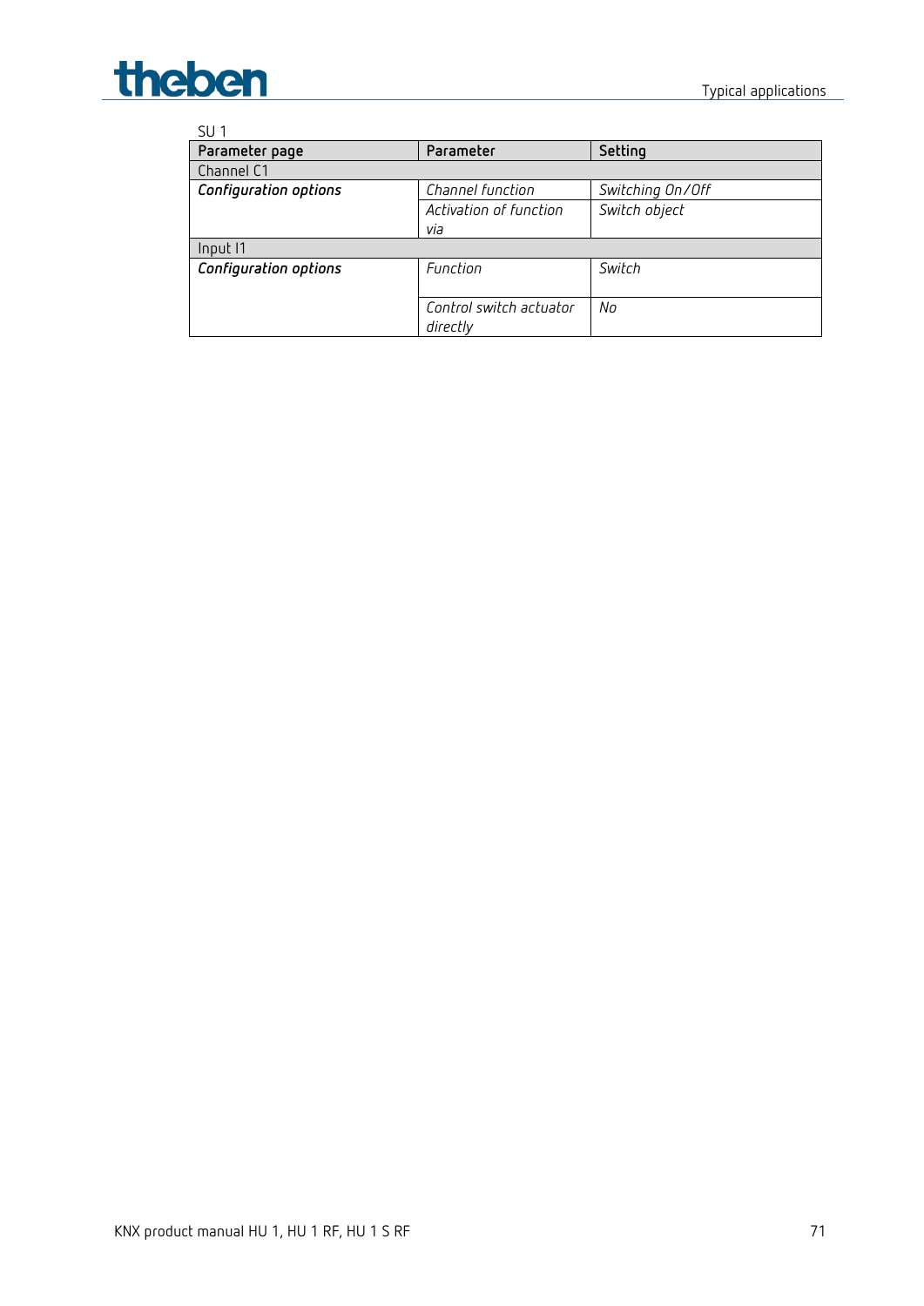SU 1

| Parameter page | Parameter | Setting |
|---|---|---|
| Channel C1 | | |
| ***Configuration options*** | *Channel function* | *Switching On/Off* |
| | *Activation of function via* | *Switch object* |
| Input I1 | | |
| ***Configuration options*** | *Function* | *Switch* |
| | *Control switch actuator directly* | *No* |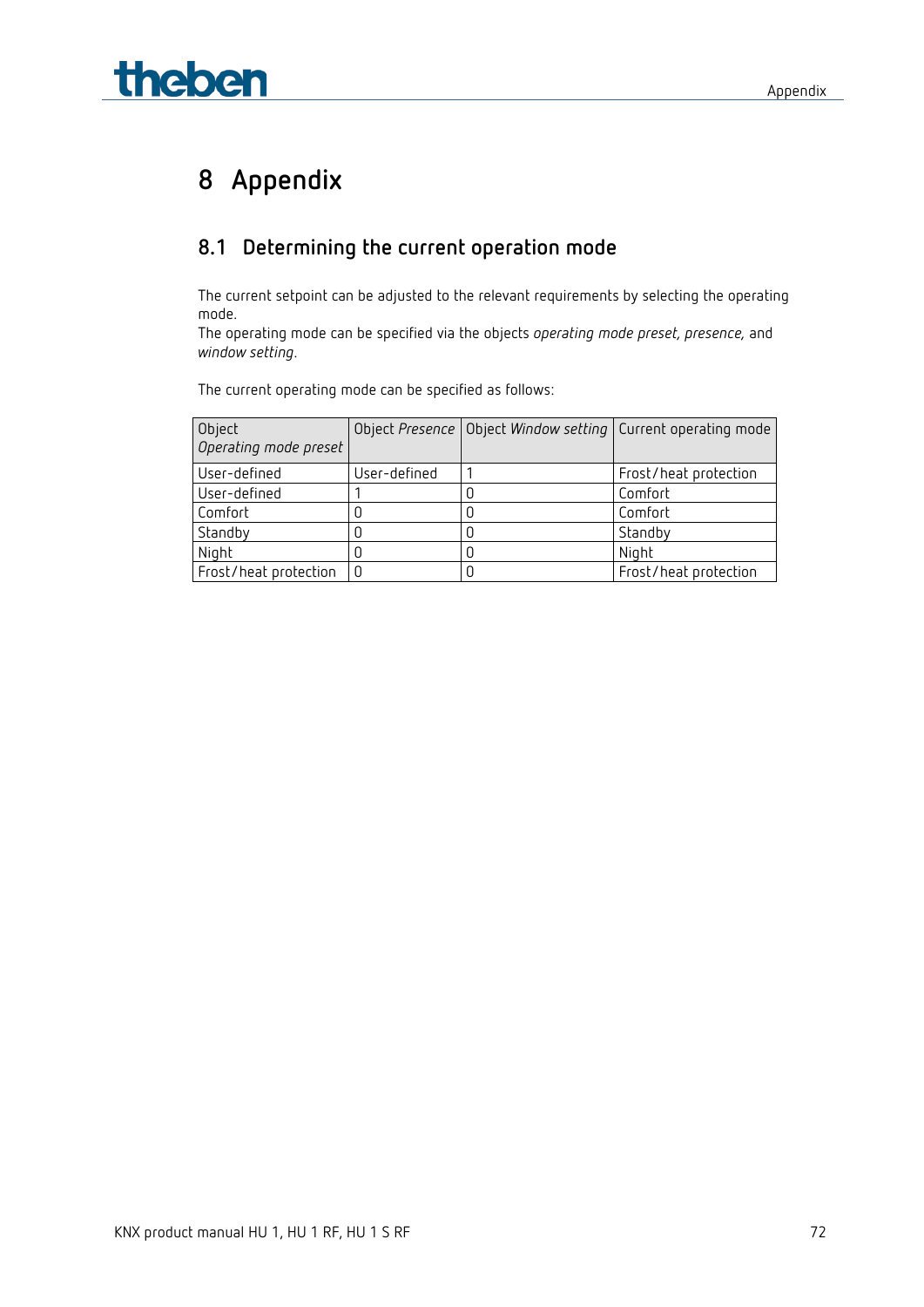# 8 Appendix

## 8.1 Determining the current operation mode

The current setpoint can be adjusted to the relevant requirements by selecting the operating mode.
The operating mode can be specified via the objects *operating mode preset, presence,* and *window setting*.

The current operating mode can be specified as follows:

| Object *Operating mode preset* | Object *Presence* | Object *Window setting* | Current operating mode |
|---|---|---|---|
| User-defined | User-defined | 1 | Frost/heat protection |
| User-defined | 1 | 0 | Comfort |
| Comfort | 0 | 0 | Comfort |
| Standby | 0 | 0 | Standby |
| Night | 0 | 0 | Night |
| Frost/heat protection | 0 | 0 | Frost/heat protection |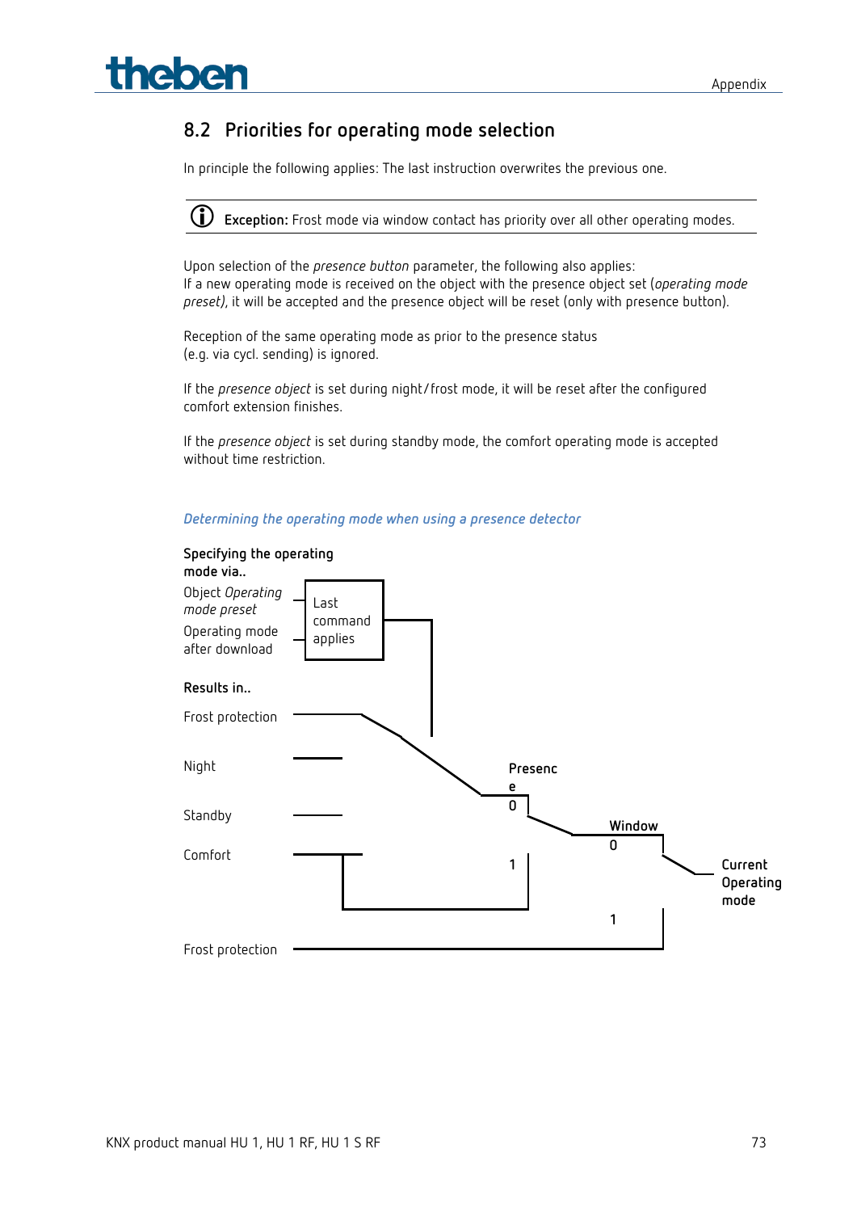## 8.2 Priorities for operating mode selection

In principle the following applies: The last instruction overwrites the previous one.

**Exception:** Frost mode via window contact has priority over all other operating modes.

Upon selection of the *presence button* parameter, the following also applies:
If a new operating mode is received on the object with the presence object set (*operating mode preset)*, it will be accepted and the presence object will be reset (only with presence button).

Reception of the same operating mode as prior to the presence status
(e.g. via cycl. sending) is ignored.

If the *presence object* is set during night/frost mode, it will be reset after the configured comfort extension finishes.

If the *presence object* is set during standby mode, the comfort operating mode is accepted without time restriction.

*Determining the operating mode when using a presence detector*

**Specifying the operating mode via..**

Object *Operating mode preset*

Operating mode after download

Last command applies

**Results in..**

Frost protection

Night

Standby

Comfort

Frost protection

**Presence**

0

1

**Window**

0

1

**Current Operating mode**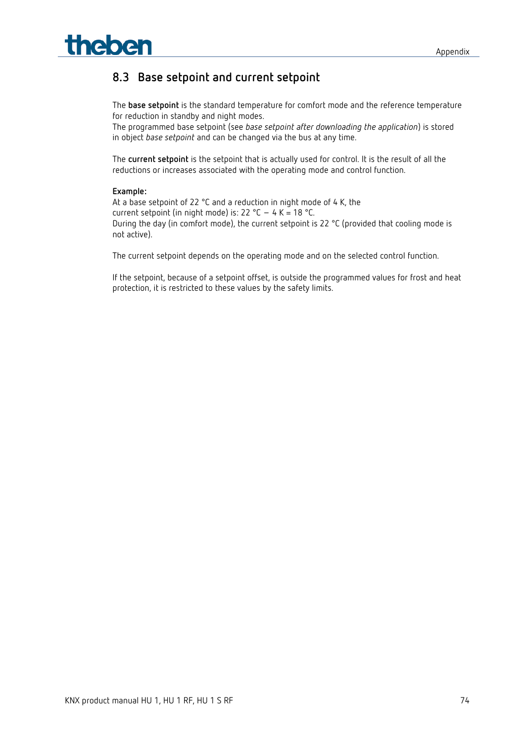## 8.3 Base setpoint and current setpoint

The **base setpoint** is the standard temperature for comfort mode and the reference temperature for reduction in standby and night modes.
The programmed base setpoint (see *base setpoint after downloading the application*) is stored in object *base setpoint* and can be changed via the bus at any time.

The **current setpoint** is the setpoint that is actually used for control. It is the result of all the reductions or increases associated with the operating mode and control function.

**Example:**
At a base setpoint of 22 °C and a reduction in night mode of 4 K, the current setpoint (in night mode) is: 22 °C − 4 K = 18 °C.
During the day (in comfort mode), the current setpoint is 22 °C (provided that cooling mode is not active).

The current setpoint depends on the operating mode and on the selected control function.

If the setpoint, because of a setpoint offset, is outside the programmed values for frost and heat protection, it is restricted to these values by the safety limits.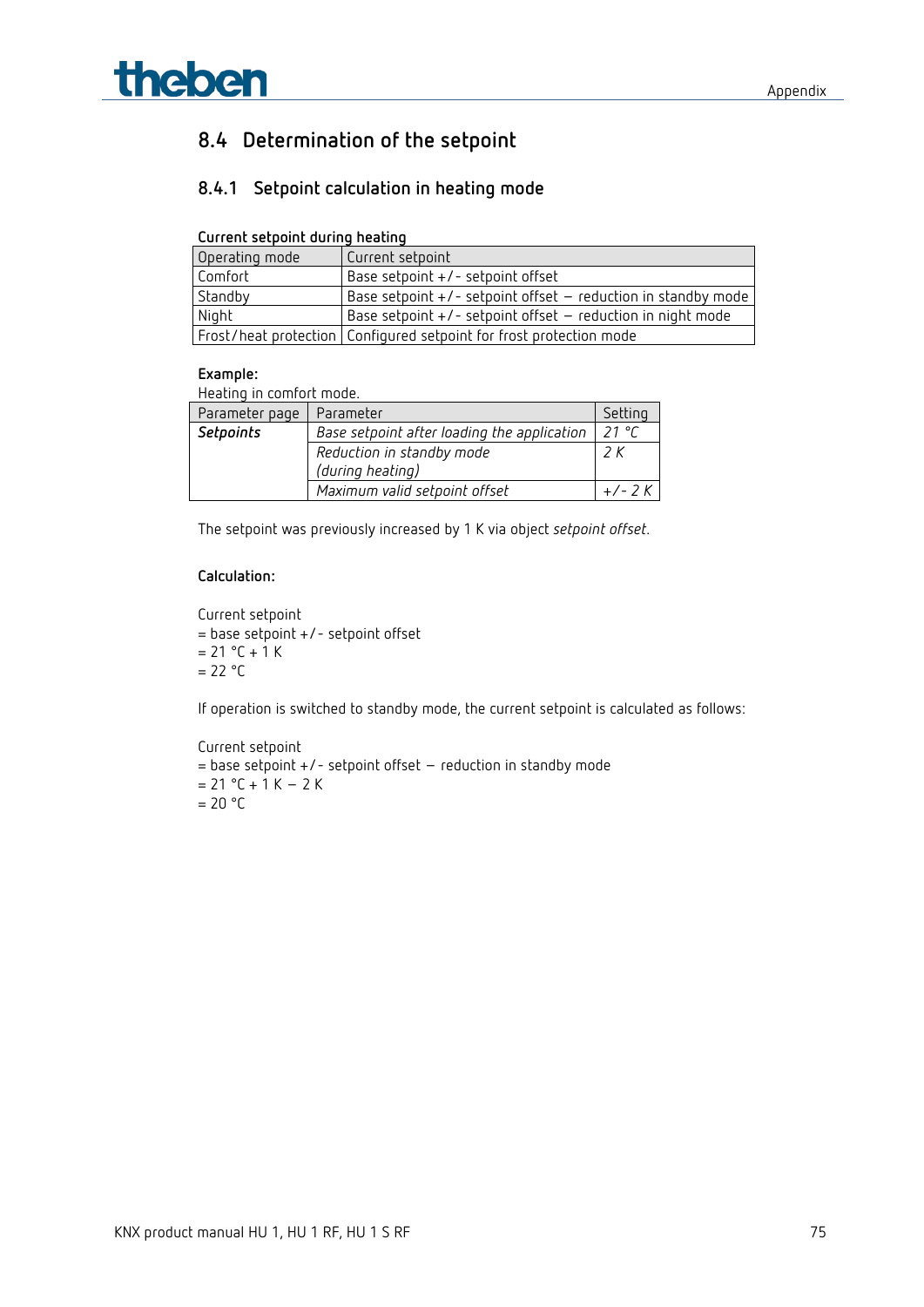## 8.4 Determination of the setpoint

### 8.4.1 Setpoint calculation in heating mode

**Current setpoint during heating**

| Operating mode | Current setpoint |
|---|---|
| Comfort | Base setpoint +/- setpoint offset |
| Standby | Base setpoint +/- setpoint offset − reduction in standby mode |
| Night | Base setpoint +/- setpoint offset − reduction in night mode |
| Frost/heat protection | Configured setpoint for frost protection mode |

**Example:**

Heating in comfort mode.

| Parameter page | Parameter | Setting |
|---|---|---|
| ***Setpoints*** | *Base setpoint after loading the application* | *21 °C* |
| | *Reduction in standby mode (during heating)* | *2 K* |
| | *Maximum valid setpoint offset* | *+/- 2 K* |

The setpoint was previously increased by 1 K via object *setpoint offset*.

**Calculation:**

Current setpoint
= base setpoint +/- setpoint offset
= 21 °C + 1 K
= 22 °C

If operation is switched to standby mode, the current setpoint is calculated as follows:

Current setpoint
= base setpoint +/- setpoint offset − reduction in standby mode
= 21 °C + 1 K − 2 K
= 20 °C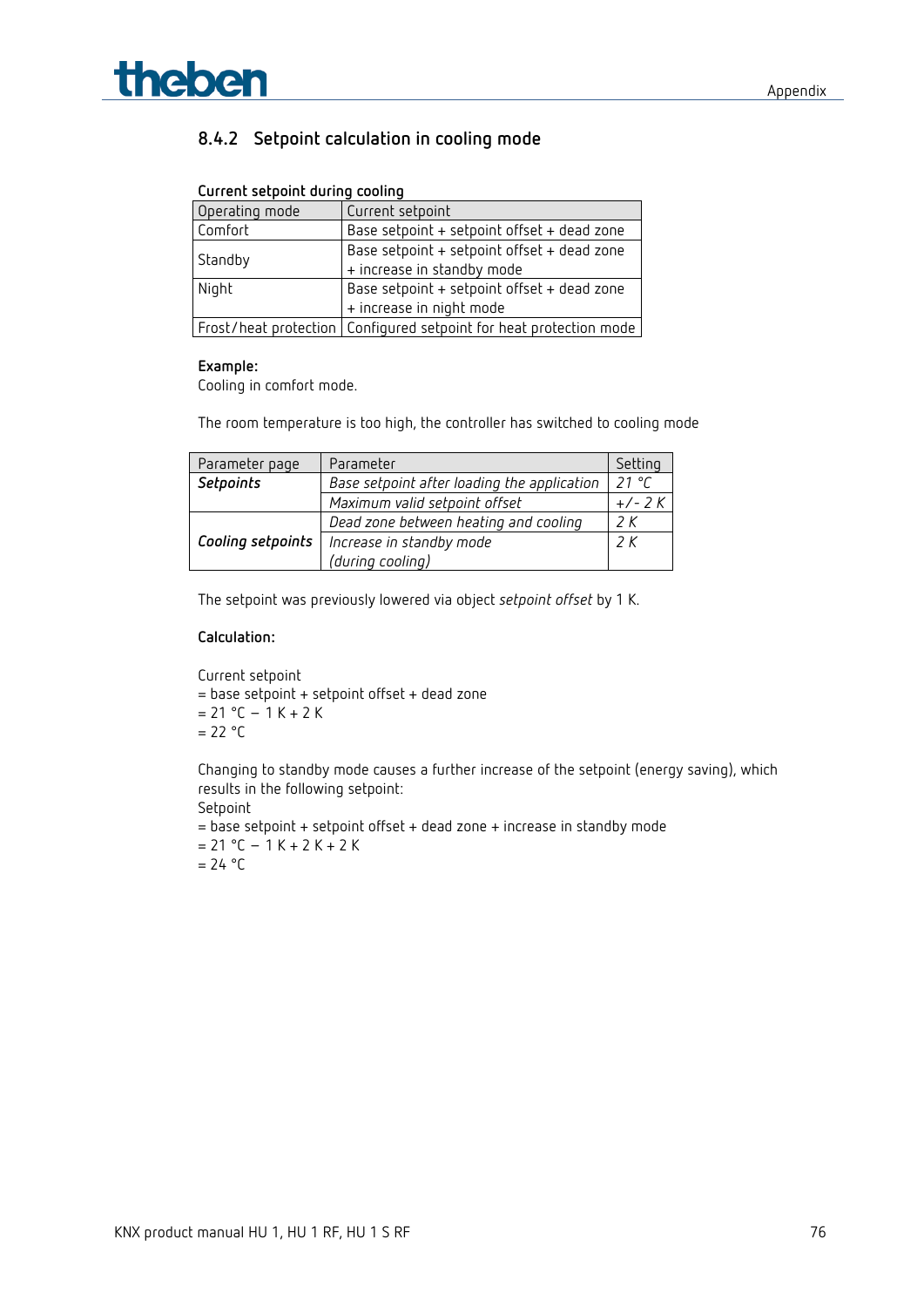### 8.4.2 Setpoint calculation in cooling mode

**Current setpoint during cooling**

| Operating mode | Current setpoint |
|---|---|
| Comfort | Base setpoint + setpoint offset + dead zone |
| Standby | Base setpoint + setpoint offset + dead zone + increase in standby mode |
| Night | Base setpoint + setpoint offset + dead zone + increase in night mode |
| Frost/heat protection | Configured setpoint for heat protection mode |

**Example:**
Cooling in comfort mode.

The room temperature is too high, the controller has switched to cooling mode

| Parameter page | Parameter | Setting |
|---|---|---|
| ***Setpoints*** | *Base setpoint after loading the application* | *21 °C* |
| | *Maximum valid setpoint offset* | *+/- 2 K* |
| ***Cooling setpoints*** | *Dead zone between heating and cooling* | *2 K* |
| | *Increase in standby mode (during cooling)* | *2 K* |

The setpoint was previously lowered via object *setpoint offset* by 1 K.

**Calculation:**

Current setpoint
= base setpoint + setpoint offset + dead zone
= 21 °C − 1 K + 2 K
= 22 °C

Changing to standby mode causes a further increase of the setpoint (energy saving), which results in the following setpoint:
Setpoint
= base setpoint + setpoint offset + dead zone + increase in standby mode
= 21 °C − 1 K + 2 K + 2 K
= 24 °C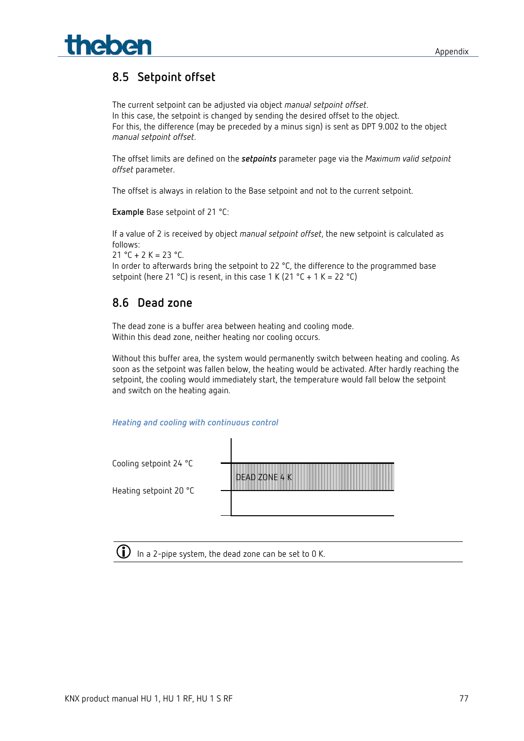## 8.5 Setpoint offset

The current setpoint can be adjusted via object *manual setpoint offset*.
In this case, the setpoint is changed by sending the desired offset to the object.
For this, the difference (may be preceded by a minus sign) is sent as DPT 9.002 to the object *manual setpoint offset*.

The offset limits are defined on the ***setpoints*** parameter page via the *Maximum valid setpoint offset* parameter.

The offset is always in relation to the Base setpoint and not to the current setpoint.

**Example** Base setpoint of 21 °C:

If a value of 2 is received by object *manual setpoint offset*, the new setpoint is calculated as follows:
21 °C + 2 K = 23 °C.
In order to afterwards bring the setpoint to 22 °C, the difference to the programmed base setpoint (here 21 °C) is resent, in this case 1 K (21 °C + 1 K = 22 °C)

## 8.6 Dead zone

The dead zone is a buffer area between heating and cooling mode.
Within this dead zone, neither heating nor cooling occurs.

Without this buffer area, the system would permanently switch between heating and cooling. As soon as the setpoint was fallen below, the heating would be activated. After hardly reaching the setpoint, the cooling would immediately start, the temperature would fall below the setpoint and switch on the heating again.

*Heating and cooling with continuous control*

Cooling setpoint 24 °C

DEAD ZONE 4 K

Heating setpoint 20 °C

ⓘ In a 2-pipe system, the dead zone can be set to 0 K.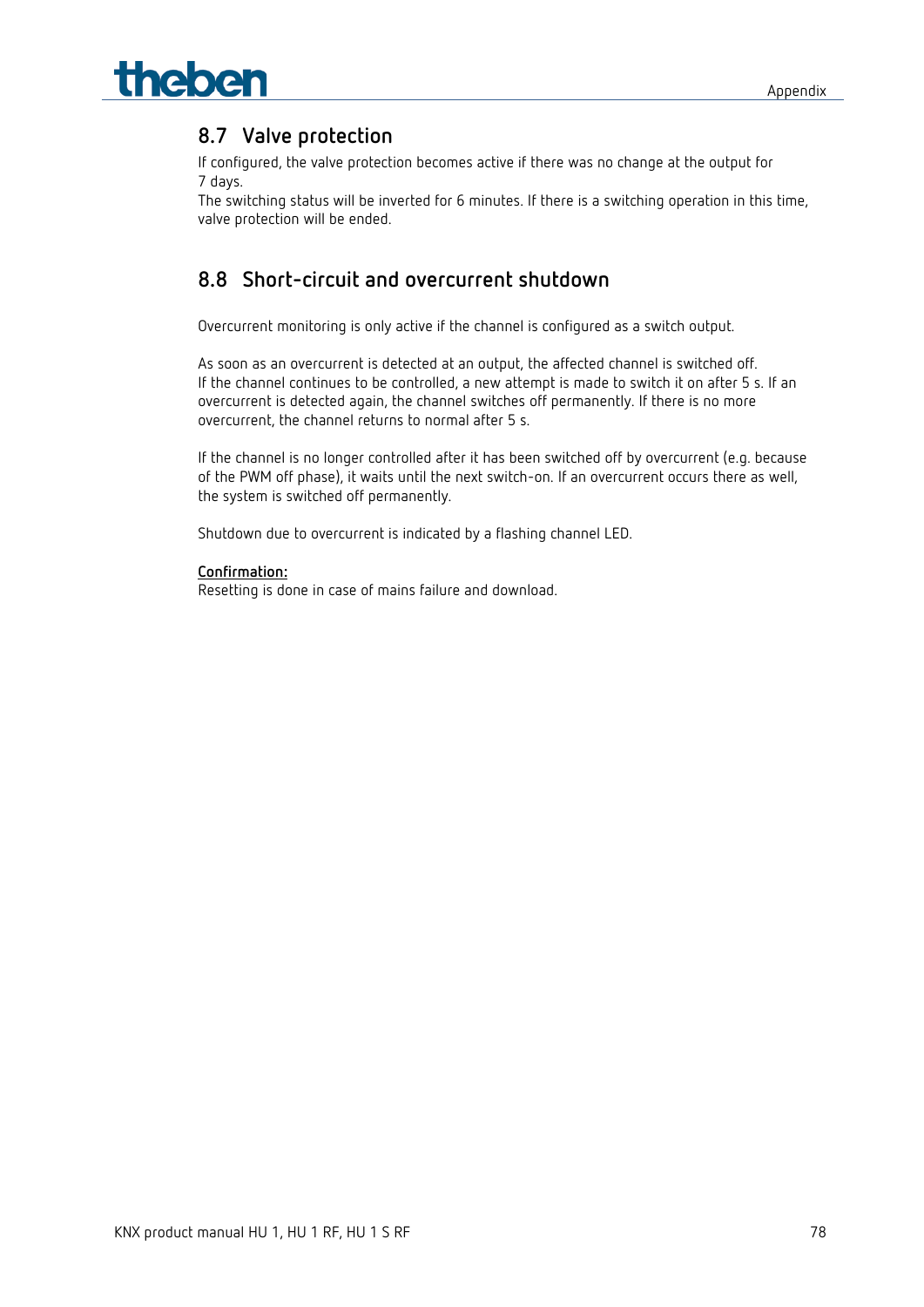## 8.7 Valve protection

If configured, the valve protection becomes active if there was no change at the output for 7 days.
The switching status will be inverted for 6 minutes. If there is a switching operation in this time, valve protection will be ended.

## 8.8 Short-circuit and overcurrent shutdown

Overcurrent monitoring is only active if the channel is configured as a switch output.

As soon as an overcurrent is detected at an output, the affected channel is switched off.
If the channel continues to be controlled, a new attempt is made to switch it on after 5 s. If an overcurrent is detected again, the channel switches off permanently. If there is no more overcurrent, the channel returns to normal after 5 s.

If the channel is no longer controlled after it has been switched off by overcurrent (e.g. because of the PWM off phase), it waits until the next switch-on. If an overcurrent occurs there as well, the system is switched off permanently.

Shutdown due to overcurrent is indicated by a flashing channel LED.

**Confirmation:**
Resetting is done in case of mains failure and download.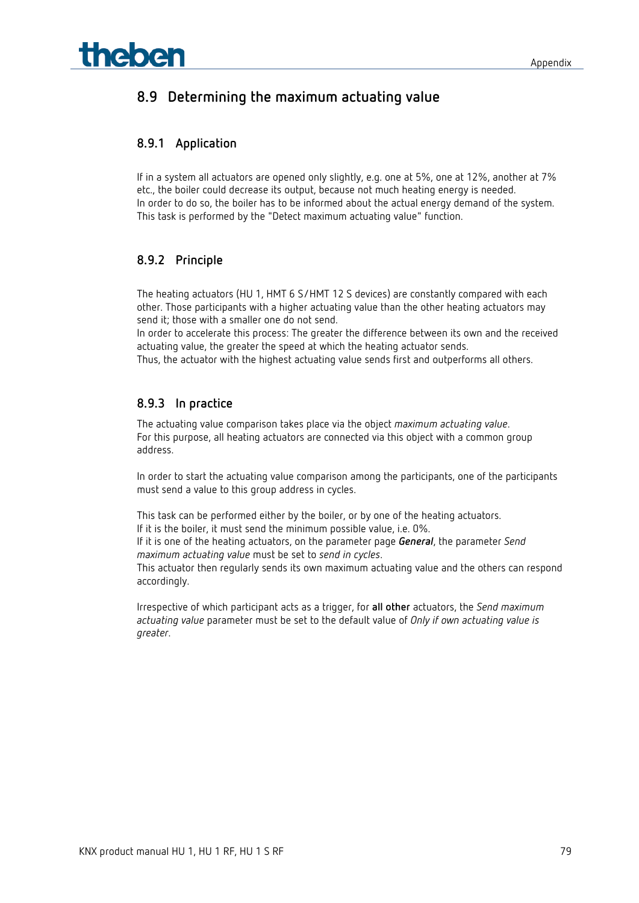## 8.9 Determining the maximum actuating value

### 8.9.1 Application

If in a system all actuators are opened only slightly, e.g. one at 5%, one at 12%, another at 7% etc., the boiler could decrease its output, because not much heating energy is needed.
In order to do so, the boiler has to be informed about the actual energy demand of the system.
This task is performed by the "Detect maximum actuating value" function.

### 8.9.2 Principle

The heating actuators (HU 1, HMT 6 S/HMT 12 S devices) are constantly compared with each other. Those participants with a higher actuating value than the other heating actuators may send it; those with a smaller one do not send.
In order to accelerate this process: The greater the difference between its own and the received actuating value, the greater the speed at which the heating actuator sends.
Thus, the actuator with the highest actuating value sends first and outperforms all others.

### 8.9.3 In practice

The actuating value comparison takes place via the object *maximum actuating value*.
For this purpose, all heating actuators are connected via this object with a common group address.

In order to start the actuating value comparison among the participants, one of the participants must send a value to this group address in cycles.

This task can be performed either by the boiler, or by one of the heating actuators.
If it is the boiler, it must send the minimum possible value, i.e. 0%.
If it is one of the heating actuators, on the parameter page ***General***, the parameter *Send maximum actuating value* must be set to *send in cycles*.
This actuator then regularly sends its own maximum actuating value and the others can respond accordingly.

Irrespective of which participant acts as a trigger, for **all other** actuators, the *Send maximum actuating value* parameter must be set to the default value of *Only if own actuating value is greater*.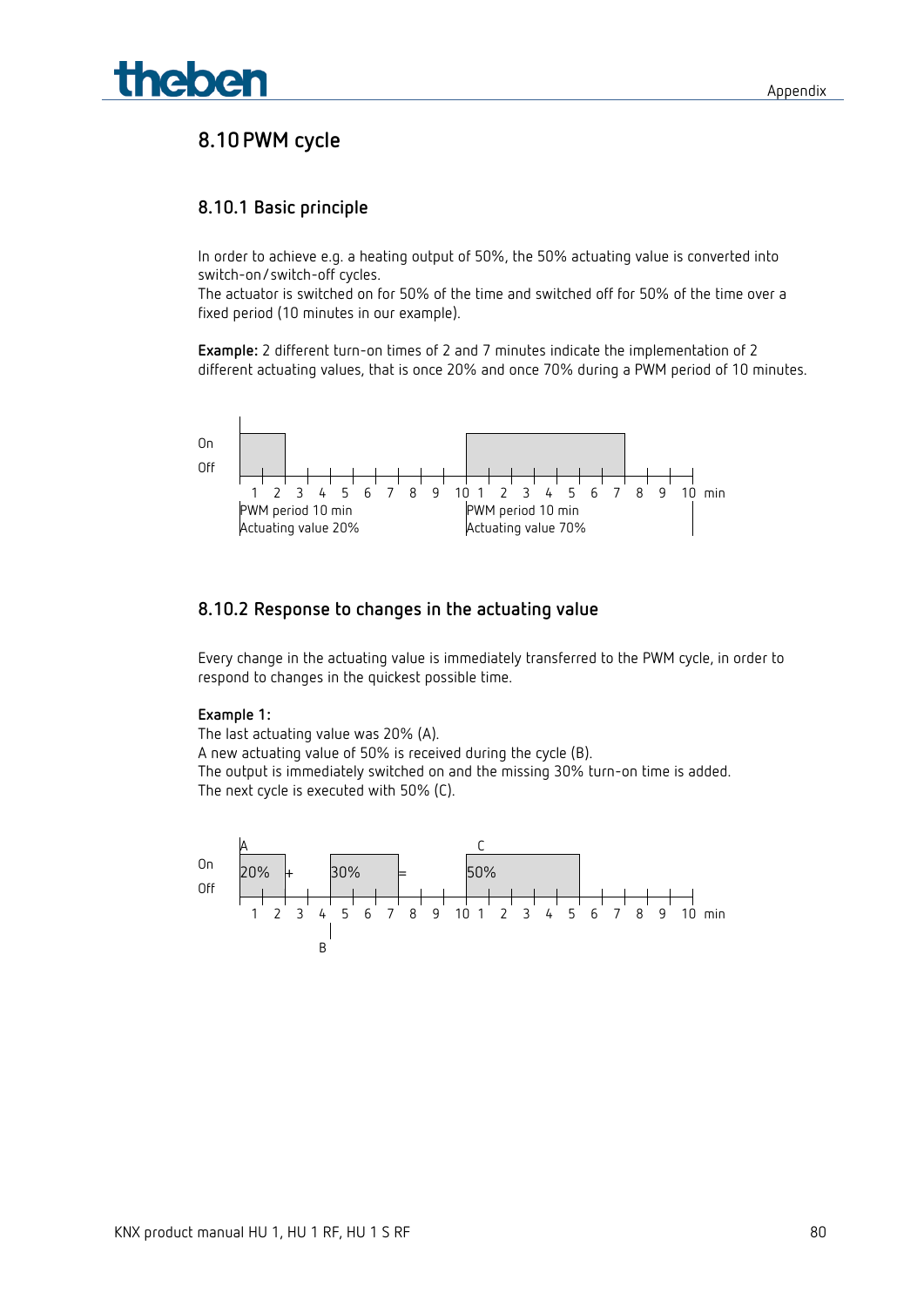## 8.10 PWM cycle

### 8.10.1 Basic principle

In order to achieve e.g. a heating output of 50%, the 50% actuating value is converted into switch-on/switch-off cycles.
The actuator is switched on for 50% of the time and switched off for 50% of the time over a fixed period (10 minutes in our example).

**Example:** 2 different turn-on times of 2 and 7 minutes indicate the implementation of 2 different actuating values, that is once 20% and once 70% during a PWM period of 10 minutes.

On
Off
1 2 3 4 5 6 7 8 9 10 1 2 3 4 5 6 7 8 9 10 min
PWM period 10 min
Actuating value 20%
PWM period 10 min
Actuating value 70%

### 8.10.2 Response to changes in the actuating value

Every change in the actuating value is immediately transferred to the PWM cycle, in order to respond to changes in the quickest possible time.

**Example 1:**
The last actuating value was 20% (A).
A new actuating value of 50% is received during the cycle (B).
The output is immediately switched on and the missing 30% turn-on time is added.
The next cycle is executed with 50% (C).

A
C
On
Off
20% + 30% = 50%
1 2 3 4 5 6 7 8 9 10 1 2 3 4 5 6 7 8 9 10 min
B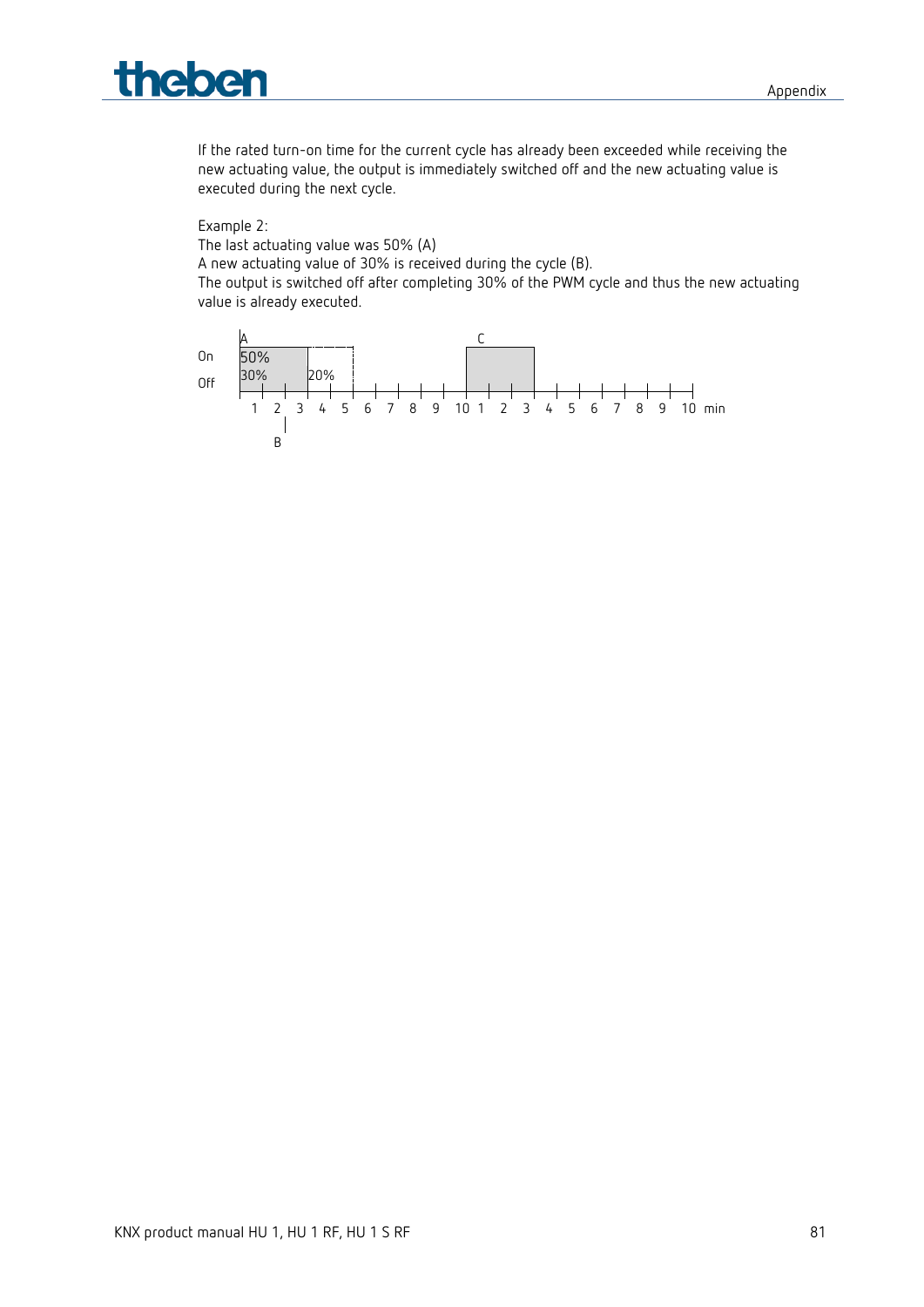If the rated turn-on time for the current cycle has already been exceeded while receiving the new actuating value, the output is immediately switched off and the new actuating value is executed during the next cycle.

Example 2:
The last actuating value was 50% (A)
A new actuating value of 30% is received during the cycle (B).
The output is switched off after completing 30% of the PWM cycle and thus the new actuating value is already executed.

A
C
On
Off
50%
30%
20%
1 2 3 4 5 6 7 8 9 10 1 2 3 4 5 6 7 8 9 10 min
B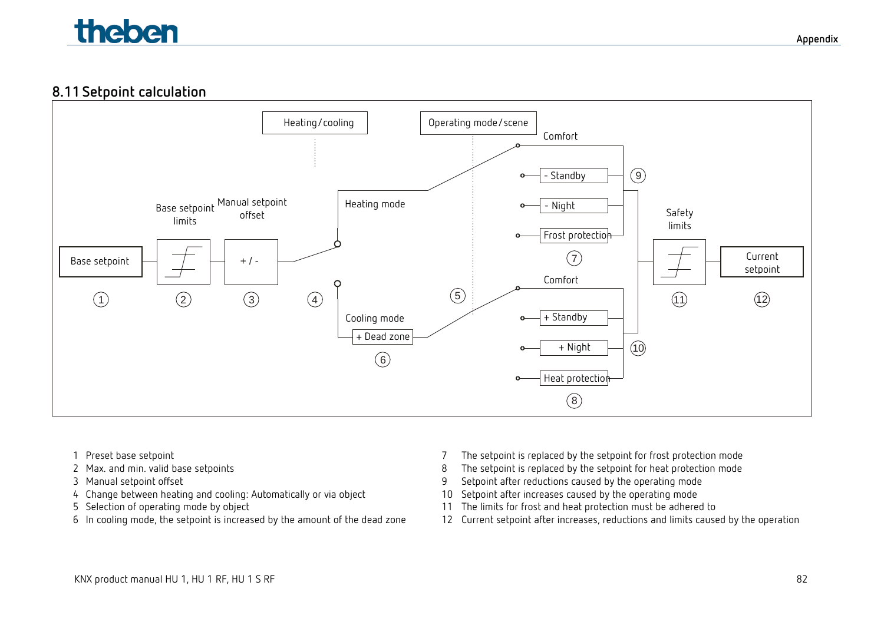## 8.11 Setpoint calculation

Heating/cooling

Operating mode/scene

Comfort

- Standby

- Night

Frost protection

Base setpoint limits

Manual setpoint offset

Heating mode

Safety limits

Base setpoint

+ / -

Current setpoint

Comfort

+ Standby

Cooling mode

+ Dead zone

+ Night

Heat protection

1 2 3 4 5 6 7 8 9 10 11 12

1 Preset base setpoint
2 Max. and min. valid base setpoints
3 Manual setpoint offset
4 Change between heating and cooling: Automatically or via object
5 Selection of operating mode by object
6 In cooling mode, the setpoint is increased by the amount of the dead zone
7 The setpoint is replaced by the setpoint for frost protection mode
8 The setpoint is replaced by the setpoint for heat protection mode
9 Setpoint after reductions caused by the operating mode
10 Setpoint after increases caused by the operating mode
11 The limits for frost and heat protection must be adhered to
12 Current setpoint after increases, reductions and limits caused by the operation